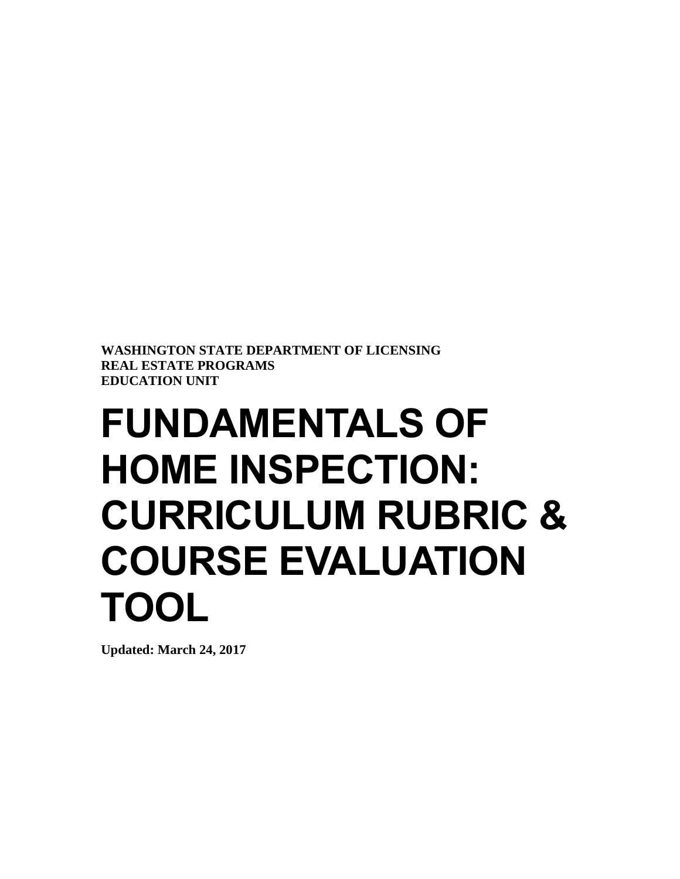**WASHINGTON STATE DEPARTMENT OF LICENSING**
**REAL ESTATE PROGRAMS**
**EDUCATION UNIT**

# FUNDAMENTALS OF HOME INSPECTION: CURRICULUM RUBRIC & COURSE EVALUATION TOOL

**Updated: March 24, 2017**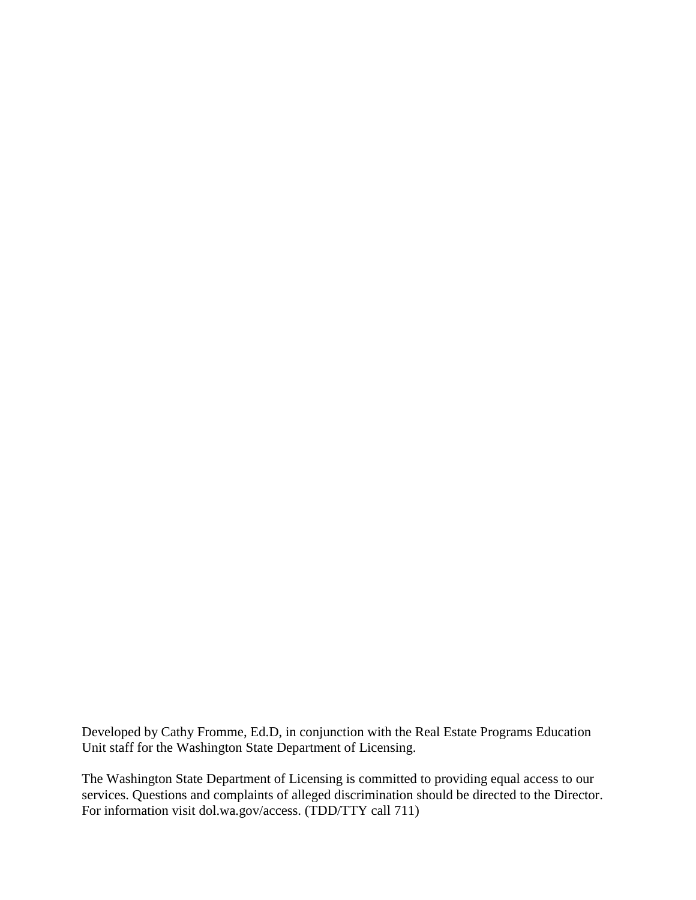Developed by Cathy Fromme, Ed.D, in conjunction with the Real Estate Programs Education Unit staff for the Washington State Department of Licensing.

The Washington State Department of Licensing is committed to providing equal access to our services. Questions and complaints of alleged discrimination should be directed to the Director. For information visit dol.wa.gov/access. (TDD/TTY call 711)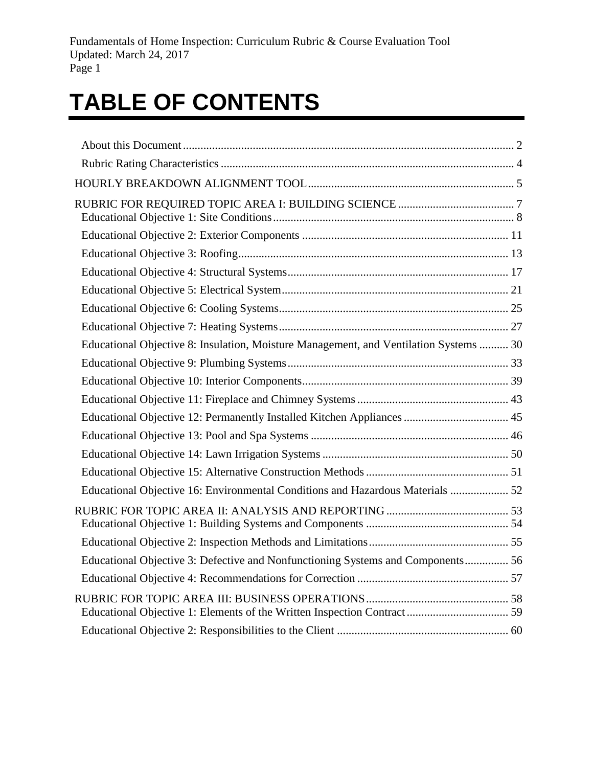# TABLE OF CONTENTS

- About this Document ............ 2
- Rubric Rating Characteristics ............ 4

HOURLY BREAKDOWN ALIGNMENT TOOL ............ 5

RUBRIC FOR REQUIRED TOPIC AREA I: BUILDING SCIENCE ............ 7

- Educational Objective 1: Site Conditions ............ 8
- Educational Objective 2: Exterior Components ............ 11
- Educational Objective 3: Roofing ............ 13
- Educational Objective 4: Structural Systems ............ 17
- Educational Objective 5: Electrical System ............ 21
- Educational Objective 6: Cooling Systems ............ 25
- Educational Objective 7: Heating Systems ............ 27
- Educational Objective 8: Insulation, Moisture Management, and Ventilation Systems ............ 30
- Educational Objective 9: Plumbing Systems ............ 33
- Educational Objective 10: Interior Components ............ 39
- Educational Objective 11: Fireplace and Chimney Systems ............ 43
- Educational Objective 12: Permanently Installed Kitchen Appliances ............ 45
- Educational Objective 13: Pool and Spa Systems ............ 46
- Educational Objective 14: Lawn Irrigation Systems ............ 50
- Educational Objective 15: Alternative Construction Methods ............ 51
- Educational Objective 16: Environmental Conditions and Hazardous Materials ............ 52

RUBRIC FOR TOPIC AREA II: ANALYSIS AND REPORTING ............ 53

- Educational Objective 1: Building Systems and Components ............ 54
- Educational Objective 2: Inspection Methods and Limitations ............ 55
- Educational Objective 3: Defective and Nonfunctioning Systems and Components ............ 56
- Educational Objective 4: Recommendations for Correction ............ 57

RUBRIC FOR TOPIC AREA III: BUSINESS OPERATIONS ............ 58

- Educational Objective 1: Elements of the Written Inspection Contract ............ 59
- Educational Objective 2: Responsibilities to the Client ............ 60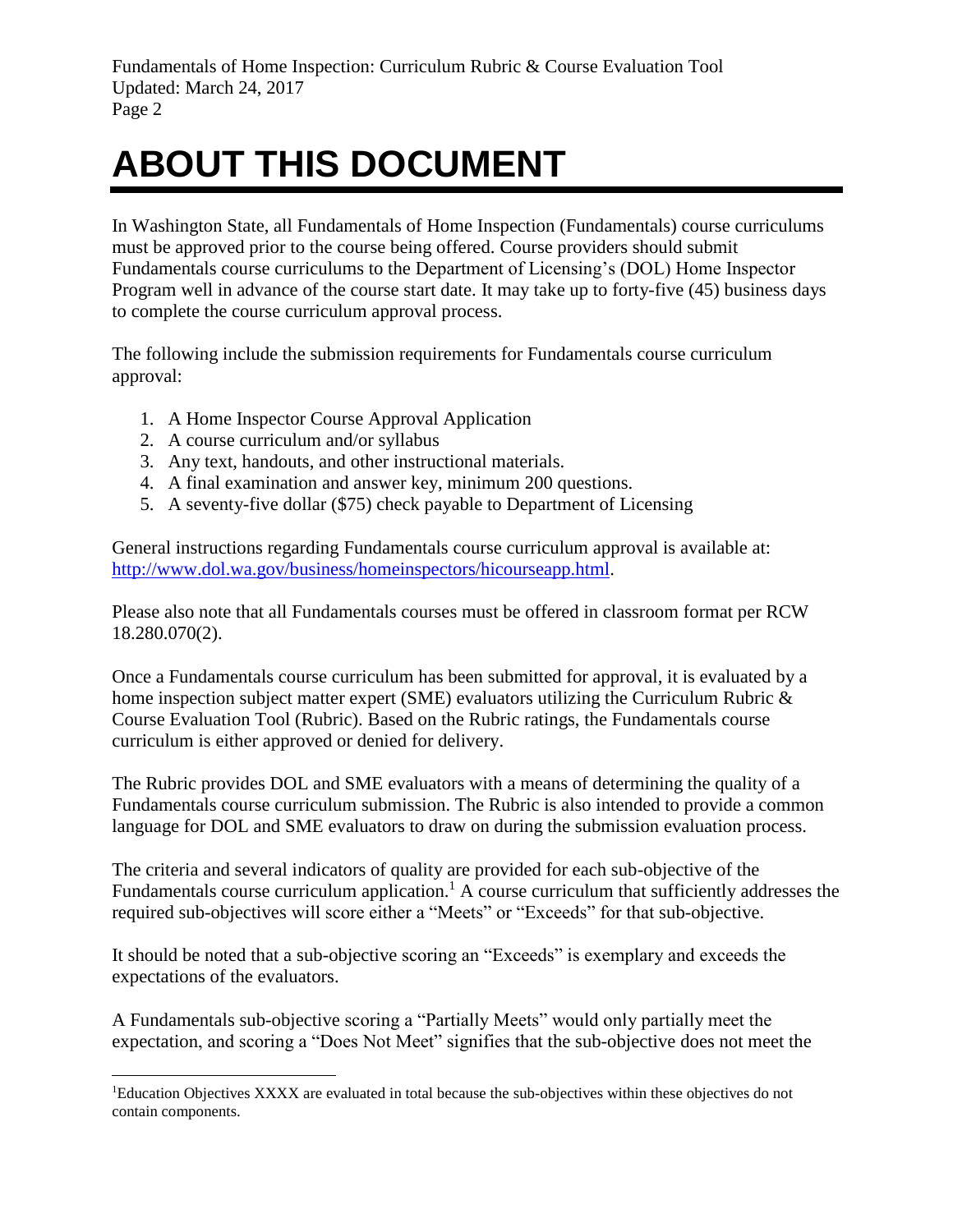# ABOUT THIS DOCUMENT

In Washington State, all Fundamentals of Home Inspection (Fundamentals) course curriculums must be approved prior to the course being offered. Course providers should submit Fundamentals course curriculums to the Department of Licensing's (DOL) Home Inspector Program well in advance of the course start date. It may take up to forty-five (45) business days to complete the course curriculum approval process.

The following include the submission requirements for Fundamentals course curriculum approval:

1. A Home Inspector Course Approval Application
2. A course curriculum and/or syllabus
3. Any text, handouts, and other instructional materials.
4. A final examination and answer key, minimum 200 questions.
5. A seventy-five dollar ($75) check payable to Department of Licensing

General instructions regarding Fundamentals course curriculum approval is available at: http://www.dol.wa.gov/business/homeinspectors/hicourseapp.html.

Please also note that all Fundamentals courses must be offered in classroom format per RCW 18.280.070(2).

Once a Fundamentals course curriculum has been submitted for approval, it is evaluated by a home inspection subject matter expert (SME) evaluators utilizing the Curriculum Rubric & Course Evaluation Tool (Rubric). Based on the Rubric ratings, the Fundamentals course curriculum is either approved or denied for delivery.

The Rubric provides DOL and SME evaluators with a means of determining the quality of a Fundamentals course curriculum submission. The Rubric is also intended to provide a common language for DOL and SME evaluators to draw on during the submission evaluation process.

The criteria and several indicators of quality are provided for each sub-objective of the Fundamentals course curriculum application.[1] A course curriculum that sufficiently addresses the required sub-objectives will score either a "Meets" or "Exceeds" for that sub-objective.

It should be noted that a sub-objective scoring an "Exceeds" is exemplary and exceeds the expectations of the evaluators.

A Fundamentals sub-objective scoring a "Partially Meets" would only partially meet the expectation, and scoring a "Does Not Meet" signifies that the sub-objective does not meet the

[1] Education Objectives XXXX are evaluated in total because the sub-objectives within these objectives do not contain components.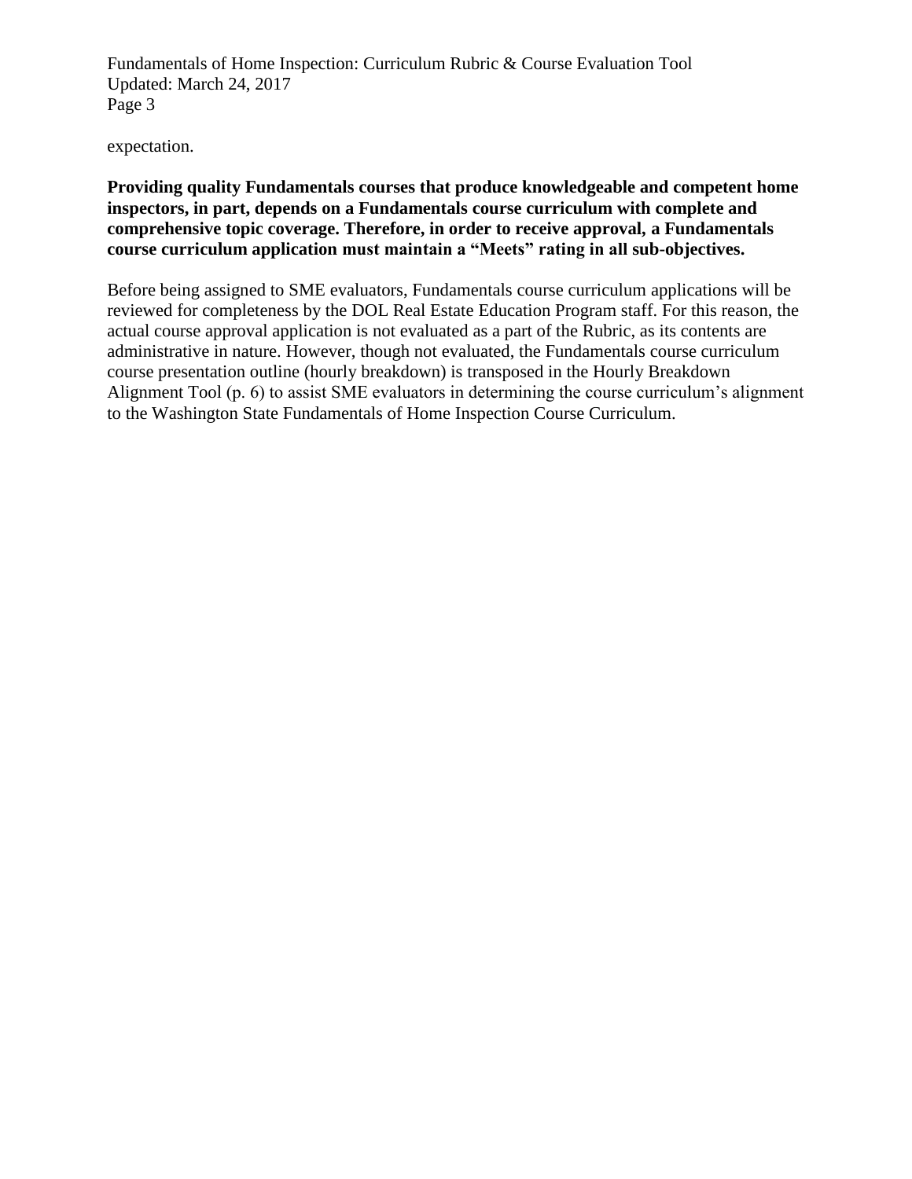expectation.

**Providing quality Fundamentals courses that produce knowledgeable and competent home inspectors, in part, depends on a Fundamentals course curriculum with complete and comprehensive topic coverage. Therefore, in order to receive approval, a Fundamentals course curriculum application must maintain a "Meets" rating in all sub-objectives.**

Before being assigned to SME evaluators, Fundamentals course curriculum applications will be reviewed for completeness by the DOL Real Estate Education Program staff. For this reason, the actual course approval application is not evaluated as a part of the Rubric, as its contents are administrative in nature. However, though not evaluated, the Fundamentals course curriculum course presentation outline (hourly breakdown) is transposed in the Hourly Breakdown Alignment Tool (p. 6) to assist SME evaluators in determining the course curriculum's alignment to the Washington State Fundamentals of Home Inspection Course Curriculum.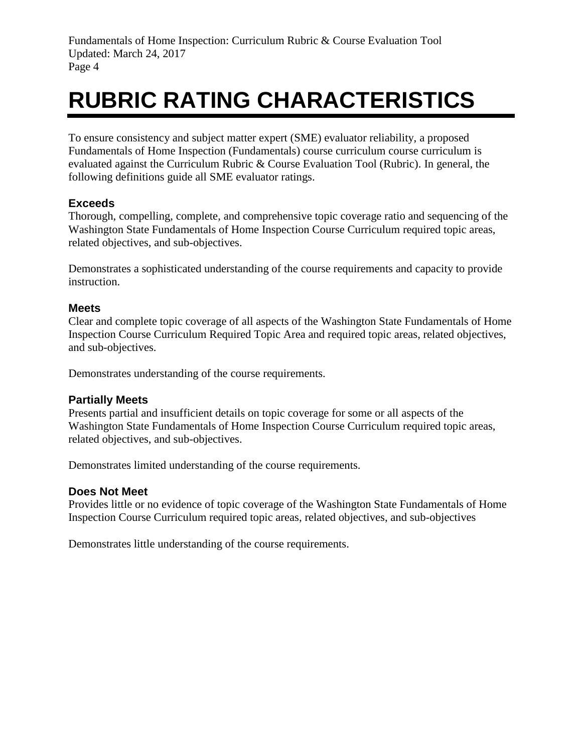# RUBRIC RATING CHARACTERISTICS

To ensure consistency and subject matter expert (SME) evaluator reliability, a proposed Fundamentals of Home Inspection (Fundamentals) course curriculum course curriculum is evaluated against the Curriculum Rubric & Course Evaluation Tool (Rubric). In general, the following definitions guide all SME evaluator ratings.

### Exceeds

Thorough, compelling, complete, and comprehensive topic coverage ratio and sequencing of the Washington State Fundamentals of Home Inspection Course Curriculum required topic areas, related objectives, and sub-objectives.

Demonstrates a sophisticated understanding of the course requirements and capacity to provide instruction.

### Meets

Clear and complete topic coverage of all aspects of the Washington State Fundamentals of Home Inspection Course Curriculum Required Topic Area and required topic areas, related objectives, and sub-objectives.

Demonstrates understanding of the course requirements.

### Partially Meets

Presents partial and insufficient details on topic coverage for some or all aspects of the Washington State Fundamentals of Home Inspection Course Curriculum required topic areas, related objectives, and sub-objectives.

Demonstrates limited understanding of the course requirements.

### Does Not Meet

Provides little or no evidence of topic coverage of the Washington State Fundamentals of Home Inspection Course Curriculum required topic areas, related objectives, and sub-objectives

Demonstrates little understanding of the course requirements.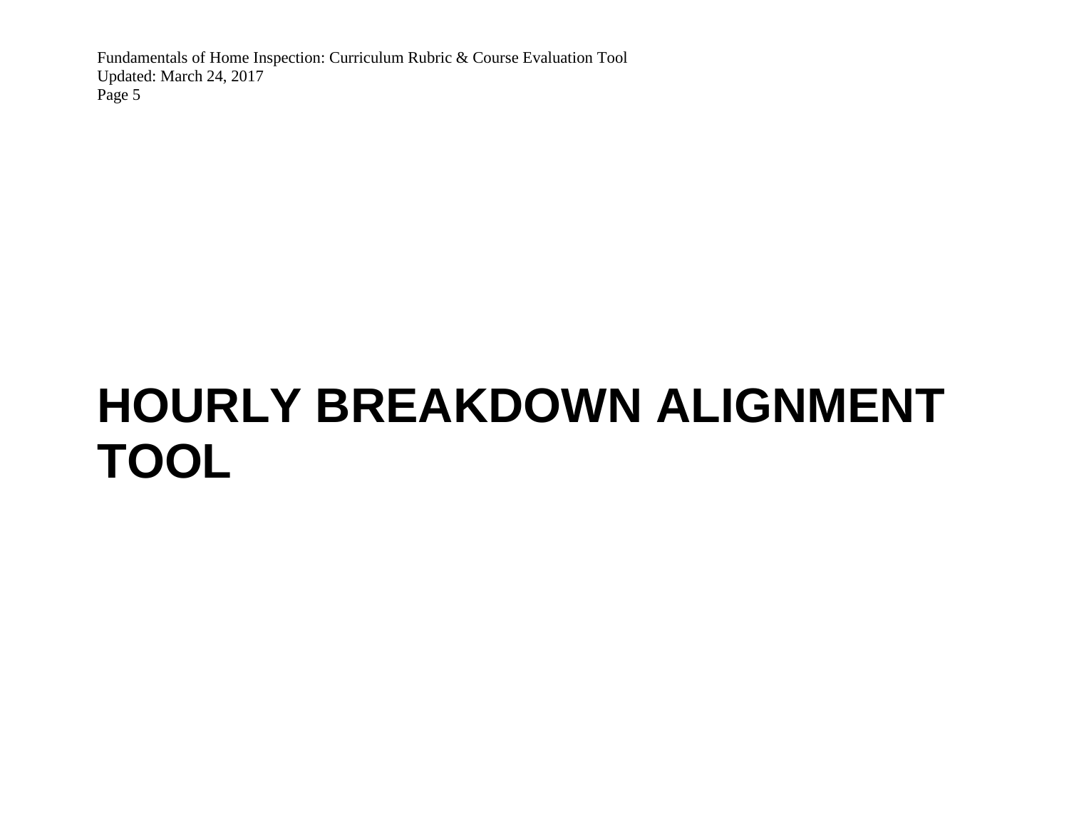# HOURLY BREAKDOWN ALIGNMENT TOOL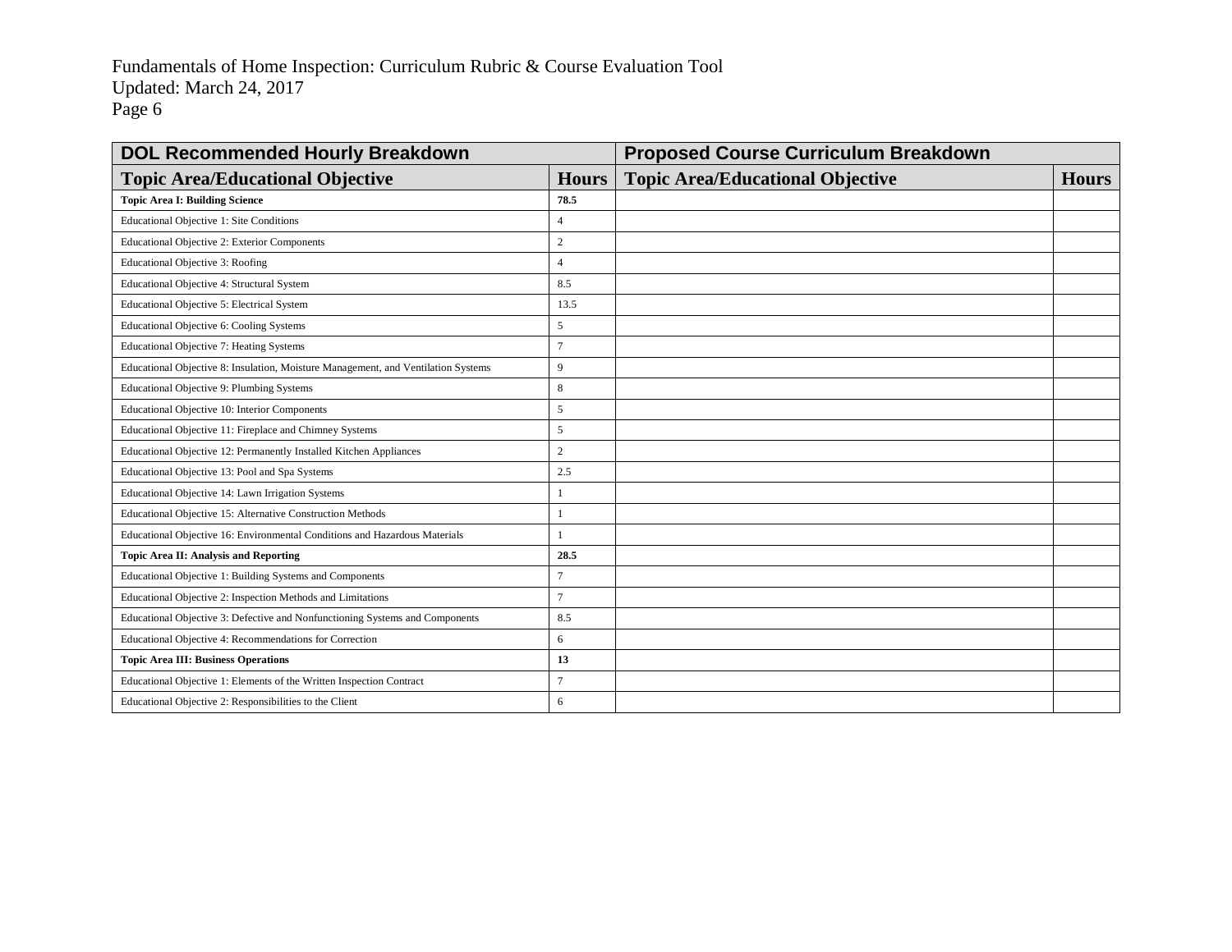| DOL Recommended Hourly Breakdown | | Proposed Course Curriculum Breakdown | |
|---|---|---|---|
| **Topic Area/Educational Objective** | **Hours** | **Topic Area/Educational Objective** | **Hours** |
| **Topic Area I: Building Science** | **78.5** | | |
| Educational Objective 1: Site Conditions | 4 | | |
| Educational Objective 2: Exterior Components | 2 | | |
| Educational Objective 3: Roofing | 4 | | |
| Educational Objective 4: Structural System | 8.5 | | |
| Educational Objective 5: Electrical System | 13.5 | | |
| Educational Objective 6: Cooling Systems | 5 | | |
| Educational Objective 7: Heating Systems | 7 | | |
| Educational Objective 8: Insulation, Moisture Management, and Ventilation Systems | 9 | | |
| Educational Objective 9: Plumbing Systems | 8 | | |
| Educational Objective 10: Interior Components | 5 | | |
| Educational Objective 11: Fireplace and Chimney Systems | 5 | | |
| Educational Objective 12: Permanently Installed Kitchen Appliances | 2 | | |
| Educational Objective 13: Pool and Spa Systems | 2.5 | | |
| Educational Objective 14: Lawn Irrigation Systems | 1 | | |
| Educational Objective 15: Alternative Construction Methods | 1 | | |
| Educational Objective 16: Environmental Conditions and Hazardous Materials | 1 | | |
| **Topic Area II: Analysis and Reporting** | **28.5** | | |
| Educational Objective 1: Building Systems and Components | 7 | | |
| Educational Objective 2: Inspection Methods and Limitations | 7 | | |
| Educational Objective 3: Defective and Nonfunctioning Systems and Components | 8.5 | | |
| Educational Objective 4: Recommendations for Correction | 6 | | |
| **Topic Area III: Business Operations** | **13** | | |
| Educational Objective 1: Elements of the Written Inspection Contract | 7 | | |
| Educational Objective 2: Responsibilities to the Client | 6 | | |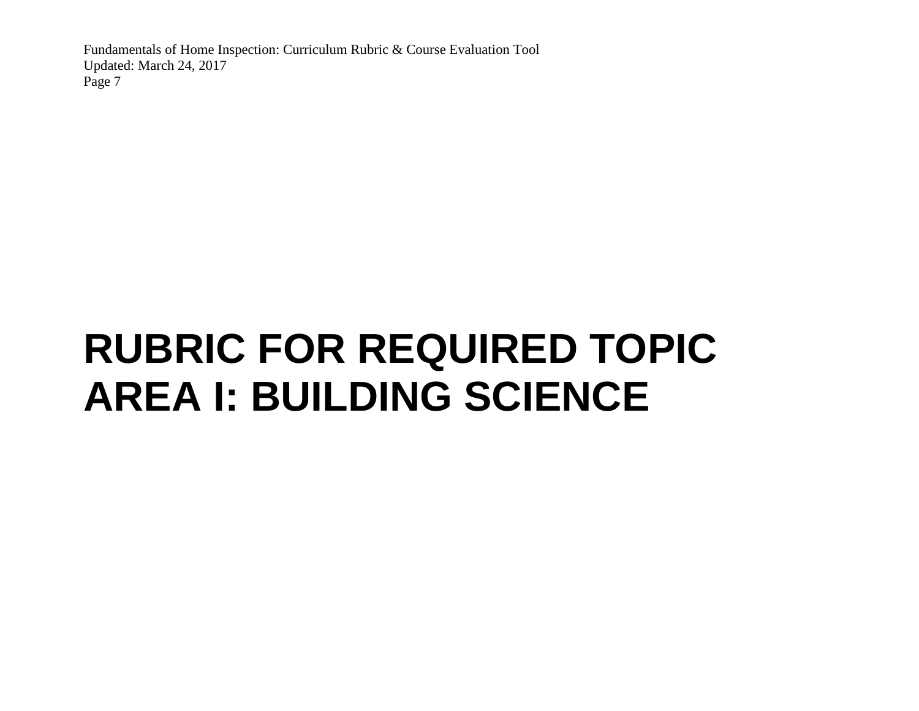# RUBRIC FOR REQUIRED TOPIC AREA I: BUILDING SCIENCE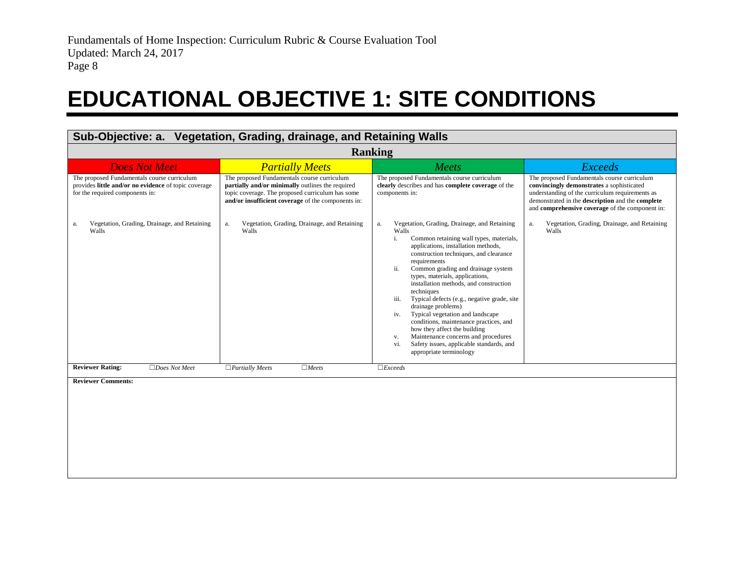# EDUCATIONAL OBJECTIVE 1: SITE CONDITIONS

| **Sub-Objective: a. Vegetation, Grading, drainage, and Retaining Walls** | | | |
|---|---|---|---|
| **Ranking** | | | |
| *Does Not Meet* | *Partially Meets* | *Meets* | *Exceeds* |
| The proposed Fundamentals course curriculum provides **little and/or no evidence** of topic coverage for the required components in:<br><br>a. Vegetation, Grading, Drainage, and Retaining Walls | The proposed Fundamentals course curriculum **partially and/or minimally** outlines the required topic coverage. The proposed curriculum has some **and/or insufficient coverage** of the components in:<br><br>a. Vegetation, Grading, Drainage, and Retaining Walls | The proposed Fundamentals course curriculum **clearly** describes and has **complete coverage** of the components in:<br><br>a. Vegetation, Grading, Drainage, and Retaining Walls<br>i. Common retaining wall types, materials, applications, installation methods, construction techniques, and clearance requirements<br>ii. Common grading and drainage system types, materials, applications, installation methods, and construction techniques<br>iii. Typical defects (e.g., negative grade, site drainage problems)<br>iv. Typical vegetation and landscape conditions, maintenance practices, and how they affect the building<br>v. Maintenance concerns and procedures<br>vi. Safety issues, applicable standards, and appropriate terminology | The proposed Fundamentals course curriculum **convincingly demonstrates** a sophisticated understanding of the curriculum requirements as demonstrated in the **description** and the **complete** and **comprehensive coverage** of the component in:<br><br>a. Vegetation, Grading, Drainage, and Retaining Walls |
| **Reviewer Rating:** ☐*Does Not Meet* | ☐*Partially Meets* ☐*Meets* | ☐*Exceeds* | |
| **Reviewer Comments:** | | | |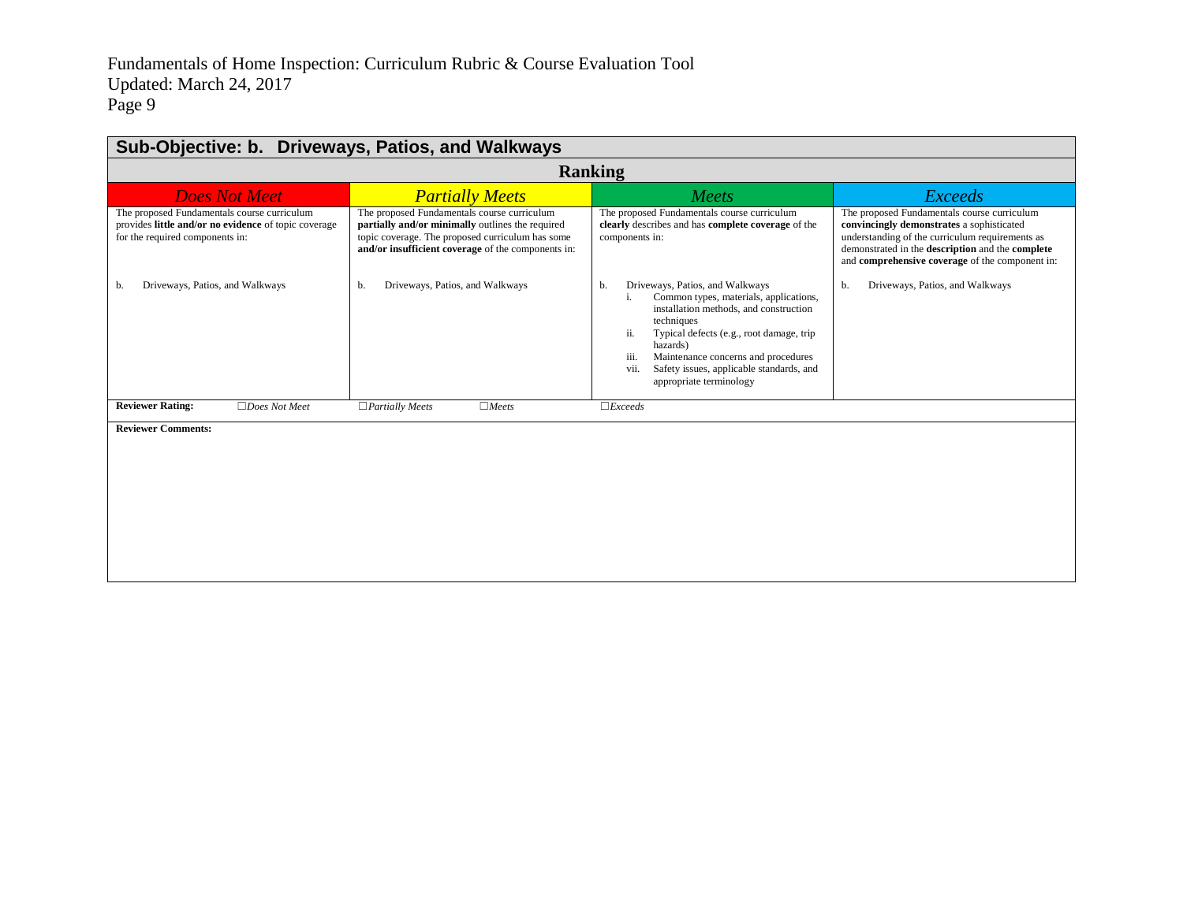## Sub-Objective: b. Driveways, Patios, and Walkways

| Ranking | | | |
|---|---|---|---|
| *Does Not Meet* | *Partially Meets* | *Meets* | *Exceeds* |
| The proposed Fundamentals course curriculum provides **little and/or no evidence** of topic coverage for the required components in:<br><br>b. Driveways, Patios, and Walkways | The proposed Fundamentals course curriculum **partially and/or minimally** outlines the required topic coverage. The proposed curriculum has some **and/or insufficient coverage** of the components in:<br><br>b. Driveways, Patios, and Walkways | The proposed Fundamentals course curriculum **clearly** describes and has **complete coverage** of the components in:<br><br>b. Driveways, Patios, and Walkways<br>i. Common types, materials, applications, installation methods, and construction techniques<br>ii. Typical defects (e.g., root damage, trip hazards)<br>iii. Maintenance concerns and procedures<br>vii. Safety issues, applicable standards, and appropriate terminology | The proposed Fundamentals course curriculum **convincingly demonstrates** a sophisticated understanding of the curriculum requirements as demonstrated in the **description** and the **complete** and **comprehensive coverage** of the component in:<br><br>b. Driveways, Patios, and Walkways |

**Reviewer Rating:** ☐*Does Not Meet* ☐*Partially Meets* ☐*Meets* ☐*Exceeds*

**Reviewer Comments:**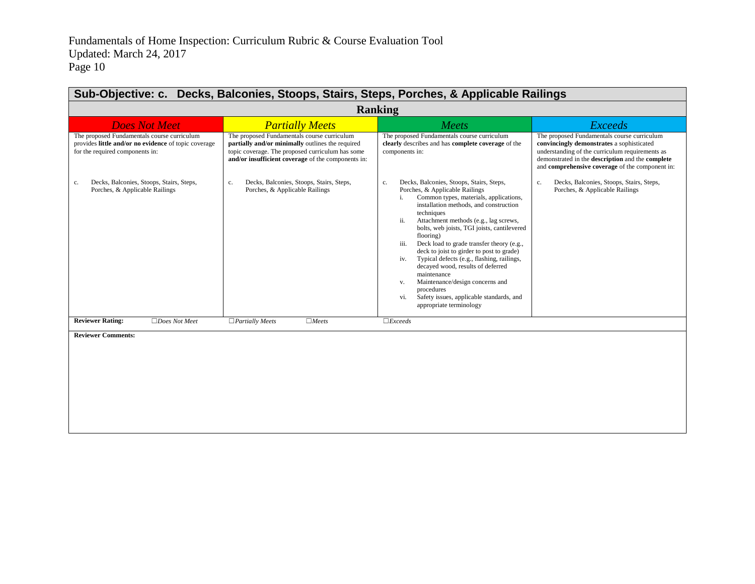## Sub-Objective: c. Decks, Balconies, Stoops, Stairs, Steps, Porches, & Applicable Railings

**Ranking**

| *Does Not Meet* | *Partially Meets* | *Meets* | *Exceeds* |
|---|---|---|---|
| The proposed Fundamentals course curriculum provides **little and/or no evidence** of topic coverage for the required components in:<br><br>c. Decks, Balconies, Stoops, Stairs, Steps, Porches, & Applicable Railings | The proposed Fundamentals course curriculum **partially and/or minimally** outlines the required topic coverage. The proposed curriculum has some **and/or insufficient coverage** of the components in:<br><br>c. Decks, Balconies, Stoops, Stairs, Steps, Porches, & Applicable Railings | The proposed Fundamentals course curriculum **clearly** describes and has **complete coverage** of the components in:<br><br>c. Decks, Balconies, Stoops, Stairs, Steps, Porches, & Applicable Railings<br>i. Common types, materials, applications, installation methods, and construction techniques<br>ii. Attachment methods (e.g., lag screws, bolts, web joists, TGI joists, cantilevered flooring)<br>iii. Deck load to grade transfer theory (e.g., deck to joist to girder to post to grade)<br>iv. Typical defects (e.g., flashing, railings, decayed wood, results of deferred maintenance<br>v. Maintenance/design concerns and procedures<br>vi. Safety issues, applicable standards, and appropriate terminology | The proposed Fundamentals course curriculum **convincingly demonstrates** a sophisticated understanding of the curriculum requirements as demonstrated in the **description** and the **complete** and **comprehensive coverage** of the component in:<br><br>c. Decks, Balconies, Stoops, Stairs, Steps, Porches, & Applicable Railings |

**Reviewer Rating:** ☐*Does Not Meet* ☐*Partially Meets* ☐*Meets* ☐*Exceeds*

**Reviewer Comments:**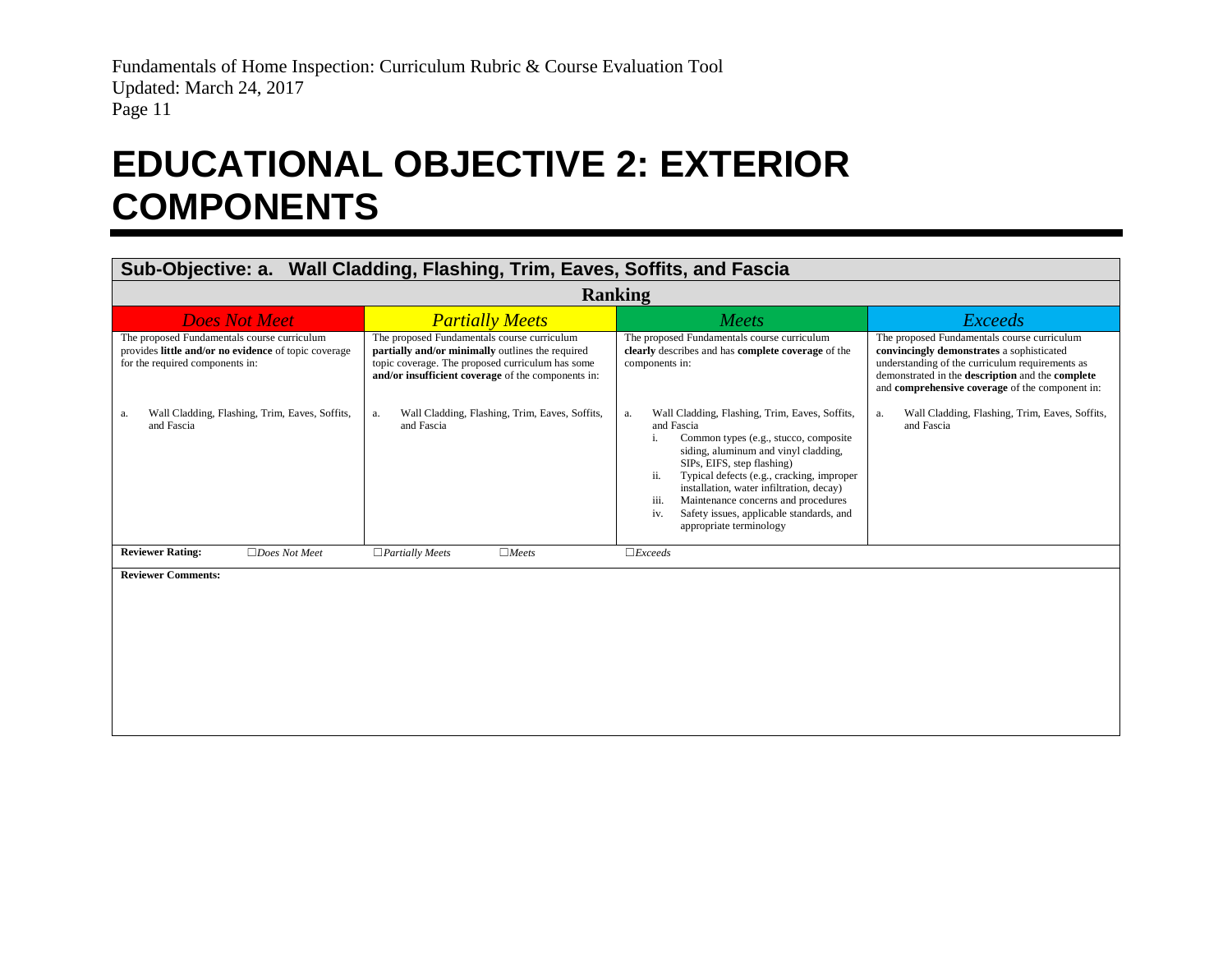# EDUCATIONAL OBJECTIVE 2: EXTERIOR COMPONENTS

| Sub-Objective: a. Wall Cladding, Flashing, Trim, Eaves, Soffits, and Fascia | | | |
|---|---|---|---|
| **Ranking** | | | |
| *Does Not Meet* | *Partially Meets* | *Meets* | *Exceeds* |
| The proposed Fundamentals course curriculum provides **little and/or no evidence** of topic coverage for the required components in:<br><br>a. Wall Cladding, Flashing, Trim, Eaves, Soffits, and Fascia | The proposed Fundamentals course curriculum **partially and/or minimally** outlines the required topic coverage. The proposed curriculum has some **and/or insufficient coverage** of the components in:<br><br>a. Wall Cladding, Flashing, Trim, Eaves, Soffits, and Fascia | The proposed Fundamentals course curriculum **clearly** describes and has **complete coverage** of the components in:<br><br>a. Wall Cladding, Flashing, Trim, Eaves, Soffits, and Fascia<br>i. Common types (e.g., stucco, composite siding, aluminum and vinyl cladding, SIPs, EIFS, step flashing)<br>ii. Typical defects (e.g., cracking, improper installation, water infiltration, decay)<br>iii. Maintenance concerns and procedures<br>iv. Safety issues, applicable standards, and appropriate terminology | The proposed Fundamentals course curriculum **convincingly demonstrates** a sophisticated understanding of the curriculum requirements as demonstrated in the **description** and the **complete** and **comprehensive coverage** of the component in:<br><br>a. Wall Cladding, Flashing, Trim, Eaves, Soffits, and Fascia |
| **Reviewer Rating:** ☐*Does Not Meet* | ☐*Partially Meets* ☐*Meets* | ☐*Exceeds* | |
| **Reviewer Comments:** | | | |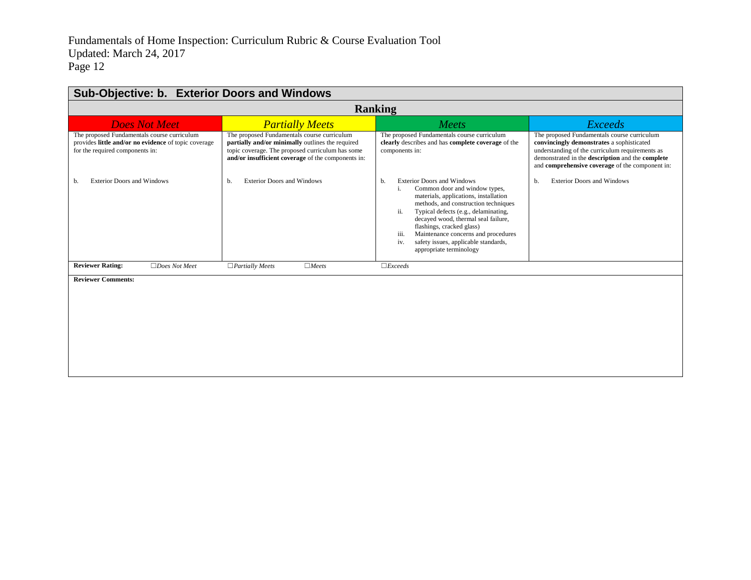## Sub-Objective: b. Exterior Doors and Windows

### Ranking

| *Does Not Meet* | *Partially Meets* | *Meets* | *Exceeds* |
|---|---|---|---|
| The proposed Fundamentals course curriculum provides **little and/or no evidence** of topic coverage for the required components in:<br><br>b. Exterior Doors and Windows | The proposed Fundamentals course curriculum **partially and/or minimally** outlines the required topic coverage. The proposed curriculum has some **and/or insufficient coverage** of the components in:<br><br>b. Exterior Doors and Windows | The proposed Fundamentals course curriculum **clearly** describes and has **complete coverage** of the components in:<br><br>b. Exterior Doors and Windows<br>i. Common door and window types, materials, applications, installation methods, and construction techniques<br>ii. Typical defects (e.g., delaminating, decayed wood, thermal seal failure, flashings, cracked glass)<br>iii. Maintenance concerns and procedures<br>iv. safety issues, applicable standards, appropriate terminology | The proposed Fundamentals course curriculum **convincingly demonstrates** a sophisticated understanding of the curriculum requirements as demonstrated in the **description** and the **complete** and **comprehensive coverage** of the component in:<br><br>b. Exterior Doors and Windows |

**Reviewer Rating:** ☐*Does Not Meet* ☐*Partially Meets* ☐*Meets* ☐*Exceeds*

**Reviewer Comments:**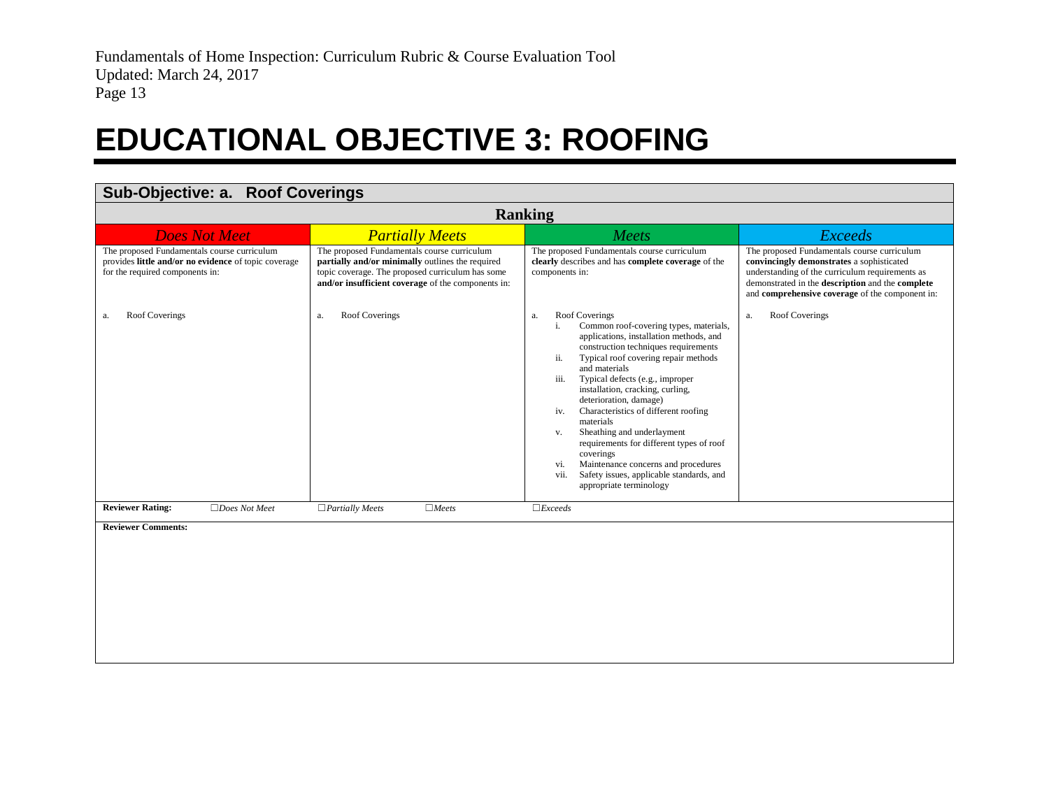# EDUCATIONAL OBJECTIVE 3: ROOFING

| **Sub-Objective: a. Roof Coverings** | | | |
|---|---|---|---|
| **Ranking** | | | |
| *Does Not Meet* | *Partially Meets* | *Meets* | *Exceeds* |
| The proposed Fundamentals course curriculum provides **little and/or no evidence** of topic coverage for the required components in:<br><br>a. Roof Coverings | The proposed Fundamentals course curriculum **partially and/or minimally** outlines the required topic coverage. The proposed curriculum has some **and/or insufficient coverage** of the components in:<br><br>a. Roof Coverings | The proposed Fundamentals course curriculum **clearly** describes and has **complete coverage** of the components in:<br><br>a. Roof Coverings<br>i. Common roof-covering types, materials, applications, installation methods, and construction techniques requirements<br>ii. Typical roof covering repair methods and materials<br>iii. Typical defects (e.g., improper installation, cracking, curling, deterioration, damage)<br>iv. Characteristics of different roofing materials<br>v. Sheathing and underlayment requirements for different types of roof coverings<br>vi. Maintenance concerns and procedures<br>vii. Safety issues, applicable standards, and appropriate terminology | The proposed Fundamentals course curriculum **convincingly demonstrates** a sophisticated understanding of the curriculum requirements as demonstrated in the **description** and the **complete** and **comprehensive coverage** of the component in:<br><br>a. Roof Coverings |
| **Reviewer Rating:** ☐*Does Not Meet* | ☐*Partially Meets* ☐*Meets* | ☐*Exceeds* | |
| **Reviewer Comments:** | | | |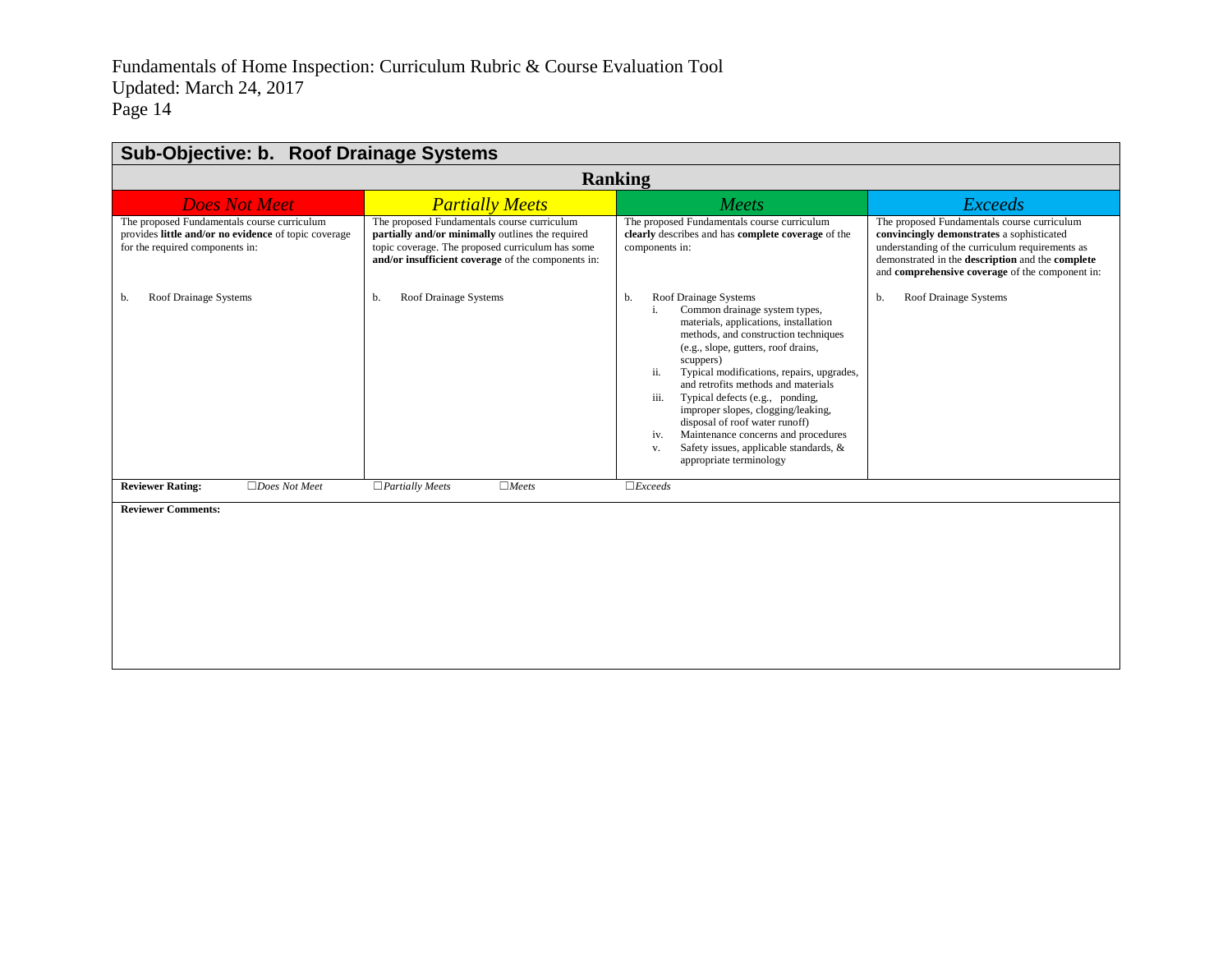## Sub-Objective: b. Roof Drainage Systems

| Ranking | | | |
|---|---|---|---|
| *Does Not Meet* | *Partially Meets* | *Meets* | *Exceeds* |
| The proposed Fundamentals course curriculum provides **little and/or no evidence** of topic coverage for the required components in:<br><br>b. Roof Drainage Systems | The proposed Fundamentals course curriculum **partially and/or minimally** outlines the required topic coverage. The proposed curriculum has some **and/or insufficient coverage** of the components in:<br><br>b. Roof Drainage Systems | The proposed Fundamentals course curriculum **clearly** describes and has **complete coverage** of the components in:<br><br>b. Roof Drainage Systems<br>i. Common drainage system types, materials, applications, installation methods, and construction techniques (e.g., slope, gutters, roof drains, scuppers)<br>ii. Typical modifications, repairs, upgrades, and retrofits methods and materials<br>iii. Typical defects (e.g., ponding, improper slopes, clogging/leaking, disposal of roof water runoff)<br>iv. Maintenance concerns and procedures<br>v. Safety issues, applicable standards, & appropriate terminology | The proposed Fundamentals course curriculum **convincingly demonstrates** a sophisticated understanding of the curriculum requirements as demonstrated in the **description** and the **complete** and **comprehensive coverage** of the component in:<br><br>b. Roof Drainage Systems |

**Reviewer Rating:** ☐*Does Not Meet* ☐*Partially Meets* ☐*Meets* ☐*Exceeds*

**Reviewer Comments:**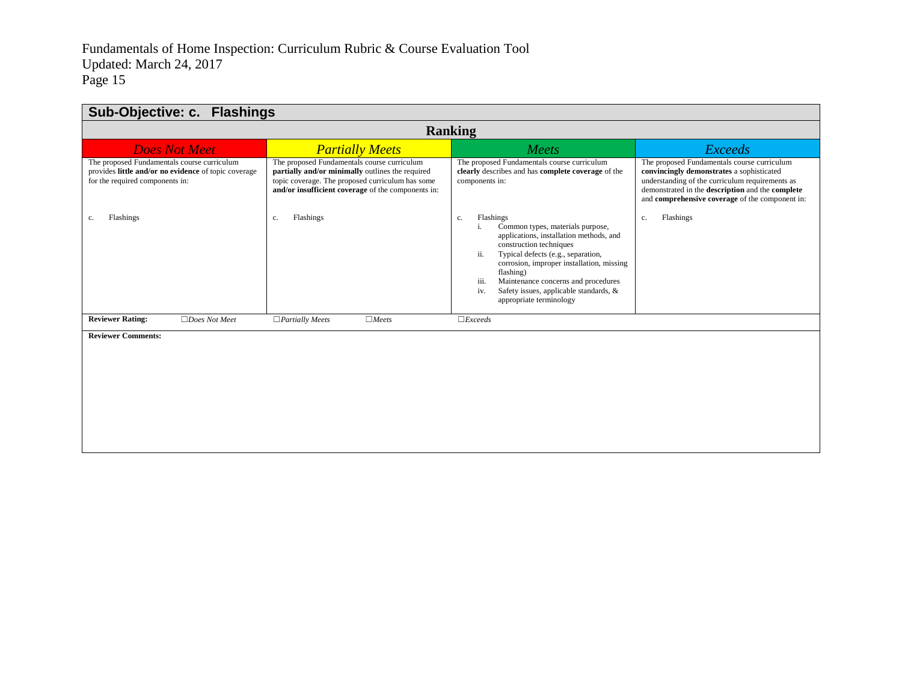## Sub-Objective: c. Flashings

| Ranking | | | |
|---|---|---|---|
| *Does Not Meet* | *Partially Meets* | *Meets* | *Exceeds* |
| The proposed Fundamentals course curriculum provides **little and/or no evidence** of topic coverage for the required components in: | The proposed Fundamentals course curriculum **partially and/or minimally** outlines the required topic coverage. The proposed curriculum has some **and/or insufficient coverage** of the components in: | The proposed Fundamentals course curriculum **clearly** describes and has **complete coverage** of the components in: | The proposed Fundamentals course curriculum **convincingly demonstrates** a sophisticated understanding of the curriculum requirements as demonstrated in the **description** and the **complete** and **comprehensive coverage** of the component in: |
| c. Flashings | c. Flashings | c. Flashings<br>i. Common types, materials purpose, applications, installation methods, and construction techniques<br>ii. Typical defects (e.g., separation, corrosion, improper installation, missing flashing)<br>iii. Maintenance concerns and procedures<br>iv. Safety issues, applicable standards, & appropriate terminology | c. Flashings |

**Reviewer Rating:** ☐*Does Not Meet* ☐*Partially Meets* ☐*Meets* ☐*Exceeds*

**Reviewer Comments:**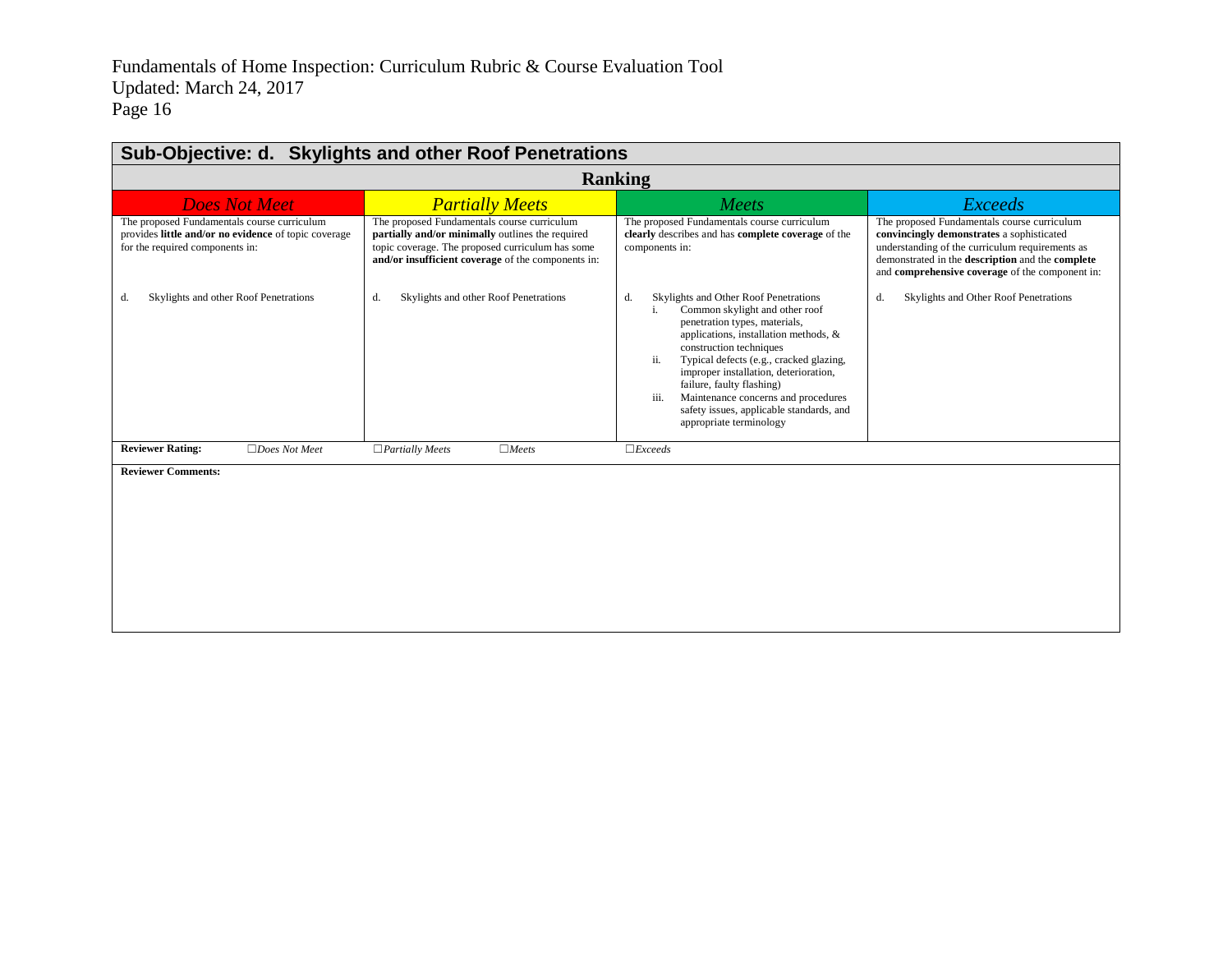## Sub-Objective: d. Skylights and other Roof Penetrations

| Ranking | | | |
|---|---|---|---|
| *Does Not Meet* | *Partially Meets* | *Meets* | *Exceeds* |
| The proposed Fundamentals course curriculum provides **little and/or no evidence** of topic coverage for the required components in:<br><br>d. Skylights and other Roof Penetrations | The proposed Fundamentals course curriculum **partially and/or minimally** outlines the required topic coverage. The proposed curriculum has some **and/or insufficient coverage** of the components in:<br><br>d. Skylights and other Roof Penetrations | The proposed Fundamentals course curriculum **clearly** describes and has **complete coverage** of the components in:<br><br>d. Skylights and Other Roof Penetrations<br>i. Common skylight and other roof penetration types, materials, applications, installation methods, & construction techniques<br>ii. Typical defects (e.g., cracked glazing, improper installation, deterioration, failure, faulty flashing)<br>iii. Maintenance concerns and procedures safety issues, applicable standards, and appropriate terminology | The proposed Fundamentals course curriculum **convincingly demonstrates** a sophisticated understanding of the curriculum requirements as demonstrated in the **description** and the **complete** and **comprehensive coverage** of the component in:<br><br>d. Skylights and Other Roof Penetrations |

**Reviewer Rating:** ☐*Does Not Meet* ☐*Partially Meets* ☐*Meets* ☐*Exceeds*

**Reviewer Comments:**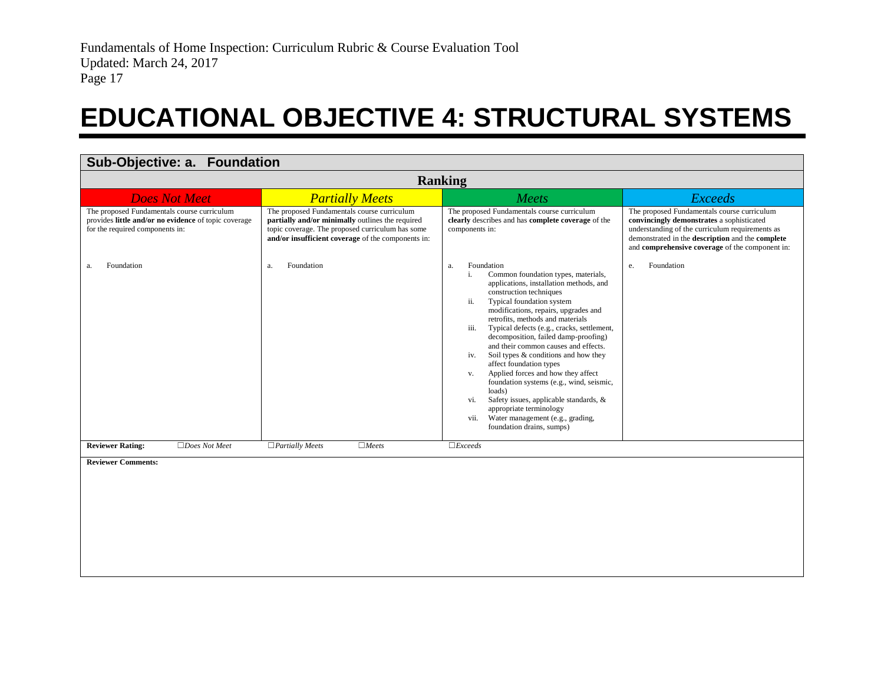// EDUCATIONAL OBJECTIVE 4: STRUCTURAL SYSTEMS

**Sub-Objective: a. Foundation**

**Ranking**

| *Does Not Meet* | *Partially Meets* | *Meets* | *Exceeds* |
|---|---|---|---|
| The proposed Fundamentals course curriculum provides **little and/or no evidence** of topic coverage for the required components in:<br><br>a. Foundation | The proposed Fundamentals course curriculum **partially and/or minimally** outlines the required topic coverage. The proposed curriculum has some **and/or insufficient coverage** of the components in:<br><br>a. Foundation | The proposed Fundamentals course curriculum **clearly** describes and has **complete coverage** of the components in:<br><br>a. Foundation<br>i. Common foundation types, materials, applications, installation methods, and construction techniques<br>ii. Typical foundation system modifications, repairs, upgrades and retrofits, methods and materials<br>iii. Typical defects (e.g., cracks, settlement, decomposition, failed damp-proofing) and their common causes and effects.<br>iv. Soil types & conditions and how they affect foundation types<br>v. Applied forces and how they affect foundation systems (e.g., wind, seismic, loads)<br>vi. Safety issues, applicable standards, & appropriate terminology<br>vii. Water management (e.g., grading, foundation drains, sumps) | The proposed Fundamentals course curriculum **convincingly demonstrates** a sophisticated understanding of the curriculum requirements as demonstrated in the **description** and the **complete** and **comprehensive coverage** of the component in:<br><br>e. Foundation |

**Reviewer Rating:** ☐*Does Not Meet* ☐*Partially Meets* ☐*Meets* ☐*Exceeds*

**Reviewer Comments:**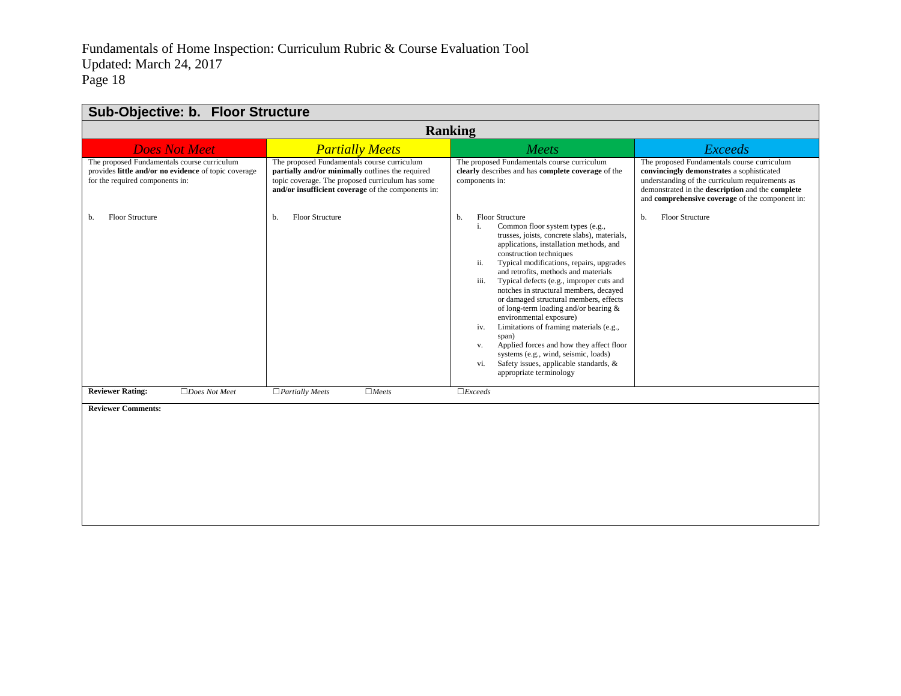## Sub-Objective: b. Floor Structure

| Ranking | | | |
|---|---|---|---|
| *Does Not Meet* | *Partially Meets* | *Meets* | *Exceeds* |
| The proposed Fundamentals course curriculum provides **little and/or no evidence** of topic coverage for the required components in:<br><br>b. Floor Structure | The proposed Fundamentals course curriculum **partially and/or minimally** outlines the required topic coverage. The proposed curriculum has some **and/or insufficient coverage** of the components in:<br><br>b. Floor Structure | The proposed Fundamentals course curriculum **clearly** describes and has **complete coverage** of the components in:<br><br>b. Floor Structure<br>i. Common floor system types (e.g., trusses, joists, concrete slabs), materials, applications, installation methods, and construction techniques<br>ii. Typical modifications, repairs, upgrades and retrofits, methods and materials<br>iii. Typical defects (e.g., improper cuts and notches in structural members, decayed or damaged structural members, effects of long-term loading and/or bearing & environmental exposure)<br>iv. Limitations of framing materials (e.g., span)<br>v. Applied forces and how they affect floor systems (e.g., wind, seismic, loads)<br>vi. Safety issues, applicable standards, & appropriate terminology | The proposed Fundamentals course curriculum **convincingly demonstrates** a sophisticated understanding of the curriculum requirements as demonstrated in the **description** and the **complete** and **comprehensive coverage** of the component in:<br><br>b. Floor Structure |

**Reviewer Rating:** ☐*Does Not Meet* ☐*Partially Meets* ☐*Meets* ☐*Exceeds*

**Reviewer Comments:**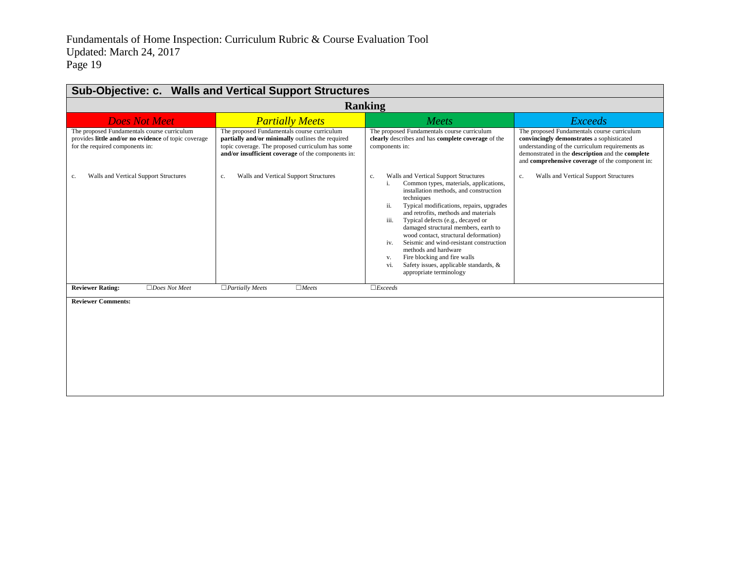## Sub-Objective: c. Walls and Vertical Support Structures

| Ranking | | | |
|---|---|---|---|
| *Does Not Meet* | *Partially Meets* | *Meets* | *Exceeds* |
| The proposed Fundamentals course curriculum provides **little and/or no evidence** of topic coverage for the required components in:<br><br>c. Walls and Vertical Support Structures | The proposed Fundamentals course curriculum **partially and/or minimally** outlines the required topic coverage. The proposed curriculum has some **and/or insufficient coverage** of the components in:<br><br>c. Walls and Vertical Support Structures | The proposed Fundamentals course curriculum **clearly** describes and has **complete coverage** of the components in:<br><br>c. Walls and Vertical Support Structures<br>i. Common types, materials, applications, installation methods, and construction techniques<br>ii. Typical modifications, repairs, upgrades and retrofits, methods and materials<br>iii. Typical defects (e.g., decayed or damaged structural members, earth to wood contact, structural deformation)<br>iv. Seismic and wind-resistant construction methods and hardware<br>v. Fire blocking and fire walls<br>vi. Safety issues, applicable standards, & appropriate terminology | The proposed Fundamentals course curriculum **convincingly demonstrates** a sophisticated understanding of the curriculum requirements as demonstrated in the **description** and the **complete** and **comprehensive coverage** of the component in:<br><br>c. Walls and Vertical Support Structures |

**Reviewer Rating:** ☐*Does Not Meet* ☐*Partially Meets* ☐*Meets* ☐*Exceeds*

**Reviewer Comments:**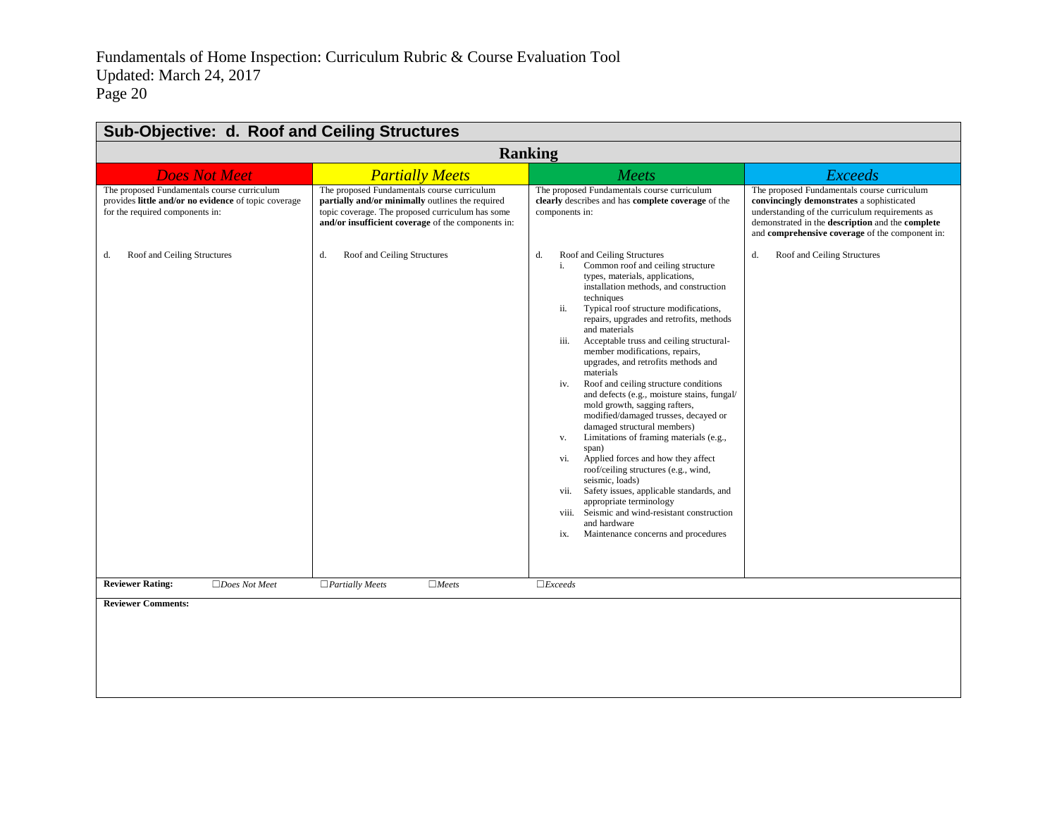## Sub-Objective: d. Roof and Ceiling Structures

| Ranking | | | |
|---|---|---|---|
| *Does Not Meet* | *Partially Meets* | *Meets* | *Exceeds* |
| The proposed Fundamentals course curriculum provides **little and/or no evidence** of topic coverage for the required components in:<br><br>d. Roof and Ceiling Structures | The proposed Fundamentals course curriculum **partially and/or minimally** outlines the required topic coverage. The proposed curriculum has some **and/or insufficient coverage** of the components in:<br><br>d. Roof and Ceiling Structures | The proposed Fundamentals course curriculum **clearly** describes and has **complete coverage** of the components in:<br><br>d. Roof and Ceiling Structures<br>i. Common roof and ceiling structure types, materials, applications, installation methods, and construction techniques<br>ii. Typical roof structure modifications, repairs, upgrades and retrofits, methods and materials<br>iii. Acceptable truss and ceiling structural-member modifications, repairs, upgrades, and retrofits methods and materials<br>iv. Roof and ceiling structure conditions and defects (e.g., moisture stains, fungal/ mold growth, sagging rafters, modified/damaged trusses, decayed or damaged structural members)<br>v. Limitations of framing materials (e.g., span)<br>vi. Applied forces and how they affect roof/ceiling structures (e.g., wind, seismic, loads)<br>vii. Safety issues, applicable standards, and appropriate terminology<br>viii. Seismic and wind-resistant construction and hardware<br>ix. Maintenance concerns and procedures | The proposed Fundamentals course curriculum **convincingly demonstrates** a sophisticated understanding of the curriculum requirements as demonstrated in the **description** and the **complete** and **comprehensive coverage** of the component in:<br><br>d. Roof and Ceiling Structures |

**Reviewer Rating:** ☐*Does Not Meet* ☐*Partially Meets* ☐*Meets* ☐*Exceeds*

**Reviewer Comments:**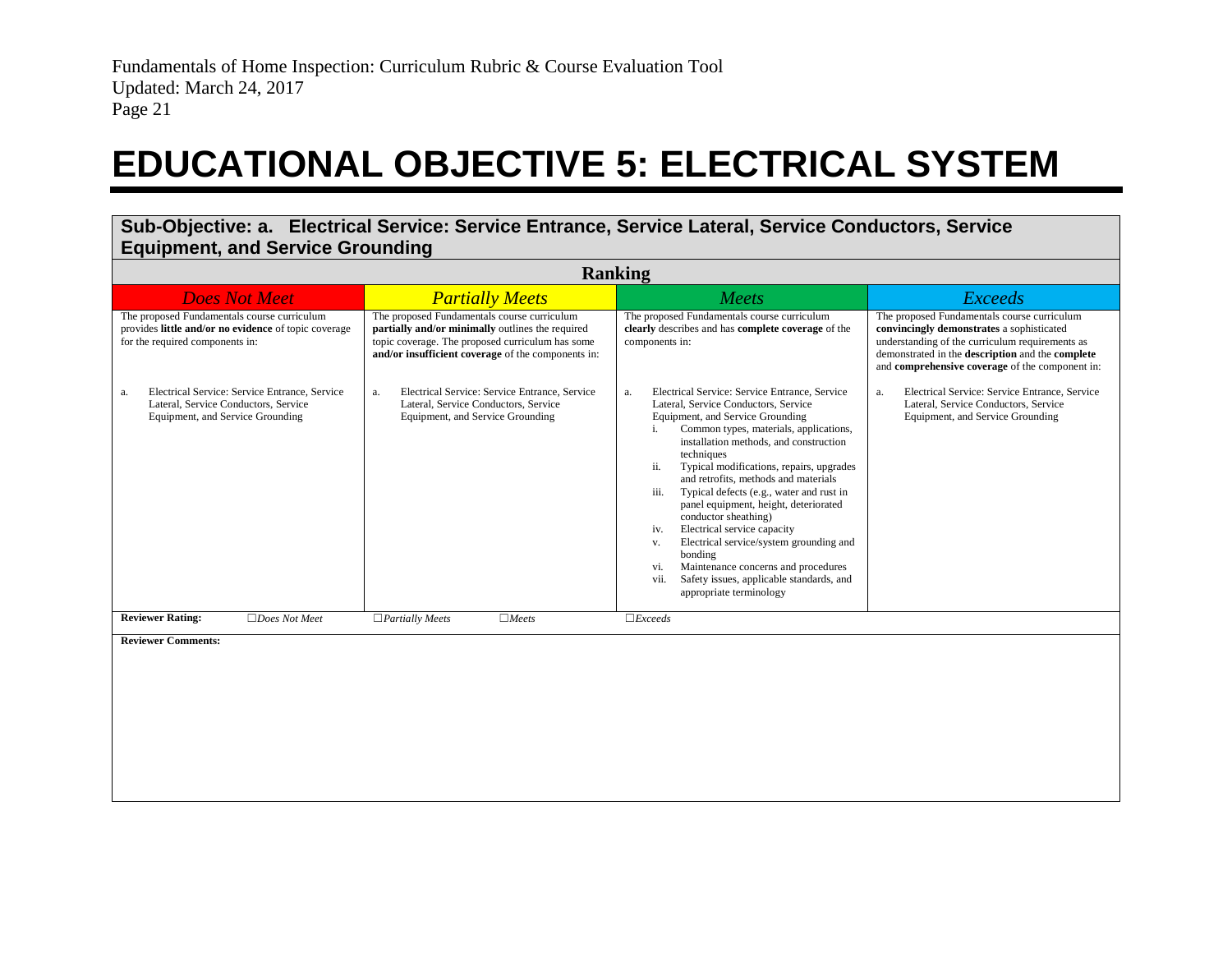# EDUCATIONAL OBJECTIVE 5: ELECTRICAL SYSTEM

## Sub-Objective: a. Electrical Service: Service Entrance, Service Lateral, Service Conductors, Service Equipment, and Service Grounding

**Ranking**

| *Does Not Meet* | *Partially Meets* | *Meets* | *Exceeds* |
|---|---|---|---|
| The proposed Fundamentals course curriculum provides **little and/or no evidence** of topic coverage for the required components in:<br><br>a. Electrical Service: Service Entrance, Service Lateral, Service Conductors, Service Equipment, and Service Grounding | The proposed Fundamentals course curriculum **partially and/or minimally** outlines the required topic coverage. The proposed curriculum has some **and/or insufficient coverage** of the components in:<br><br>a. Electrical Service: Service Entrance, Service Lateral, Service Conductors, Service Equipment, and Service Grounding | The proposed Fundamentals course curriculum **clearly** describes and has **complete coverage** of the components in:<br><br>a. Electrical Service: Service Entrance, Service Lateral, Service Conductors, Service Equipment, and Service Grounding<br>i. Common types, materials, applications, installation methods, and construction techniques<br>ii. Typical modifications, repairs, upgrades and retrofits, methods and materials<br>iii. Typical defects (e.g., water and rust in panel equipment, height, deteriorated conductor sheathing)<br>iv. Electrical service capacity<br>v. Electrical service/system grounding and bonding<br>vi. Maintenance concerns and procedures<br>vii. Safety issues, applicable standards, and appropriate terminology | The proposed Fundamentals course curriculum **convincingly demonstrates** a sophisticated understanding of the curriculum requirements as demonstrated in the **description** and the **complete** and **comprehensive coverage** of the component in:<br><br>a. Electrical Service: Service Entrance, Service Lateral, Service Conductors, Service Equipment, and Service Grounding |

**Reviewer Rating:** ☐*Does Not Meet* ☐*Partially Meets* ☐*Meets* ☐*Exceeds*

**Reviewer Comments:**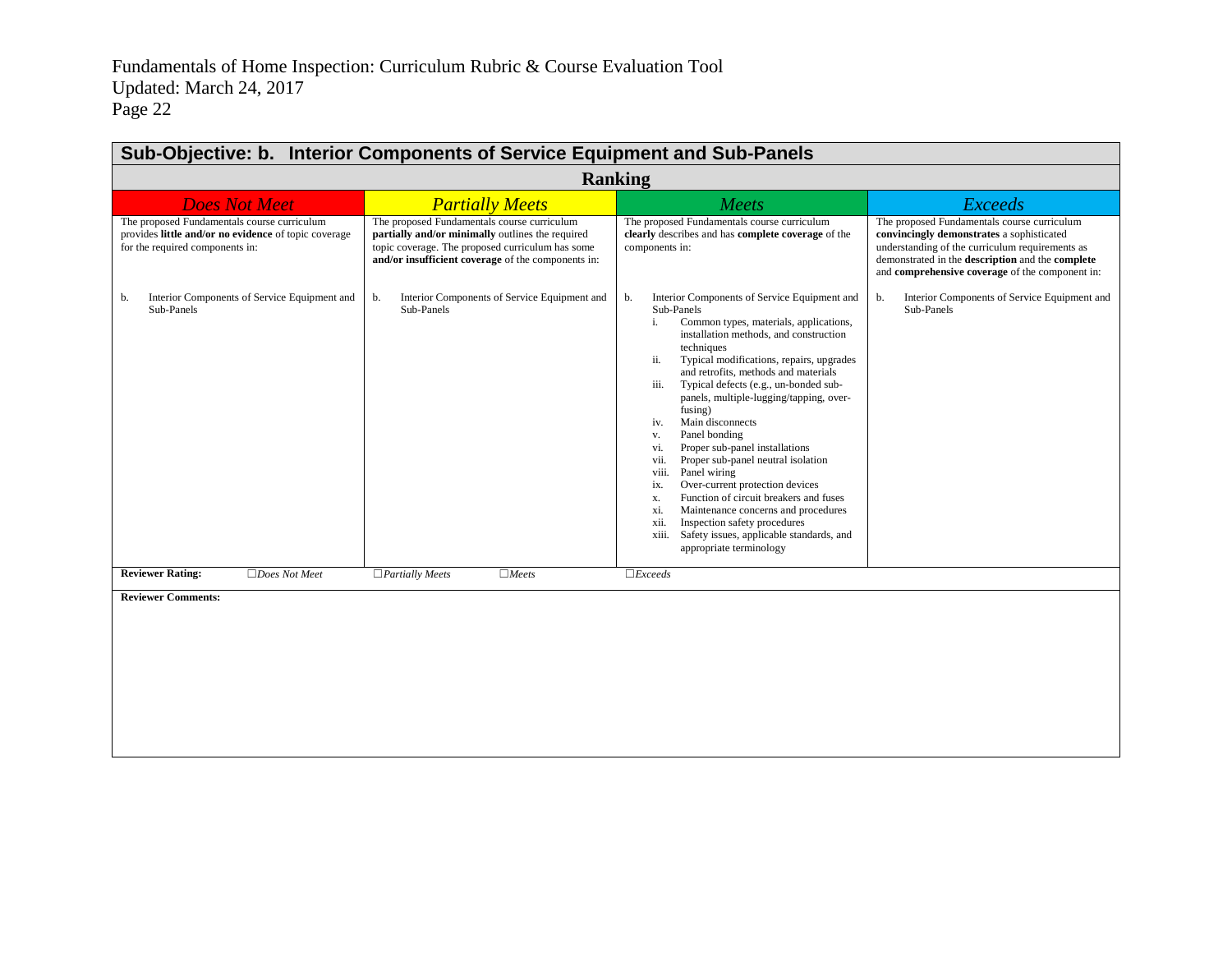## Sub-Objective: b. Interior Components of Service Equipment and Sub-Panels

| Ranking | | | |
|---|---|---|---|
| *Does Not Meet* | *Partially Meets* | *Meets* | *Exceeds* |
| The proposed Fundamentals course curriculum provides **little and/or no evidence** of topic coverage for the required components in:<br><br>b. Interior Components of Service Equipment and Sub-Panels | The proposed Fundamentals course curriculum **partially and/or minimally** outlines the required topic coverage. The proposed curriculum has some **and/or insufficient coverage** of the components in:<br><br>b. Interior Components of Service Equipment and Sub-Panels | The proposed Fundamentals course curriculum **clearly** describes and has **complete coverage** of the components in:<br><br>b. Interior Components of Service Equipment and Sub-Panels<br>i. Common types, materials, applications, installation methods, and construction techniques<br>ii. Typical modifications, repairs, upgrades and retrofits, methods and materials<br>iii. Typical defects (e.g., un-bonded sub-panels, multiple-lugging/tapping, over-fusing)<br>iv. Main disconnects<br>v. Panel bonding<br>vi. Proper sub-panel installations<br>vii. Proper sub-panel neutral isolation<br>viii. Panel wiring<br>ix. Over-current protection devices<br>x. Function of circuit breakers and fuses<br>xi. Maintenance concerns and procedures<br>xii. Inspection safety procedures<br>xiii. Safety issues, applicable standards, and appropriate terminology | The proposed Fundamentals course curriculum **convincingly demonstrates** a sophisticated understanding of the curriculum requirements as demonstrated in the **description** and the **complete** and **comprehensive coverage** of the component in:<br><br>b. Interior Components of Service Equipment and Sub-Panels |

**Reviewer Rating:** ☐*Does Not Meet* ☐*Partially Meets* ☐*Meets* ☐*Exceeds*

**Reviewer Comments:**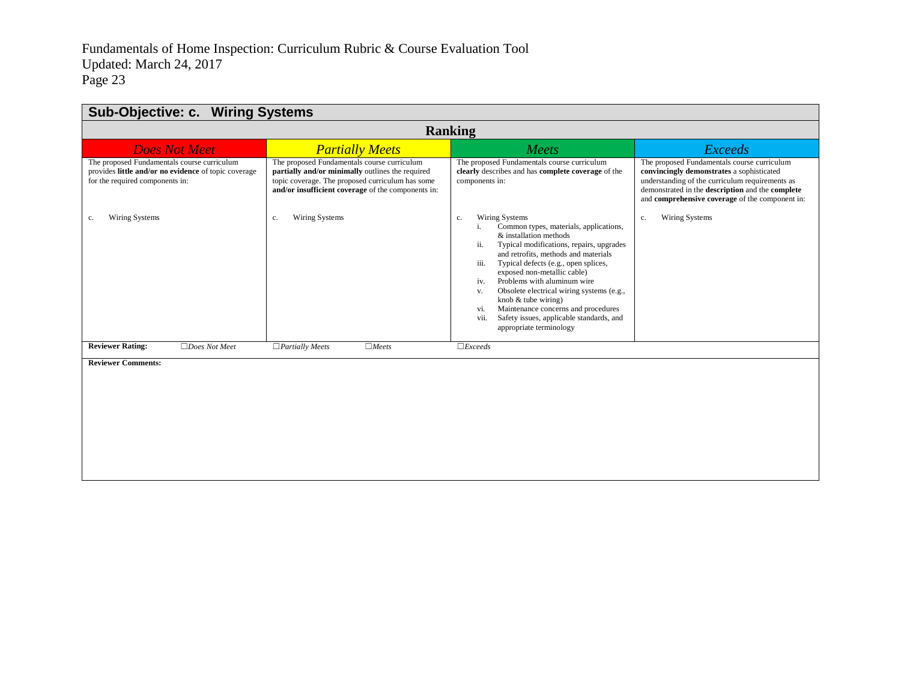## Sub-Objective: c. Wiring Systems

| Ranking | | | |
|---|---|---|---|
| *Does Not Meet* | *Partially Meets* | *Meets* | *Exceeds* |
| The proposed Fundamentals course curriculum provides **little and/or no evidence** of topic coverage for the required components in:<br><br>c. Wiring Systems | The proposed Fundamentals course curriculum **partially and/or minimally** outlines the required topic coverage. The proposed curriculum has some **and/or insufficient coverage** of the components in:<br><br>c. Wiring Systems | The proposed Fundamentals course curriculum **clearly** describes and has **complete coverage** of the components in:<br><br>c. Wiring Systems<br>i. Common types, materials, applications, & installation methods<br>ii. Typical modifications, repairs, upgrades and retrofits, methods and materials<br>iii. Typical defects (e.g., open splices, exposed non-metallic cable)<br>iv. Problems with aluminum wire<br>v. Obsolete electrical wiring systems (e.g., knob & tube wiring)<br>vi. Maintenance concerns and procedures<br>vii. Safety issues, applicable standards, and appropriate terminology | The proposed Fundamentals course curriculum **convincingly demonstrates** a sophisticated understanding of the curriculum requirements as demonstrated in the **description** and the **complete** and **comprehensive coverage** of the component in:<br><br>c. Wiring Systems |

**Reviewer Rating:** ☐*Does Not Meet* ☐*Partially Meets* ☐*Meets* ☐*Exceeds*

**Reviewer Comments:**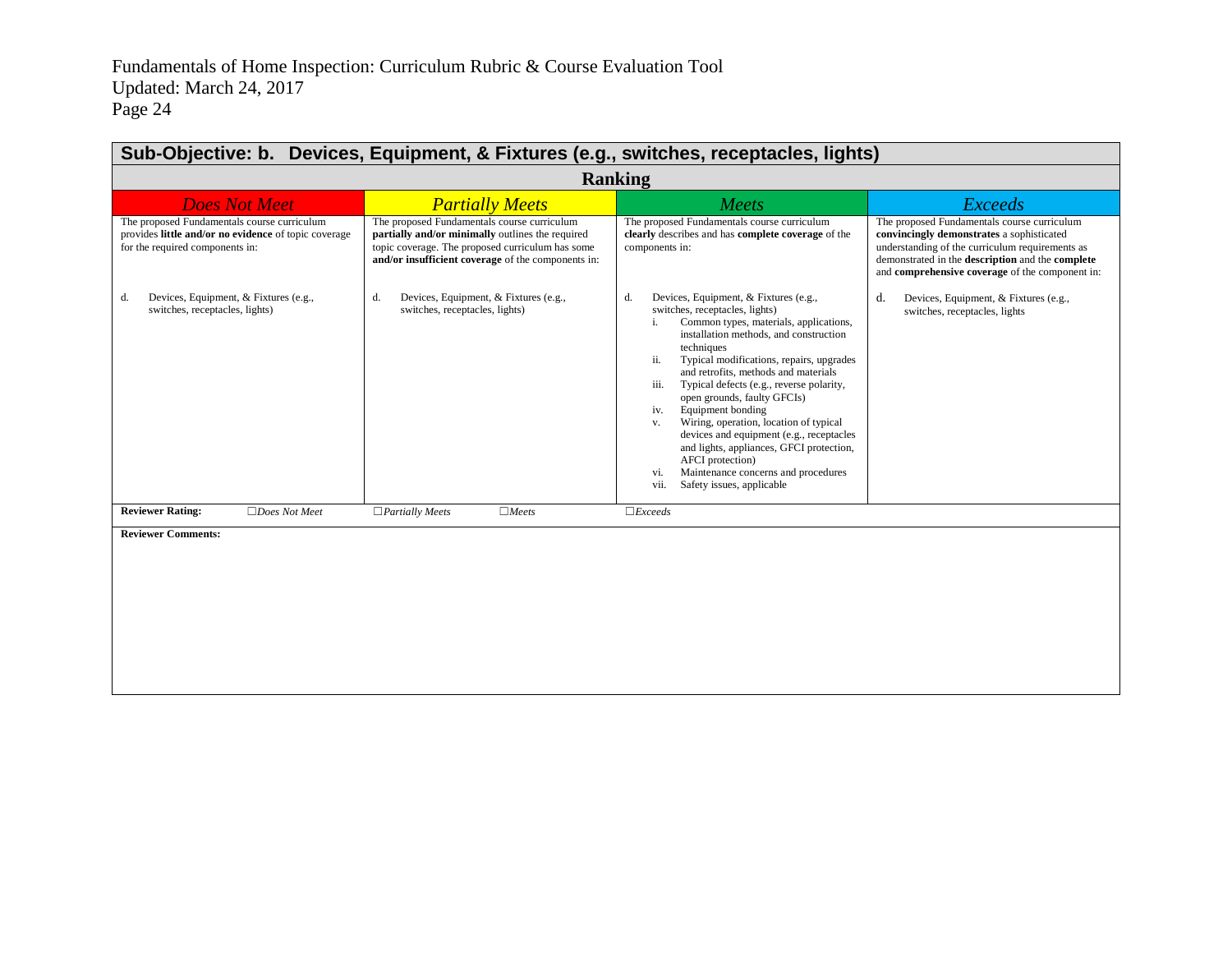## Sub-Objective: b. Devices, Equipment, & Fixtures (e.g., switches, receptacles, lights)

| Ranking | | | |
|---|---|---|---|
| ***Does Not Meet*** | ***Partially Meets*** | ***Meets*** | ***Exceeds*** |
| The proposed Fundamentals course curriculum provides **little and/or no evidence** of topic coverage for the required components in: | The proposed Fundamentals course curriculum **partially and/or minimally** outlines the required topic coverage. The proposed curriculum has some **and/or insufficient coverage** of the components in: | The proposed Fundamentals course curriculum **clearly** describes and has **complete coverage** of the components in: | The proposed Fundamentals course curriculum **convincingly demonstrates** a sophisticated understanding of the curriculum requirements as demonstrated in the **description** and the **complete** and **comprehensive coverage** of the component in: |
| d. Devices, Equipment, & Fixtures (e.g., switches, receptacles, lights) | d. Devices, Equipment, & Fixtures (e.g., switches, receptacles, lights) | d. Devices, Equipment, & Fixtures (e.g., switches, receptacles, lights)<br>i. Common types, materials, applications, installation methods, and construction techniques<br>ii. Typical modifications, repairs, upgrades and retrofits, methods and materials<br>iii. Typical defects (e.g., reverse polarity, open grounds, faulty GFCIs)<br>iv. Equipment bonding<br>v. Wiring, operation, location of typical devices and equipment (e.g., receptacles and lights, appliances, GFCI protection, AFCI protection)<br>vi. Maintenance concerns and procedures<br>vii. Safety issues, applicable | d. Devices, Equipment, & Fixtures (e.g., switches, receptacles, lights |
| **Reviewer Rating:** ☐*Does Not Meet* | ☐*Partially Meets* ☐*Meets* | ☐*Exceeds* | |

**Reviewer Comments:**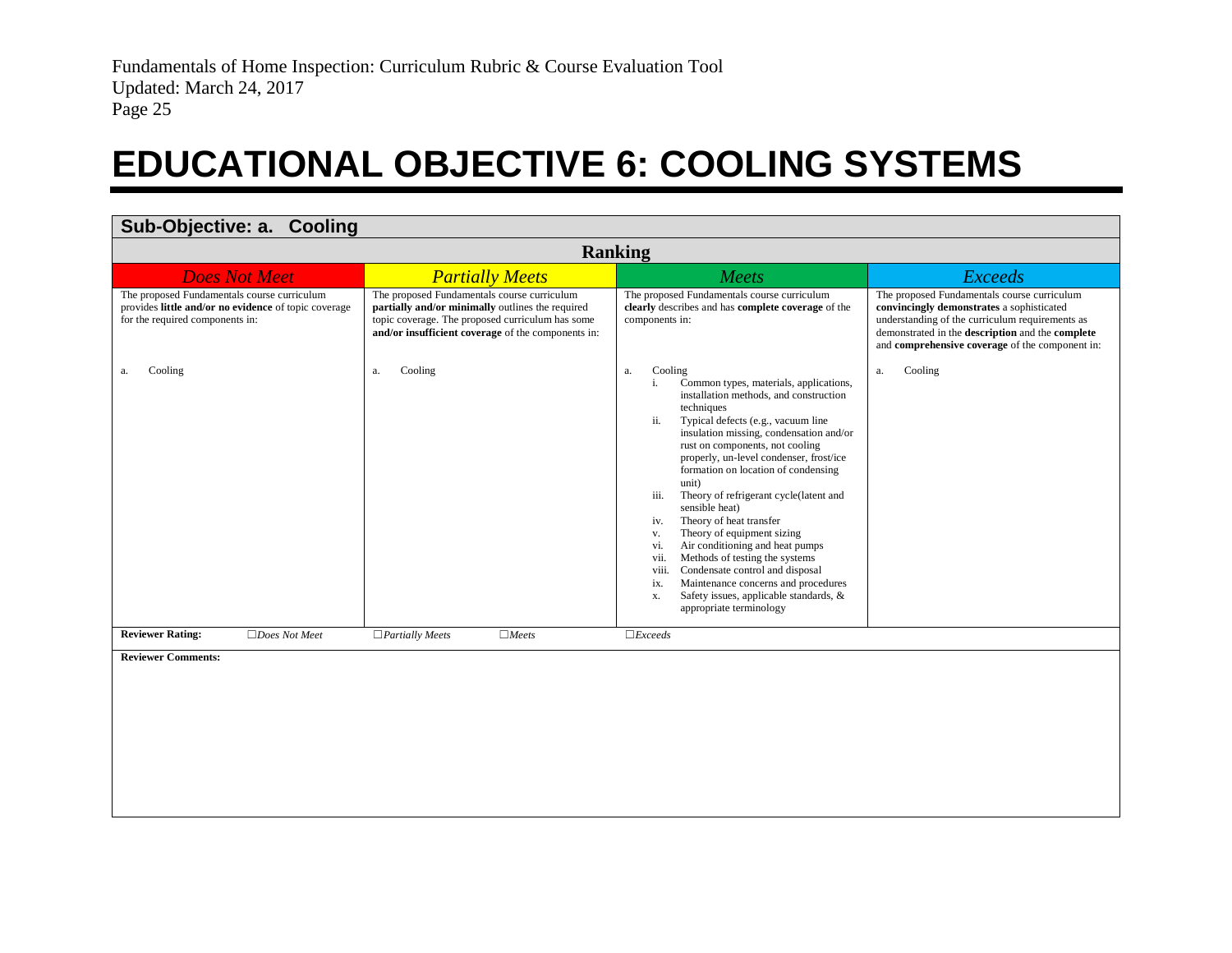# EDUCATIONAL OBJECTIVE 6: COOLING SYSTEMS

| Sub-Objective: a. Cooling | | | |
|---|---|---|---|
| **Ranking** | | | |
| *Does Not Meet* | *Partially Meets* | *Meets* | *Exceeds* |
| The proposed Fundamentals course curriculum provides **little and/or no evidence** of topic coverage for the required components in:<br><br>a. Cooling | The proposed Fundamentals course curriculum **partially and/or minimally** outlines the required topic coverage. The proposed curriculum has some **and/or insufficient coverage** of the components in:<br><br>a. Cooling | The proposed Fundamentals course curriculum **clearly** describes and has **complete coverage** of the components in:<br><br>a. Cooling<br>i. Common types, materials, applications, installation methods, and construction techniques<br>ii. Typical defects (e.g., vacuum line insulation missing, condensation and/or rust on components, not cooling properly, un-level condenser, frost/ice formation on location of condensing unit)<br>iii. Theory of refrigerant cycle(latent and sensible heat)<br>iv. Theory of heat transfer<br>v. Theory of equipment sizing<br>vi. Air conditioning and heat pumps<br>vii. Methods of testing the systems<br>viii. Condensate control and disposal<br>ix. Maintenance concerns and procedures<br>x. Safety issues, applicable standards, & appropriate terminology | The proposed Fundamentals course curriculum **convincingly demonstrates** a sophisticated understanding of the curriculum requirements as demonstrated in the **description** and the **complete** and **comprehensive coverage** of the component in:<br><br>a. Cooling |
| **Reviewer Rating:** ☐*Does Not Meet* | ☐*Partially Meets* ☐*Meets* | ☐*Exceeds* | |
| **Reviewer Comments:** | | | |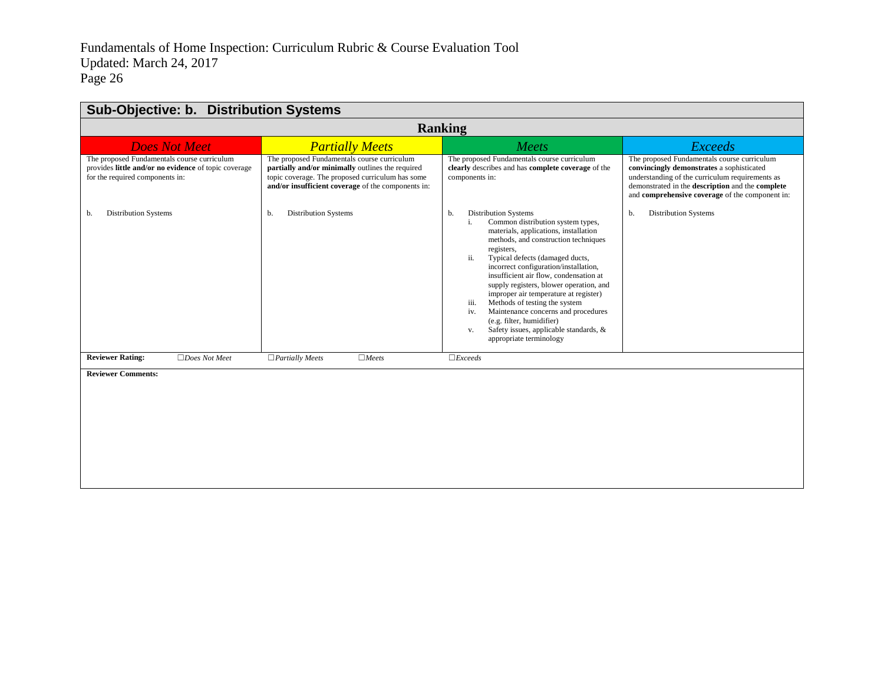## Sub-Objective: b. Distribution Systems

| Ranking | | | |
|---|---|---|---|
| *Does Not Meet* | *Partially Meets* | *Meets* | *Exceeds* |
| The proposed Fundamentals course curriculum provides **little and/or no evidence** of topic coverage for the required components in:<br><br>b. Distribution Systems | The proposed Fundamentals course curriculum **partially and/or minimally** outlines the required topic coverage. The proposed curriculum has some **and/or insufficient coverage** of the components in:<br><br>b. Distribution Systems | The proposed Fundamentals course curriculum **clearly** describes and has **complete coverage** of the components in:<br><br>b. Distribution Systems<br>i. Common distribution system types, materials, applications, installation methods, and construction techniques registers,<br>ii. Typical defects (damaged ducts, incorrect configuration/installation, insufficient air flow, condensation at supply registers, blower operation, and improper air temperature at register)<br>iii. Methods of testing the system<br>iv. Maintenance concerns and procedures (e.g. filter, humidifier)<br>v. Safety issues, applicable standards, & appropriate terminology | The proposed Fundamentals course curriculum **convincingly demonstrates** a sophisticated understanding of the curriculum requirements as demonstrated in the **description** and the **complete** and **comprehensive coverage** of the component in:<br><br>b. Distribution Systems |

**Reviewer Rating:** ☐*Does Not Meet* ☐*Partially Meets* ☐*Meets* ☐*Exceeds*

**Reviewer Comments:**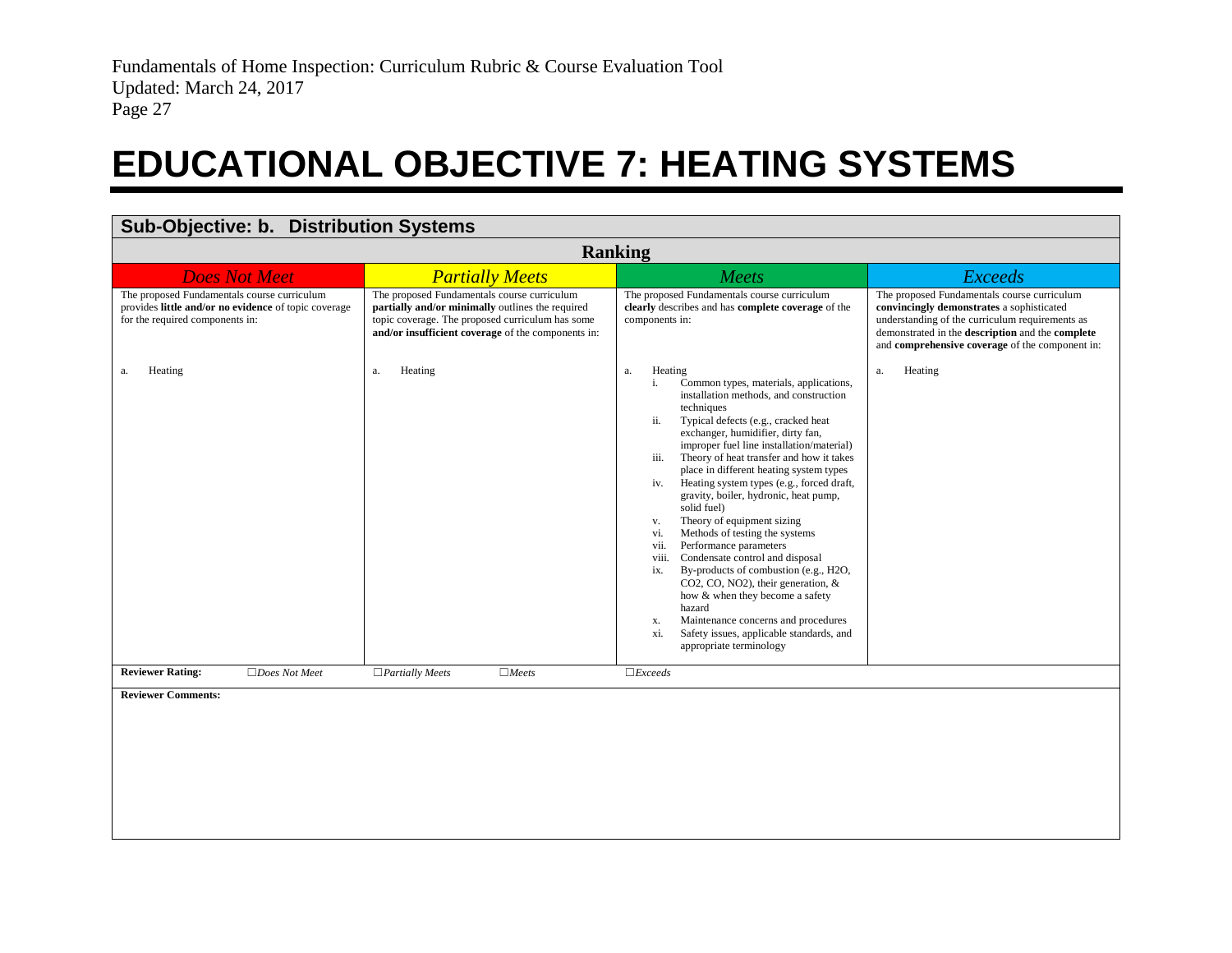# EDUCATIONAL OBJECTIVE 7: HEATING SYSTEMS

| Sub-Objective: b. Distribution Systems | | | |
|---|---|---|---|
| **Ranking** | | | |
| *Does Not Meet* | *Partially Meets* | *Meets* | *Exceeds* |
| The proposed Fundamentals course curriculum provides **little and/or no evidence** of topic coverage for the required components in:<br><br>a. Heating | The proposed Fundamentals course curriculum **partially and/or minimally** outlines the required topic coverage. The proposed curriculum has some **and/or insufficient coverage** of the components in:<br><br>a. Heating | The proposed Fundamentals course curriculum **clearly** describes and has **complete coverage** of the components in:<br><br>a. Heating<br>i. Common types, materials, applications, installation methods, and construction techniques<br>ii. Typical defects (e.g., cracked heat exchanger, humidifier, dirty fan, improper fuel line installation/material)<br>iii. Theory of heat transfer and how it takes place in different heating system types<br>iv. Heating system types (e.g., forced draft, gravity, boiler, hydronic, heat pump, solid fuel)<br>v. Theory of equipment sizing<br>vi. Methods of testing the systems<br>vii. Performance parameters<br>viii. Condensate control and disposal<br>ix. By-products of combustion (e.g., $H_2O$, $CO_2$, CO, $NO_2$), their generation, & how & when they become a safety hazard<br>x. Maintenance concerns and procedures<br>xi. Safety issues, applicable standards, and appropriate terminology | The proposed Fundamentals course curriculum **convincingly demonstrates** a sophisticated understanding of the curriculum requirements as demonstrated in the **description** and the **complete** and **comprehensive coverage** of the component in:<br><br>a. Heating |

**Reviewer Rating:** ☐*Does Not Meet* ☐*Partially Meets* ☐*Meets* ☐*Exceeds*

**Reviewer Comments:**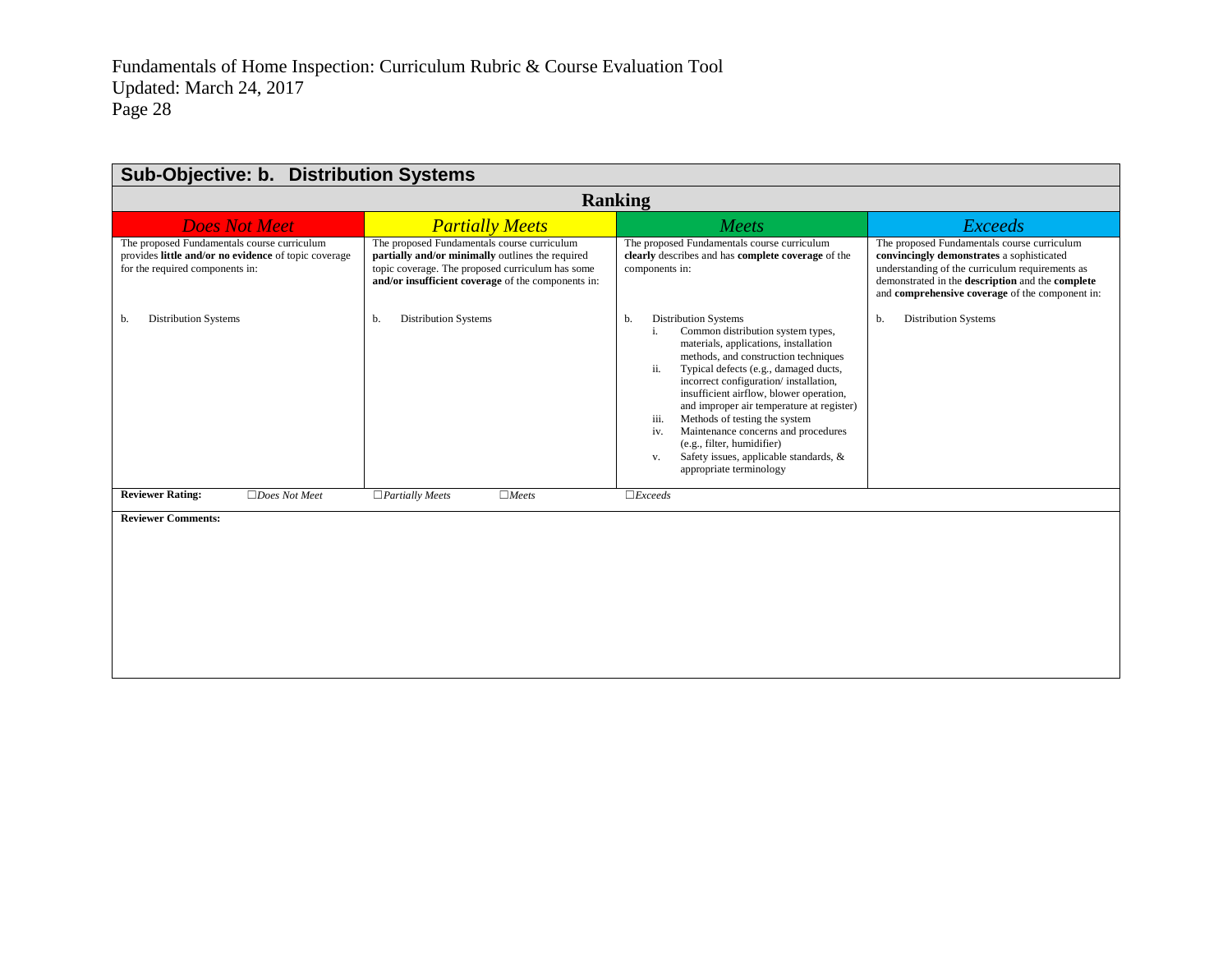| **Sub-Objective: b. Distribution Systems** | | | |
|---|---|---|---|
| **Ranking** | | | |
| *Does Not Meet* | *Partially Meets* | *Meets* | *Exceeds* |
| The proposed Fundamentals course curriculum provides **little and/or no evidence** of topic coverage for the required components in:<br><br>b. Distribution Systems | The proposed Fundamentals course curriculum **partially and/or minimally** outlines the required topic coverage. The proposed curriculum has some **and/or insufficient coverage** of the components in:<br><br>b. Distribution Systems | The proposed Fundamentals course curriculum **clearly** describes and has **complete coverage** of the components in:<br><br>b. Distribution Systems<br>i. Common distribution system types, materials, applications, installation methods, and construction techniques<br>ii. Typical defects (e.g., damaged ducts, incorrect configuration/ installation, insufficient airflow, blower operation, and improper air temperature at register)<br>iii. Methods of testing the system<br>iv. Maintenance concerns and procedures (e.g., filter, humidifier)<br>v. Safety issues, applicable standards, & appropriate terminology | The proposed Fundamentals course curriculum **convincingly demonstrates** a sophisticated understanding of the curriculum requirements as demonstrated in the **description** and the **complete** and **comprehensive coverage** of the component in:<br><br>b. Distribution Systems |
| **Reviewer Rating:** ☐*Does Not Meet* | ☐*Partially Meets* ☐*Meets* | ☐*Exceeds* | |
| **Reviewer Comments:** | | | |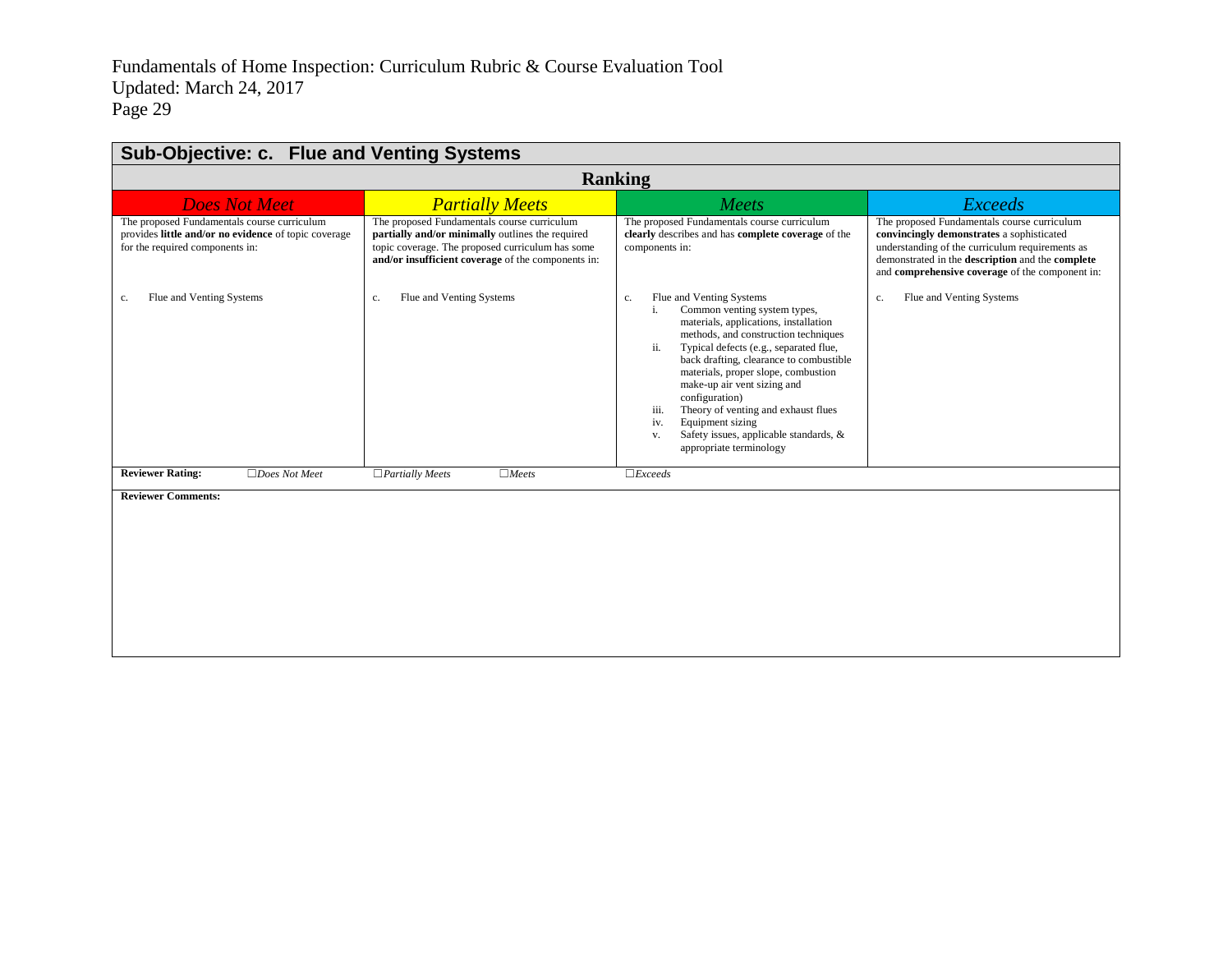## Sub-Objective: c. Flue and Venting Systems

| Ranking | | | |
|---|---|---|---|
| ***Does Not Meet*** | ***Partially Meets*** | ***Meets*** | ***Exceeds*** |
| The proposed Fundamentals course curriculum provides **little and/or no evidence** of topic coverage for the required components in:<br><br>c. Flue and Venting Systems | The proposed Fundamentals course curriculum **partially and/or minimally** outlines the required topic coverage. The proposed curriculum has some **and/or insufficient coverage** of the components in:<br><br>c. Flue and Venting Systems | The proposed Fundamentals course curriculum **clearly** describes and has **complete coverage** of the components in:<br><br>c. Flue and Venting Systems<br>i. Common venting system types, materials, applications, installation methods, and construction techniques<br>ii. Typical defects (e.g., separated flue, back drafting, clearance to combustible materials, proper slope, combustion make-up air vent sizing and configuration)<br>iii. Theory of venting and exhaust flues<br>iv. Equipment sizing<br>v. Safety issues, applicable standards, & appropriate terminology | The proposed Fundamentals course curriculum **convincingly demonstrates** a sophisticated understanding of the curriculum requirements as demonstrated in the **description** and the **complete** and **comprehensive coverage** of the component in:<br><br>c. Flue and Venting Systems |

**Reviewer Rating:** ☐*Does Not Meet* ☐*Partially Meets* ☐*Meets* ☐*Exceeds*

**Reviewer Comments:**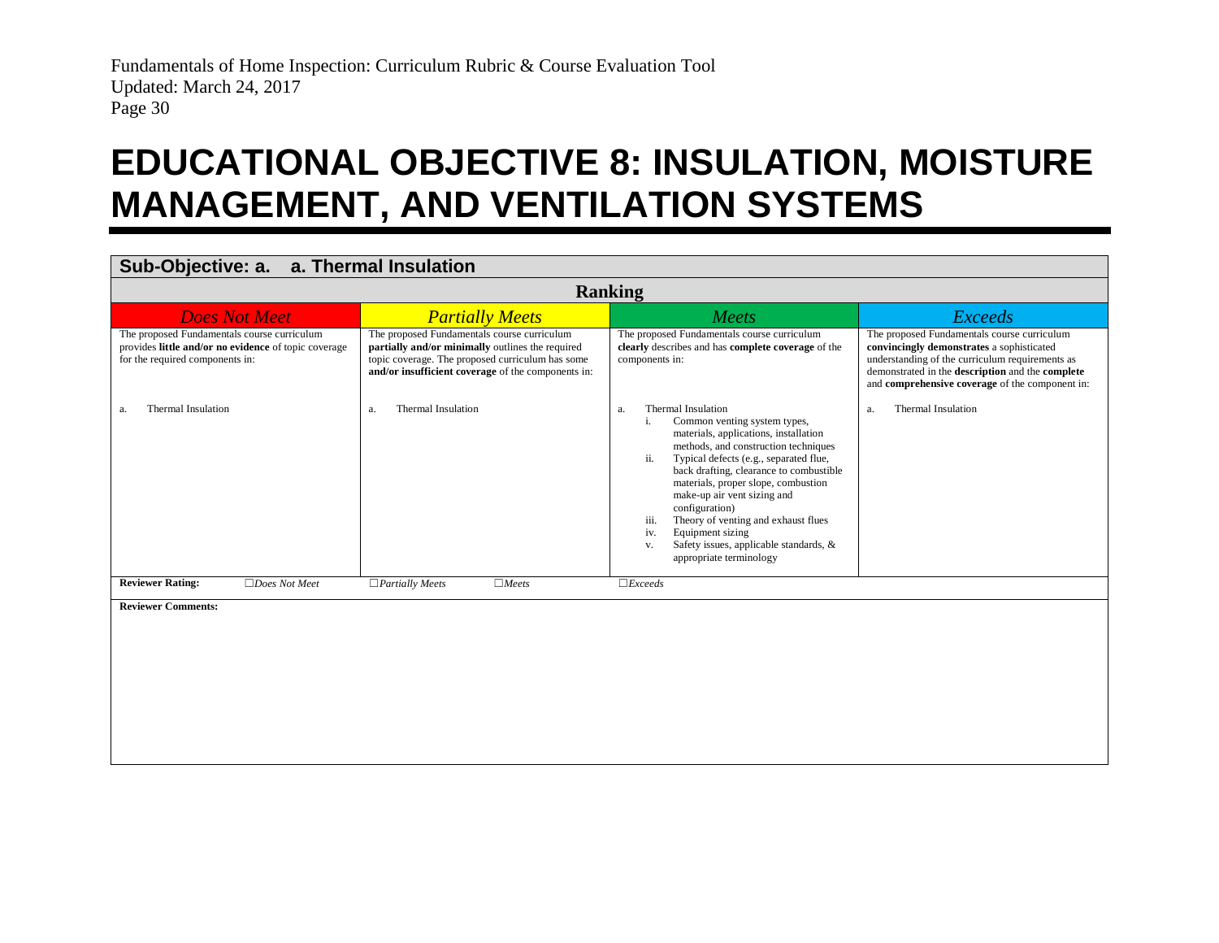／# EDUCATIONAL OBJECTIVE 8: INSULATION, MOISTURE MANAGEMENT, AND VENTILATION SYSTEMS

| **Sub-Objective: a. a. Thermal Insulation** | | | |
|---|---|---|---|
| **Ranking** | | | |
| *Does Not Meet* | *Partially Meets* | *Meets* | *Exceeds* |
| The proposed Fundamentals course curriculum provides **little and/or no evidence** of topic coverage for the required components in:<br><br>a. Thermal Insulation | The proposed Fundamentals course curriculum **partially and/or minimally** outlines the required topic coverage. The proposed curriculum has some **and/or insufficient coverage** of the components in:<br><br>a. Thermal Insulation | The proposed Fundamentals course curriculum **clearly** describes and has **complete coverage** of the components in:<br><br>a. Thermal Insulation<br>i. Common venting system types, materials, applications, installation methods, and construction techniques<br>ii. Typical defects (e.g., separated flue, back drafting, clearance to combustible materials, proper slope, combustion make-up air vent sizing and configuration)<br>iii. Theory of venting and exhaust flues<br>iv. Equipment sizing<br>v. Safety issues, applicable standards, & appropriate terminology | The proposed Fundamentals course curriculum **convincingly demonstrates** a sophisticated understanding of the curriculum requirements as demonstrated in the **description** and the **complete** and **comprehensive coverage** of the component in:<br><br>a. Thermal Insulation |

**Reviewer Rating:** ☐*Does Not Meet* ☐*Partially Meets* ☐*Meets* ☐*Exceeds*

**Reviewer Comments:**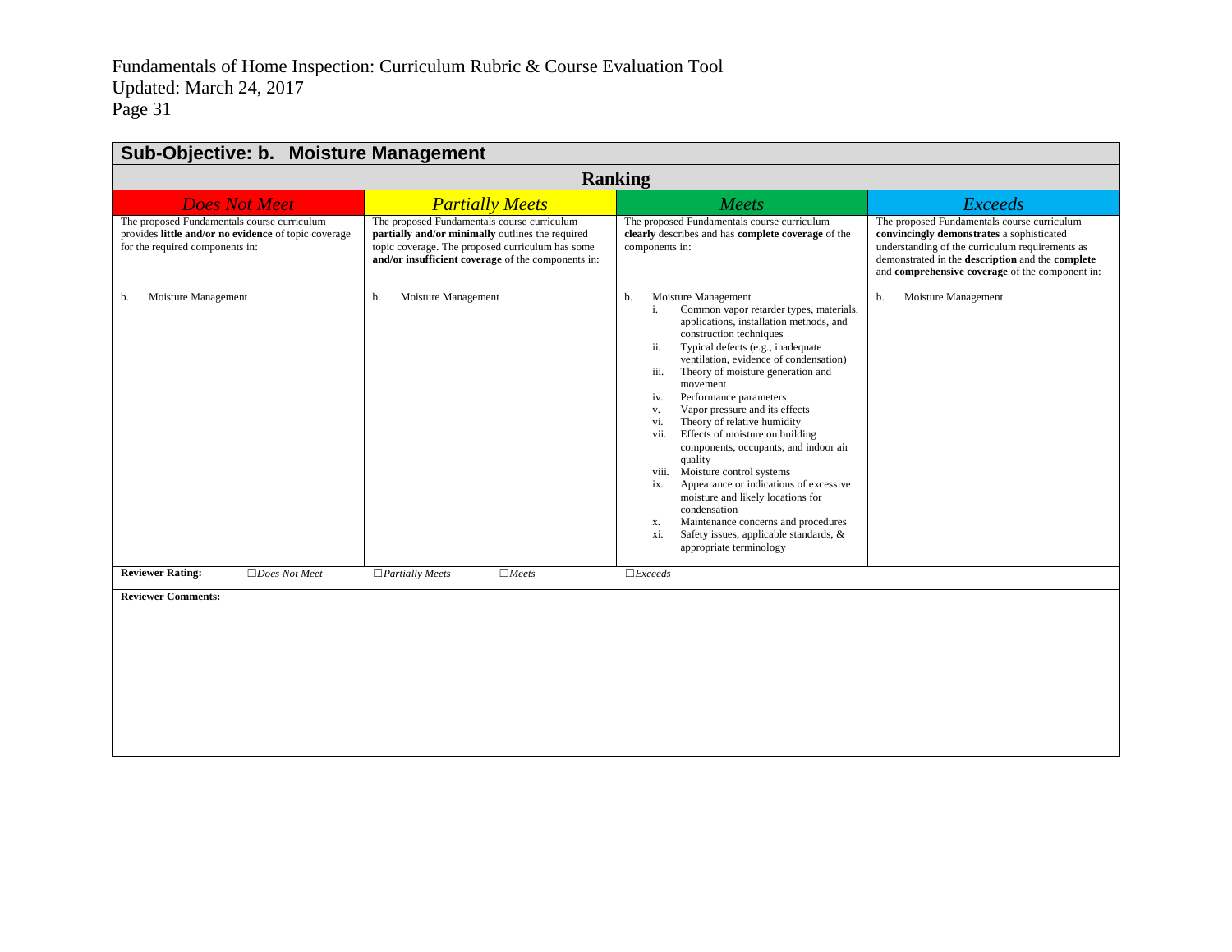## Sub-Objective: b. Moisture Management

| Ranking | | | |
|---|---|---|---|
| *Does Not Meet* | *Partially Meets* | *Meets* | *Exceeds* |
| The proposed Fundamentals course curriculum provides **little and/or no evidence** of topic coverage for the required components in:<br><br>b. Moisture Management | The proposed Fundamentals course curriculum **partially and/or minimally** outlines the required topic coverage. The proposed curriculum has some **and/or insufficient coverage** of the components in:<br><br>b. Moisture Management | The proposed Fundamentals course curriculum **clearly** describes and has **complete coverage** of the components in:<br><br>b. Moisture Management<br>i. Common vapor retarder types, materials, applications, installation methods, and construction techniques<br>ii. Typical defects (e.g., inadequate ventilation, evidence of condensation)<br>iii. Theory of moisture generation and movement<br>iv. Performance parameters<br>v. Vapor pressure and its effects<br>vi. Theory of relative humidity<br>vii. Effects of moisture on building components, occupants, and indoor air quality<br>viii. Moisture control systems<br>ix. Appearance or indications of excessive moisture and likely locations for condensation<br>x. Maintenance concerns and procedures<br>xi. Safety issues, applicable standards, & appropriate terminology | The proposed Fundamentals course curriculum **convincingly demonstrates** a sophisticated understanding of the curriculum requirements as demonstrated in the **description** and the **complete** and **comprehensive coverage** of the component in:<br><br>b. Moisture Management |

**Reviewer Rating:** ☐*Does Not Meet* ☐*Partially Meets* ☐*Meets* ☐*Exceeds*

**Reviewer Comments:**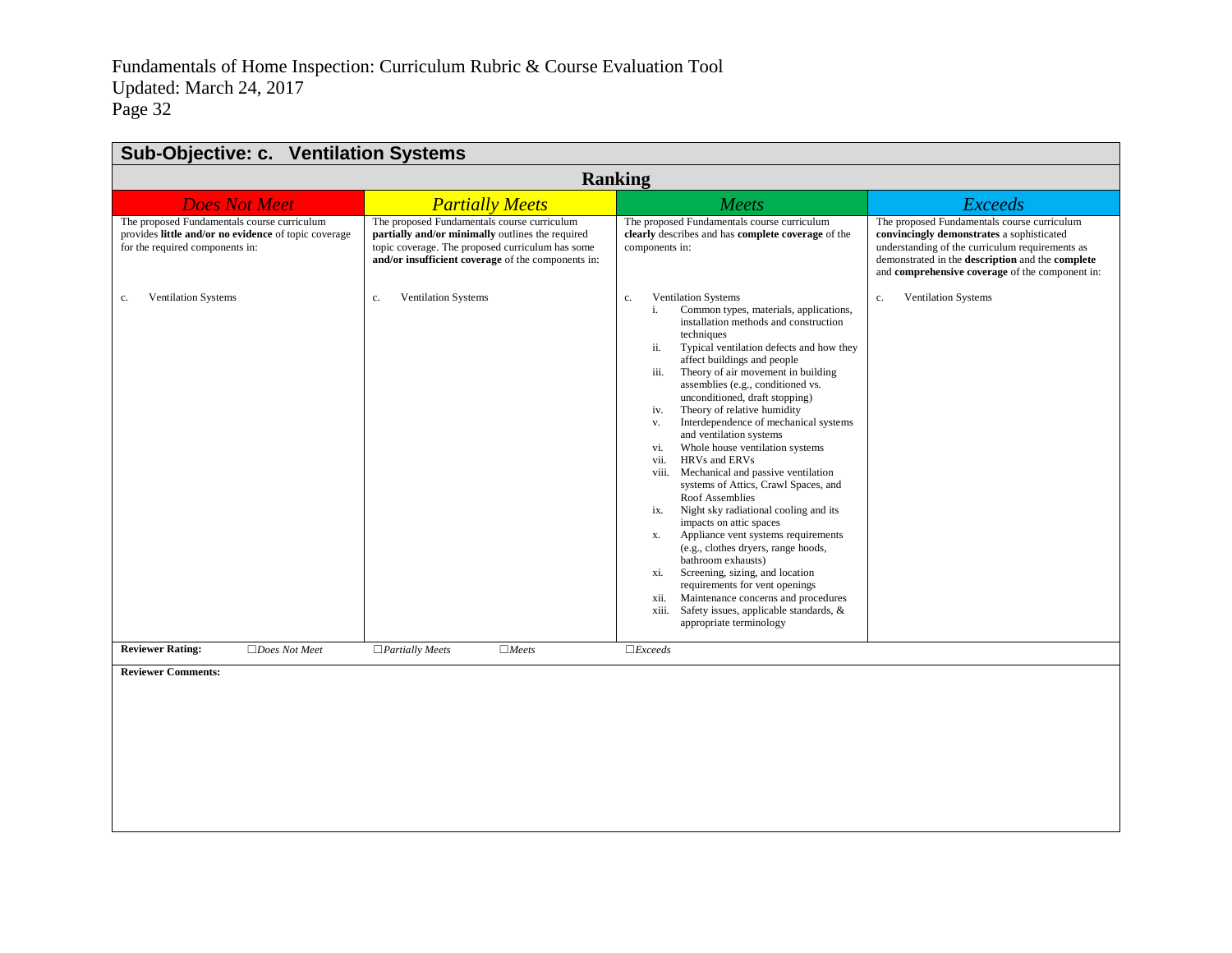## Sub-Objective: c. Ventilation Systems

| Ranking | | | |
|---|---|---|---|
| *Does Not Meet* | *Partially Meets* | *Meets* | *Exceeds* |
| The proposed Fundamentals course curriculum provides **little and/or no evidence** of topic coverage for the required components in: | The proposed Fundamentals course curriculum **partially and/or minimally** outlines the required topic coverage. The proposed curriculum has some **and/or insufficient coverage** of the components in: | The proposed Fundamentals course curriculum **clearly** describes and has **complete coverage** of the components in: | The proposed Fundamentals course curriculum **convincingly demonstrates** a sophisticated understanding of the curriculum requirements as demonstrated in the **description** and the **complete** and **comprehensive coverage** of the component in: |
| c. Ventilation Systems | c. Ventilation Systems | c. Ventilation Systems<br>i. Common types, materials, applications, installation methods and construction techniques<br>ii. Typical ventilation defects and how they affect buildings and people<br>iii. Theory of air movement in building assemblies (e.g., conditioned vs. unconditioned, draft stopping)<br>iv. Theory of relative humidity<br>v. Interdependence of mechanical systems and ventilation systems<br>vi. Whole house ventilation systems<br>vii. HRVs and ERVs<br>viii. Mechanical and passive ventilation systems of Attics, Crawl Spaces, and Roof Assemblies<br>ix. Night sky radiational cooling and its impacts on attic spaces<br>x. Appliance vent systems requirements (e.g., clothes dryers, range hoods, bathroom exhausts)<br>xi. Screening, sizing, and location requirements for vent openings<br>xii. Maintenance concerns and procedures<br>xiii. Safety issues, applicable standards, & appropriate terminology | c. Ventilation Systems |

**Reviewer Rating:** ☐*Does Not Meet* ☐*Partially Meets* ☐*Meets* ☐*Exceeds*

**Reviewer Comments:**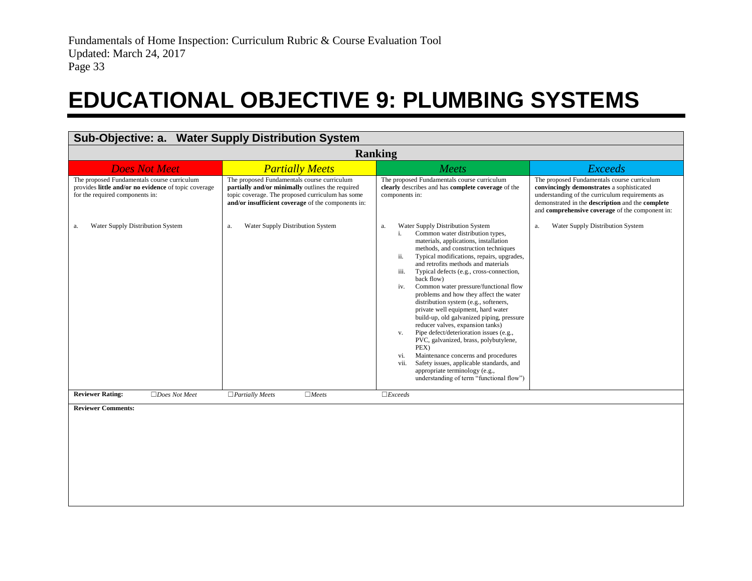# EDUCATIONAL OBJECTIVE 9: PLUMBING SYSTEMS

| Sub-Objective: a. Water Supply Distribution System | | | |
|---|---|---|---|
| **Ranking** | | | |
| *Does Not Meet* | *Partially Meets* | *Meets* | *Exceeds* |
| The proposed Fundamentals course curriculum provides **little and/or no evidence** of topic coverage for the required components in:<br><br>a. Water Supply Distribution System | The proposed Fundamentals course curriculum **partially and/or minimally** outlines the required topic coverage. The proposed curriculum has some **and/or insufficient coverage** of the components in:<br><br>a. Water Supply Distribution System | The proposed Fundamentals course curriculum **clearly** describes and has **complete coverage** of the components in:<br><br>a. Water Supply Distribution System<br>i. Common water distribution types, materials, applications, installation methods, and construction techniques<br>ii. Typical modifications, repairs, upgrades, and retrofits methods and materials<br>iii. Typical defects (e.g., cross-connection, back flow)<br>iv. Common water pressure/functional flow problems and how they affect the water distribution system (e.g., softeners, private well equipment, hard water build-up, old galvanized piping, pressure reducer valves, expansion tanks)<br>v. Pipe defect/deterioration issues (e.g., PVC, galvanized, brass, polybutylene, PEX)<br>vi. Maintenance concerns and procedures<br>vii. Safety issues, applicable standards, and appropriate terminology (e.g., understanding of term "functional flow") | The proposed Fundamentals course curriculum **convincingly demonstrates** a sophisticated understanding of the curriculum requirements as demonstrated in the **description** and the **complete** and **comprehensive coverage** of the component in:<br><br>a. Water Supply Distribution System |
| **Reviewer Rating:** ☐*Does Not Meet* | ☐*Partially Meets* ☐*Meets* | ☐*Exceeds* | |
| **Reviewer Comments:** | | | |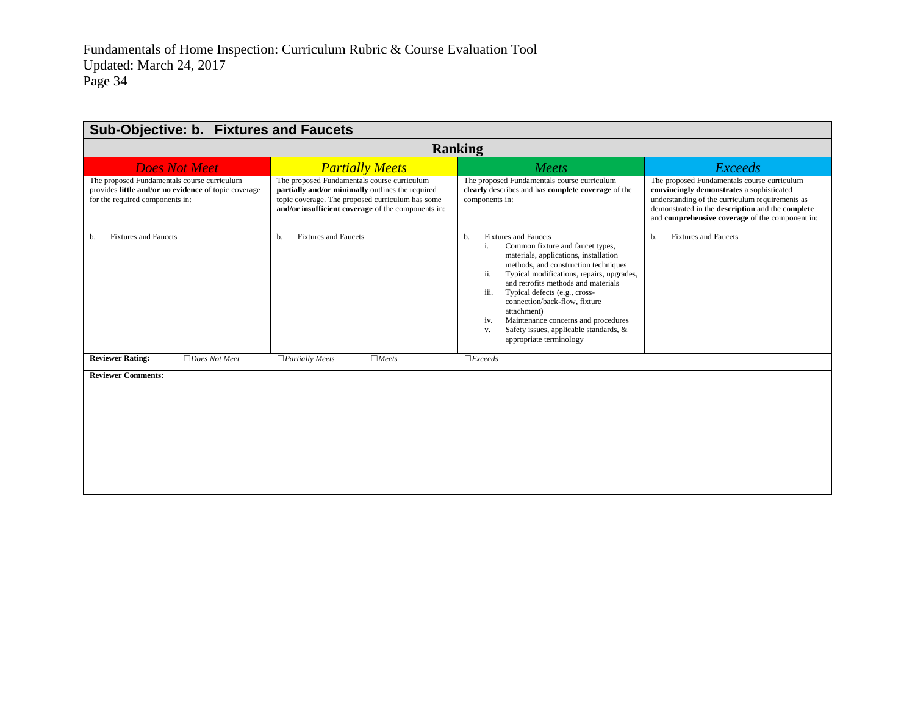## Sub-Objective: b. Fixtures and Faucets

| Ranking | | | |
|---|---|---|---|
| *Does Not Meet* | *Partially Meets* | *Meets* | *Exceeds* |
| The proposed Fundamentals course curriculum provides **little and/or no evidence** of topic coverage for the required components in:<br><br>b. Fixtures and Faucets | The proposed Fundamentals course curriculum **partially and/or minimally** outlines the required topic coverage. The proposed curriculum has some **and/or insufficient coverage** of the components in:<br><br>b. Fixtures and Faucets | The proposed Fundamentals course curriculum **clearly** describes and has **complete coverage** of the components in:<br><br>b. Fixtures and Faucets<br>i. Common fixture and faucet types, materials, applications, installation methods, and construction techniques<br>ii. Typical modifications, repairs, upgrades, and retrofits methods and materials<br>iii. Typical defects (e.g., cross-connection/back-flow, fixture attachment)<br>iv. Maintenance concerns and procedures<br>v. Safety issues, applicable standards, & appropriate terminology | The proposed Fundamentals course curriculum **convincingly demonstrates** a sophisticated understanding of the curriculum requirements as demonstrated in the **description** and the **complete** and **comprehensive coverage** of the component in:<br><br>b. Fixtures and Faucets |

**Reviewer Rating:** ☐*Does Not Meet* ☐*Partially Meets* ☐*Meets* ☐*Exceeds*

**Reviewer Comments:**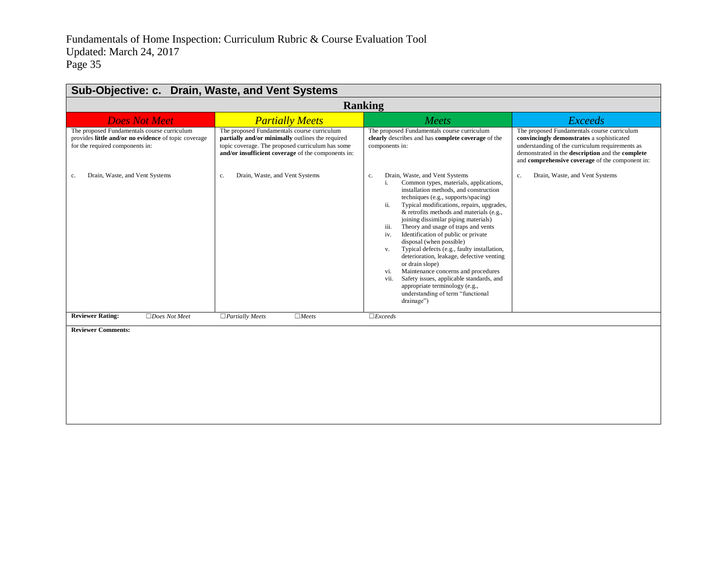## Sub-Objective: c. Drain, Waste, and Vent Systems

| Ranking | | | |
|---|---|---|---|
| *Does Not Meet* | *Partially Meets* | *Meets* | *Exceeds* |
| The proposed Fundamentals course curriculum provides **little and/or no evidence** of topic coverage for the required components in:<br><br>c. Drain, Waste, and Vent Systems | The proposed Fundamentals course curriculum **partially and/or minimally** outlines the required topic coverage. The proposed curriculum has some **and/or insufficient coverage** of the components in:<br><br>c. Drain, Waste, and Vent Systems | The proposed Fundamentals course curriculum **clearly** describes and has **complete coverage** of the components in:<br><br>c. Drain, Waste, and Vent Systems<br>i. Common types, materials, applications, installation methods, and construction techniques (e.g., supports/spacing)<br>ii. Typical modifications, repairs, upgrades, & retrofits methods and materials (e.g., joining dissimilar piping materials)<br>iii. Theory and usage of traps and vents<br>iv. Identification of public or private disposal (when possible)<br>v. Typical defects (e.g., faulty installation, deterioration, leakage, defective venting or drain slope)<br>vi. Maintenance concerns and procedures<br>vii. Safety issues, applicable standards, and appropriate terminology (e.g., understanding of term "functional drainage") | The proposed Fundamentals course curriculum **convincingly demonstrates** a sophisticated understanding of the curriculum requirements as demonstrated in the **description** and the **complete** and **comprehensive coverage** of the component in:<br><br>c. Drain, Waste, and Vent Systems |

**Reviewer Rating:** ☐*Does Not Meet* ☐*Partially Meets* ☐*Meets* ☐*Exceeds*

**Reviewer Comments:**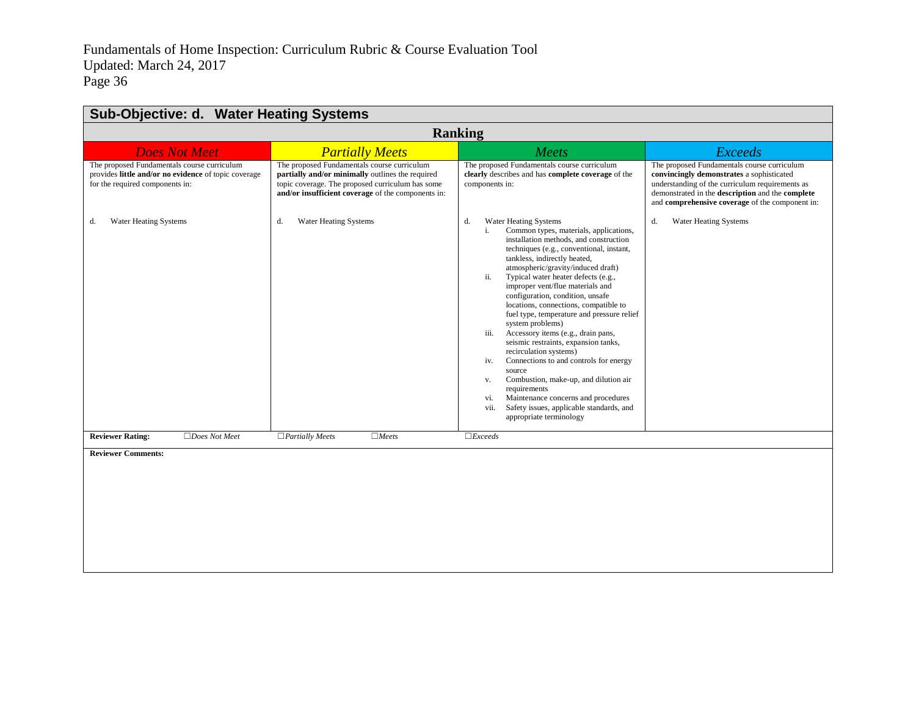## Sub-Objective: d. Water Heating Systems

| Ranking | | | |
|---|---|---|---|
| *Does Not Meet* | *Partially Meets* | *Meets* | *Exceeds* |
| The proposed Fundamentals course curriculum provides **little and/or no evidence** of topic coverage for the required components in: | The proposed Fundamentals course curriculum **partially and/or minimally** outlines the required topic coverage. The proposed curriculum has some **and/or insufficient coverage** of the components in: | The proposed Fundamentals course curriculum **clearly** describes and has **complete coverage** of the components in: | The proposed Fundamentals course curriculum **convincingly demonstrates** a sophisticated understanding of the curriculum requirements as demonstrated in the **description** and the **complete** and **comprehensive coverage** of the component in: |
| d. Water Heating Systems | d. Water Heating Systems | d. Water Heating Systems<br>i. Common types, materials, applications, installation methods, and construction techniques (e.g., conventional, instant, tankless, indirectly heated, atmospheric/gravity/induced draft)<br>ii. Typical water heater defects (e.g., improper vent/flue materials and configuration, condition, unsafe locations, connections, compatible to fuel type, temperature and pressure relief system problems)<br>iii. Accessory items (e.g., drain pans, seismic restraints, expansion tanks, recirculation systems)<br>iv. Connections to and controls for energy source<br>v. Combustion, make-up, and dilution air requirements<br>vi. Maintenance concerns and procedures<br>vii. Safety issues, applicable standards, and appropriate terminology | d. Water Heating Systems |

**Reviewer Rating:** ☐*Does Not Meet* ☐*Partially Meets* ☐*Meets* ☐*Exceeds*

**Reviewer Comments:**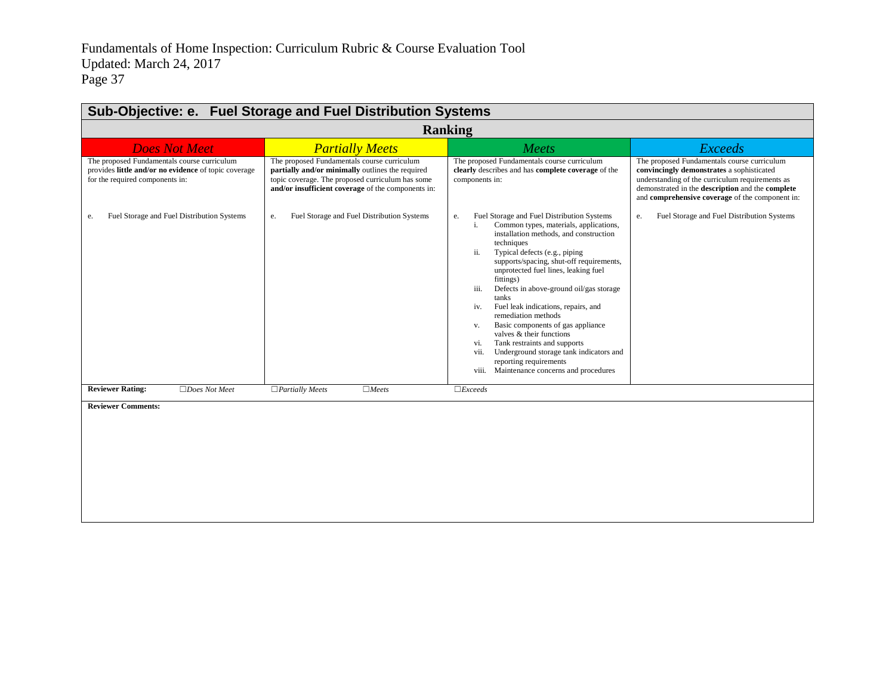## Sub-Objective: e. Fuel Storage and Fuel Distribution Systems

**Ranking**

| *Does Not Meet* | *Partially Meets* | *Meets* | *Exceeds* |
|---|---|---|---|
| The proposed Fundamentals course curriculum provides **little and/or no evidence** of topic coverage for the required components in: | The proposed Fundamentals course curriculum **partially and/or minimally** outlines the required topic coverage. The proposed curriculum has some **and/or insufficient coverage** of the components in: | The proposed Fundamentals course curriculum **clearly** describes and has **complete coverage** of the components in: | The proposed Fundamentals course curriculum **convincingly demonstrates** a sophisticated understanding of the curriculum requirements as demonstrated in the **description** and the **complete** and **comprehensive coverage** of the component in: |
| e. Fuel Storage and Fuel Distribution Systems | e. Fuel Storage and Fuel Distribution Systems | e. Fuel Storage and Fuel Distribution Systems<br>i. Common types, materials, applications, installation methods, and construction techniques<br>ii. Typical defects (e.g., piping supports/spacing, shut-off requirements, unprotected fuel lines, leaking fuel fittings)<br>iii. Defects in above-ground oil/gas storage tanks<br>iv. Fuel leak indications, repairs, and remediation methods<br>v. Basic components of gas appliance valves & their functions<br>vi. Tank restraints and supports<br>vii. Underground storage tank indicators and reporting requirements<br>viii. Maintenance concerns and procedures | e. Fuel Storage and Fuel Distribution Systems |

**Reviewer Rating:** ☐*Does Not Meet* ☐*Partially Meets* ☐*Meets* ☐*Exceeds*

**Reviewer Comments:**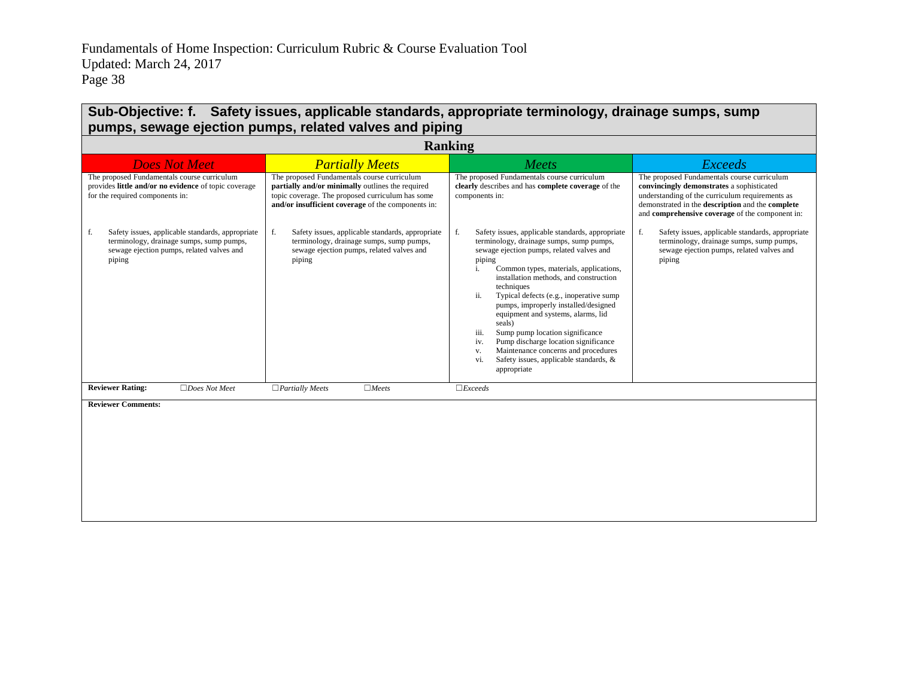## Sub-Objective: f. Safety issues, applicable standards, appropriate terminology, drainage sumps, sump pumps, sewage ejection pumps, related valves and piping

| Ranking | | | |
|---|---|---|---|
| *Does Not Meet* | *Partially Meets* | *Meets* | *Exceeds* |
| The proposed Fundamentals course curriculum provides **little and/or no evidence** of topic coverage for the required components in:<br><br>f. Safety issues, applicable standards, appropriate terminology, drainage sumps, sump pumps, sewage ejection pumps, related valves and piping | The proposed Fundamentals course curriculum **partially and/or minimally** outlines the required topic coverage. The proposed curriculum has some **and/or insufficient coverage** of the components in:<br><br>f. Safety issues, applicable standards, appropriate terminology, drainage sumps, sump pumps, sewage ejection pumps, related valves and piping | The proposed Fundamentals course curriculum **clearly** describes and has **complete coverage** of the components in:<br><br>f. Safety issues, applicable standards, appropriate terminology, drainage sumps, sump pumps, sewage ejection pumps, related valves and piping<br>i. Common types, materials, applications, installation methods, and construction techniques<br>ii. Typical defects (e.g., inoperative sump pumps, improperly installed/designed equipment and systems, alarms, lid seals)<br>iii. Sump pump location significance<br>iv. Pump discharge location significance<br>v. Maintenance concerns and procedures<br>vi. Safety issues, applicable standards, & appropriate | The proposed Fundamentals course curriculum **convincingly demonstrates** a sophisticated understanding of the curriculum requirements as demonstrated in the **description** and the **complete** and **comprehensive coverage** of the component in:<br><br>f. Safety issues, applicable standards, appropriate terminology, drainage sumps, sump pumps, sewage ejection pumps, related valves and piping |

**Reviewer Rating:** ☐*Does Not Meet* ☐*Partially Meets* ☐*Meets* ☐*Exceeds*

**Reviewer Comments:**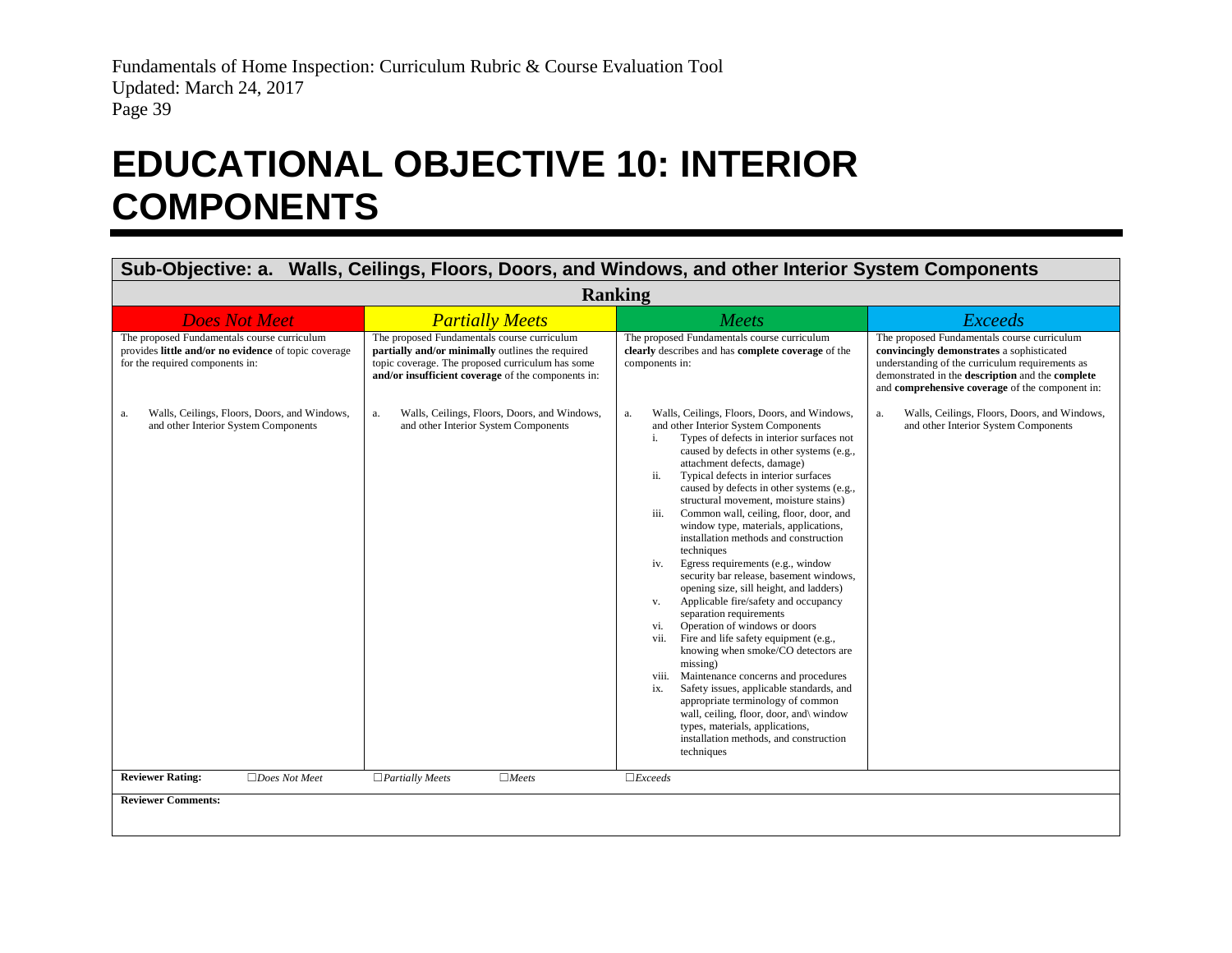# EDUCATIONAL OBJECTIVE 10: INTERIOR COMPONENTS

| Sub-Objective: a. Walls, Ceilings, Floors, Doors, and Windows, and other Interior System Components | | | |
|---|---|---|---|
| **Ranking** | | | |
| *Does Not Meet* | *Partially Meets* | *Meets* | *Exceeds* |
| The proposed Fundamentals course curriculum provides **little and/or no evidence** of topic coverage for the required components in:<br><br>a. Walls, Ceilings, Floors, Doors, and Windows, and other Interior System Components | The proposed Fundamentals course curriculum **partially and/or minimally** outlines the required topic coverage. The proposed curriculum has some **and/or insufficient coverage** of the components in:<br><br>a. Walls, Ceilings, Floors, Doors, and Windows, and other Interior System Components | The proposed Fundamentals course curriculum **clearly** describes and has **complete coverage** of the components in:<br><br>a. Walls, Ceilings, Floors, Doors, and Windows, and other Interior System Components<br>i. Types of defects in interior surfaces not caused by defects in other systems (e.g., attachment defects, damage)<br>ii. Typical defects in interior surfaces caused by defects in other systems (e.g., structural movement, moisture stains)<br>iii. Common wall, ceiling, floor, door, and window type, materials, applications, installation methods and construction techniques<br>iv. Egress requirements (e.g., window security bar release, basement windows, opening size, sill height, and ladders)<br>v. Applicable fire/safety and occupancy separation requirements<br>vi. Operation of windows or doors<br>vii. Fire and life safety equipment (e.g., knowing when smoke/CO detectors are missing)<br>viii. Maintenance concerns and procedures<br>ix. Safety issues, applicable standards, and appropriate terminology of common wall, ceiling, floor, door, and\ window types, materials, applications, installation methods, and construction techniques | The proposed Fundamentals course curriculum **convincingly demonstrates** a sophisticated understanding of the curriculum requirements as demonstrated in the **description** and the **complete** and **comprehensive coverage** of the component in:<br><br>a. Walls, Ceilings, Floors, Doors, and Windows, and other Interior System Components |
| **Reviewer Rating:** ☐*Does Not Meet* | ☐*Partially Meets* ☐*Meets* | ☐*Exceeds* | |
| **Reviewer Comments:** | | | |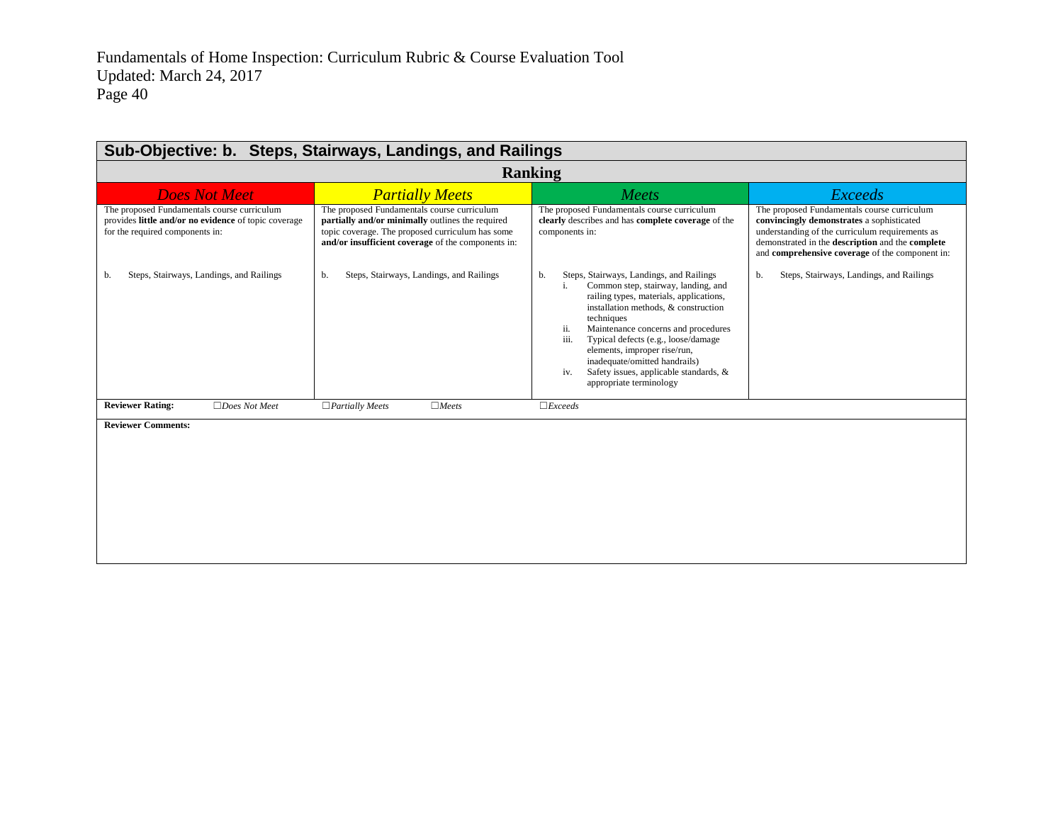## Sub-Objective: b. Steps, Stairways, Landings, and Railings

| Ranking | | | |
|---|---|---|---|
| *Does Not Meet* | *Partially Meets* | *Meets* | *Exceeds* |
| The proposed Fundamentals course curriculum provides **little and/or no evidence** of topic coverage for the required components in:<br><br>b. Steps, Stairways, Landings, and Railings | The proposed Fundamentals course curriculum **partially and/or minimally** outlines the required topic coverage. The proposed curriculum has some **and/or insufficient coverage** of the components in:<br><br>b. Steps, Stairways, Landings, and Railings | The proposed Fundamentals course curriculum **clearly** describes and has **complete coverage** of the components in:<br><br>b. Steps, Stairways, Landings, and Railings<br>i. Common step, stairway, landing, and railing types, materials, applications, installation methods, & construction techniques<br>ii. Maintenance concerns and procedures<br>iii. Typical defects (e.g., loose/damage elements, improper rise/run, inadequate/omitted handrails)<br>iv. Safety issues, applicable standards, & appropriate terminology | The proposed Fundamentals course curriculum **convincingly demonstrates** a sophisticated understanding of the curriculum requirements as demonstrated in the **description** and the **complete** and **comprehensive coverage** of the component in:<br><br>b. Steps, Stairways, Landings, and Railings |

**Reviewer Rating:** ☐*Does Not Meet* ☐*Partially Meets* ☐*Meets* ☐*Exceeds*

**Reviewer Comments:**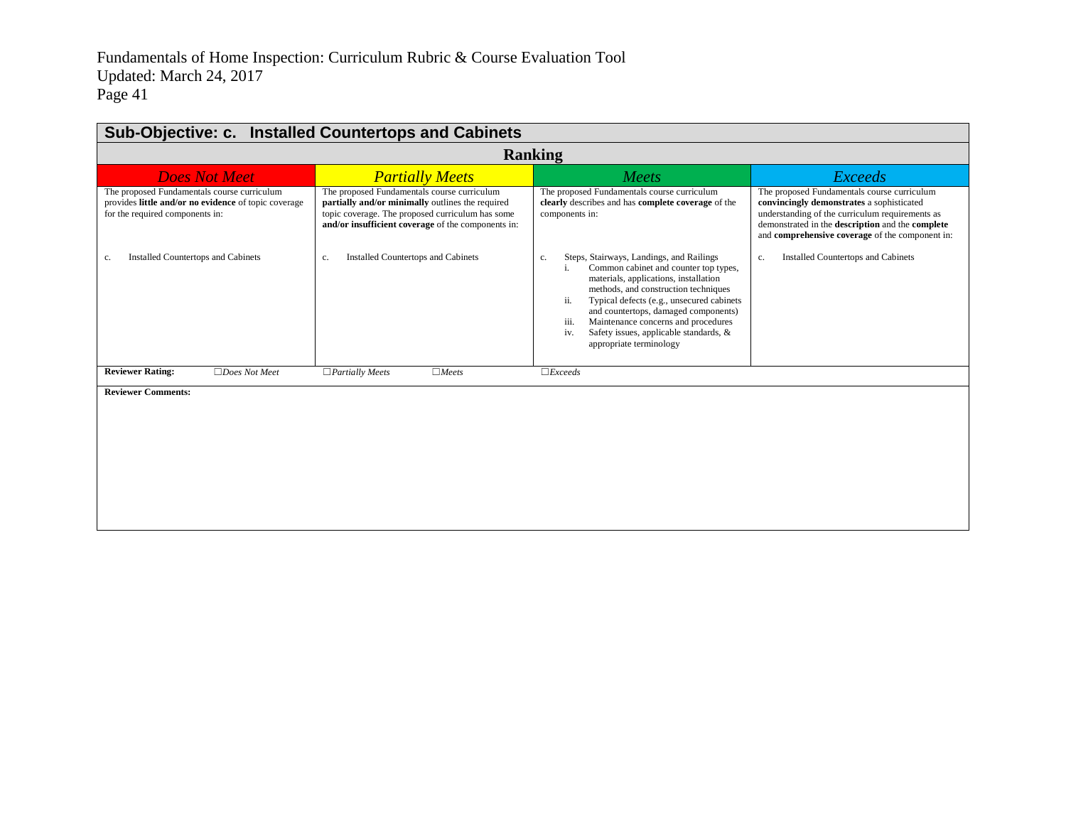## Sub-Objective: c. Installed Countertops and Cabinets

| Ranking | | | |
|---|---|---|---|
| *Does Not Meet* | *Partially Meets* | *Meets* | *Exceeds* |
| The proposed Fundamentals course curriculum provides **little and/or no evidence** of topic coverage for the required components in:<br><br>c. Installed Countertops and Cabinets | The proposed Fundamentals course curriculum **partially and/or minimally** outlines the required topic coverage. The proposed curriculum has some **and/or insufficient coverage** of the components in:<br><br>c. Installed Countertops and Cabinets | The proposed Fundamentals course curriculum **clearly** describes and has **complete coverage** of the components in:<br><br>c. Steps, Stairways, Landings, and Railings<br>i. Common cabinet and counter top types, materials, applications, installation methods, and construction techniques<br>ii. Typical defects (e.g., unsecured cabinets and countertops, damaged components)<br>iii. Maintenance concerns and procedures<br>iv. Safety issues, applicable standards, & appropriate terminology | The proposed Fundamentals course curriculum **convincingly demonstrates** a sophisticated understanding of the curriculum requirements as demonstrated in the **description** and the **complete** and **comprehensive coverage** of the component in:<br><br>c. Installed Countertops and Cabinets |

**Reviewer Rating:** ☐*Does Not Meet* ☐*Partially Meets* ☐*Meets* ☐*Exceeds*

**Reviewer Comments:**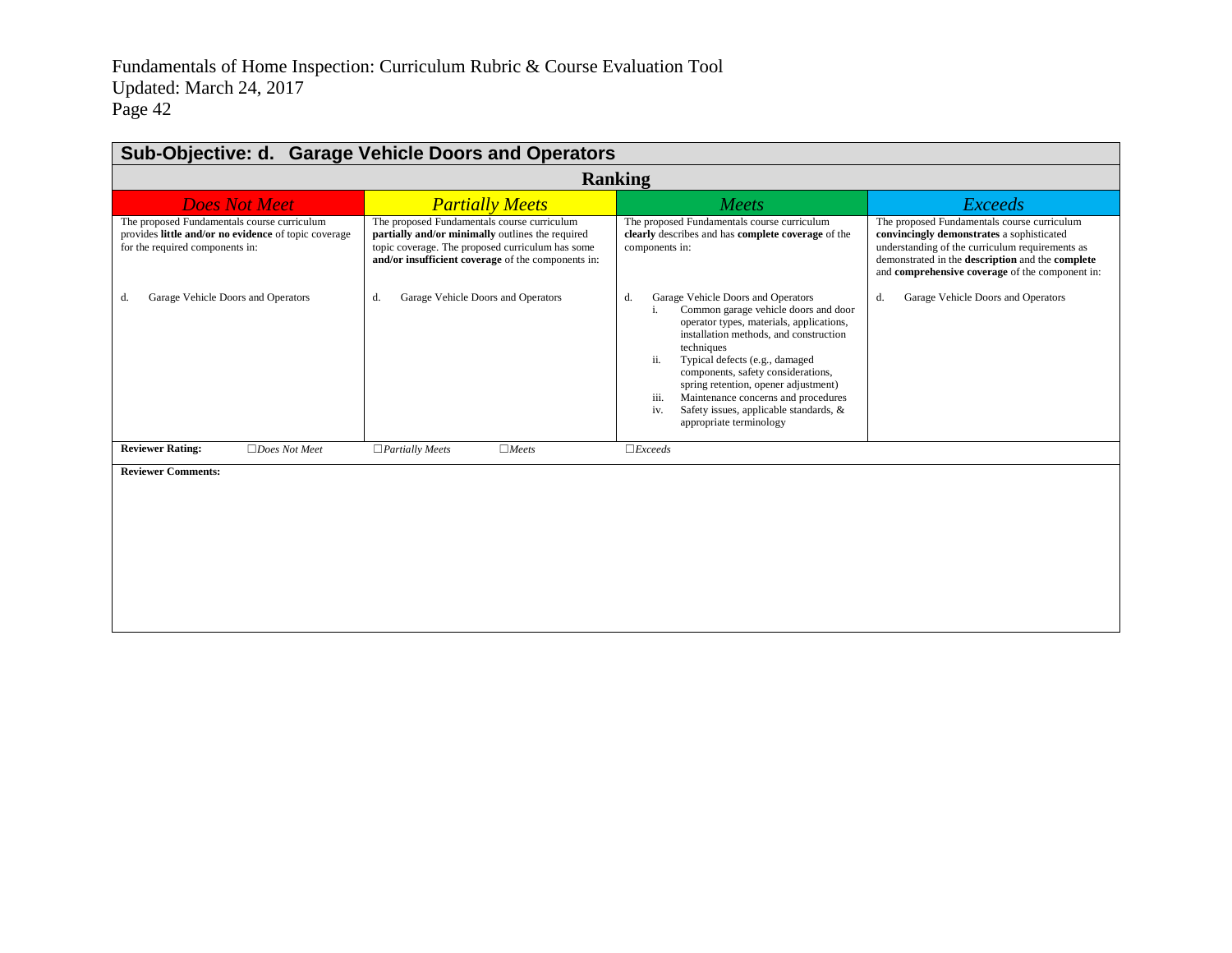## Sub-Objective: d. Garage Vehicle Doors and Operators

| Ranking | | | |
|---|---|---|---|
| *Does Not Meet* | *Partially Meets* | *Meets* | *Exceeds* |
| The proposed Fundamentals course curriculum provides **little and/or no evidence** of topic coverage for the required components in:<br><br>d. Garage Vehicle Doors and Operators | The proposed Fundamentals course curriculum **partially and/or minimally** outlines the required topic coverage. The proposed curriculum has some **and/or insufficient coverage** of the components in:<br><br>d. Garage Vehicle Doors and Operators | The proposed Fundamentals course curriculum **clearly** describes and has **complete coverage** of the components in:<br><br>d. Garage Vehicle Doors and Operators<br>i. Common garage vehicle doors and door operator types, materials, applications, installation methods, and construction techniques<br>ii. Typical defects (e.g., damaged components, safety considerations, spring retention, opener adjustment)<br>iii. Maintenance concerns and procedures<br>iv. Safety issues, applicable standards, & appropriate terminology | The proposed Fundamentals course curriculum **convincingly demonstrates** a sophisticated understanding of the curriculum requirements as demonstrated in the **description** and the **complete** and **comprehensive coverage** of the component in:<br><br>d. Garage Vehicle Doors and Operators |
| **Reviewer Rating:** ☐*Does Not Meet* | ☐*Partially Meets* ☐*Meets* | ☐*Exceeds* | |
| **Reviewer Comments:** | | | |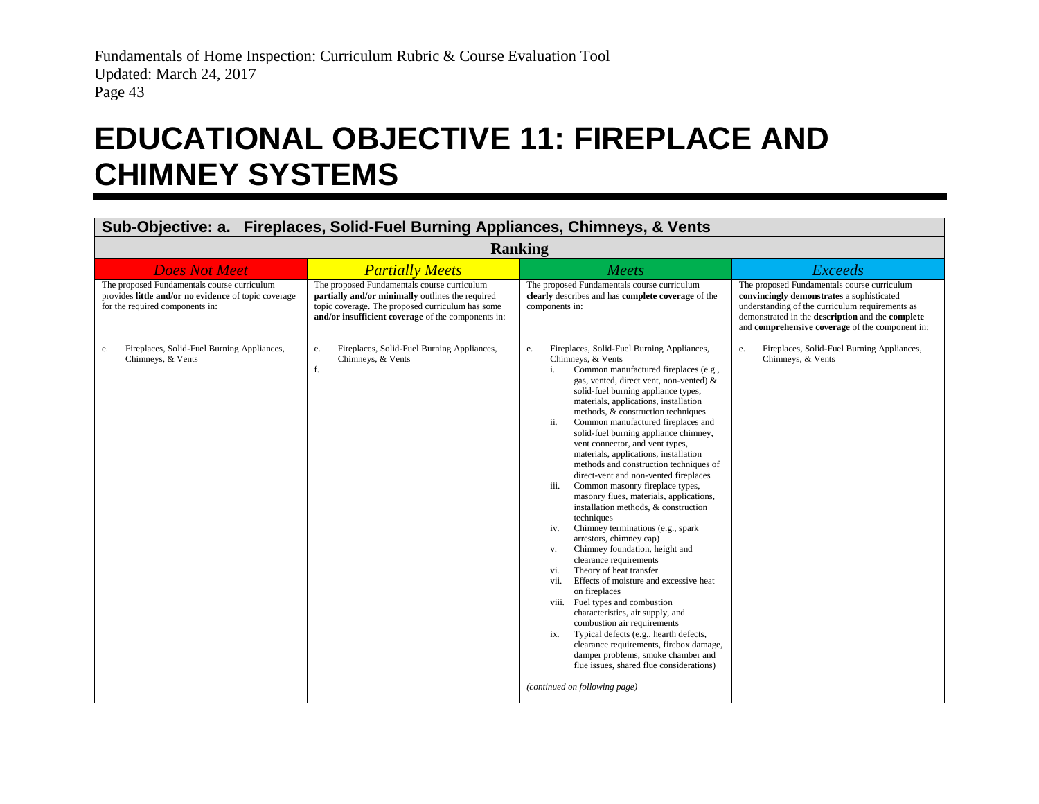# EDUCATIONAL OBJECTIVE 11: FIREPLACE AND CHIMNEY SYSTEMS

| Sub-Objective: a. Fireplaces, Solid-Fuel Burning Appliances, Chimneys, & Vents | | | |
|---|---|---|---|
| **Ranking** | | | |
| *Does Not Meet* | *Partially Meets* | *Meets* | *Exceeds* |
| The proposed Fundamentals course curriculum provides **little and/or no evidence** of topic coverage for the required components in: | The proposed Fundamentals course curriculum **partially and/or minimally** outlines the required topic coverage. The proposed curriculum has some **and/or insufficient coverage** of the components in: | The proposed Fundamentals course curriculum **clearly** describes and has **complete coverage** of the components in: | The proposed Fundamentals course curriculum **convincingly demonstrates** a sophisticated understanding of the curriculum requirements as demonstrated in the **description** and the **complete** and **comprehensive coverage** of the component in: |
| e. Fireplaces, Solid-Fuel Burning Appliances, Chimneys, & Vents | e. Fireplaces, Solid-Fuel Burning Appliances, Chimneys, & Vents<br>f. | e. Fireplaces, Solid-Fuel Burning Appliances, Chimneys, & Vents<br>i. Common manufactured fireplaces (e.g., gas, vented, direct vent, non-vented) & solid-fuel burning appliance types, materials, applications, installation methods, & construction techniques<br>ii. Common manufactured fireplaces and solid-fuel burning appliance chimney, vent connector, and vent types, materials, applications, installation methods and construction techniques of direct-vent and non-vented fireplaces<br>iii. Common masonry fireplace types, masonry flues, materials, applications, installation methods, & construction techniques<br>iv. Chimney terminations (e.g., spark arrestors, chimney cap)<br>v. Chimney foundation, height and clearance requirements<br>vi. Theory of heat transfer<br>vii. Effects of moisture and excessive heat on fireplaces<br>viii. Fuel types and combustion characteristics, air supply, and combustion air requirements<br>ix. Typical defects (e.g., hearth defects, clearance requirements, firebox damage, damper problems, smoke chamber and flue issues, shared flue considerations)<br><br>*(continued on following page)* | e. Fireplaces, Solid-Fuel Burning Appliances, Chimneys, & Vents |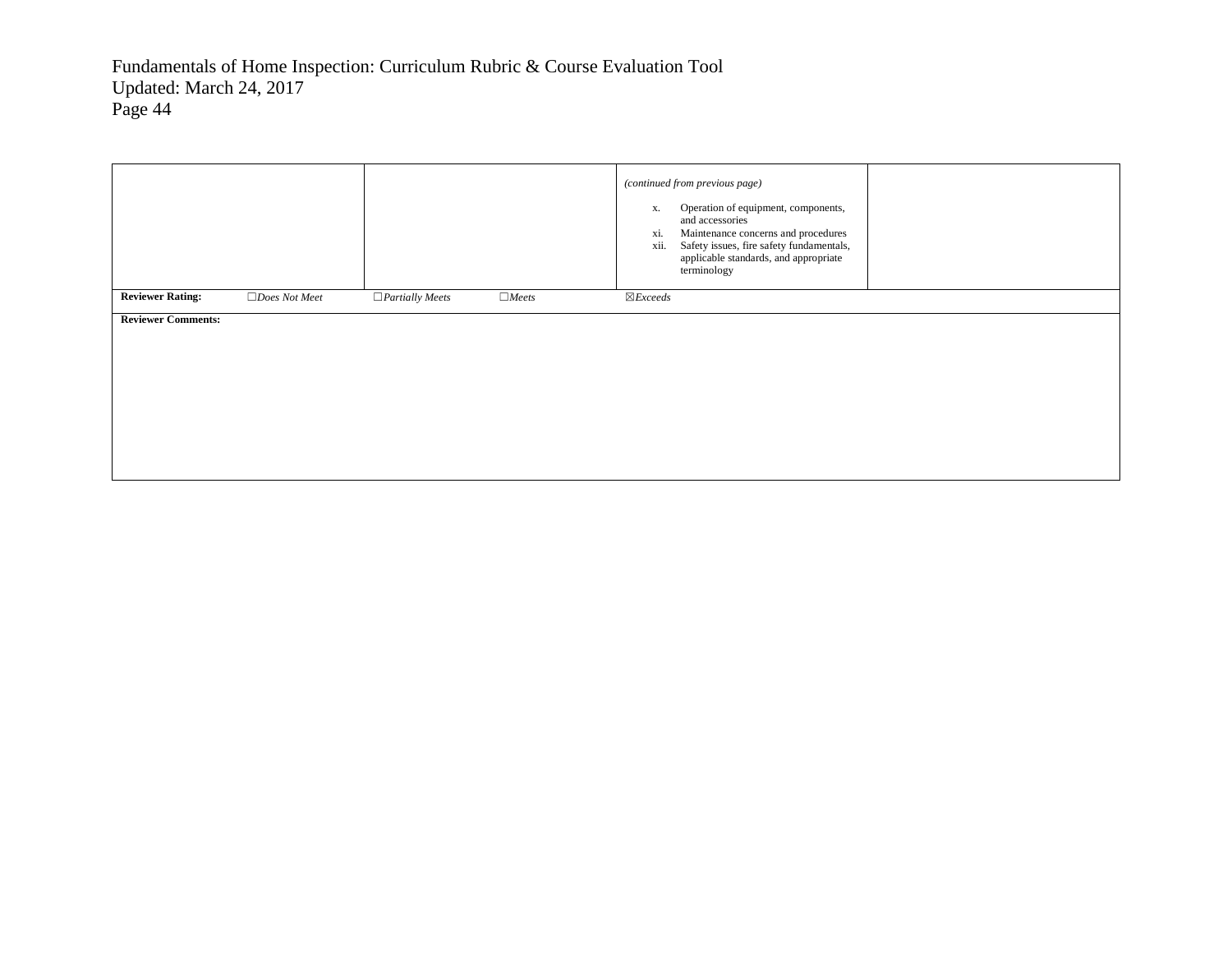| | | | |
|---|---|---|---|
| | | *(continued from previous page)*<br><br>x. Operation of equipment, components, and accessories<br>xi. Maintenance concerns and procedures<br>xii. Safety issues, fire safety fundamentals, applicable standards, and appropriate terminology | |
| **Reviewer Rating:** ☐*Does Not Meet* | ☐*Partially Meets* ☐*Meets* | ☒*Exceeds* | |
| **Reviewer Comments:** | | | |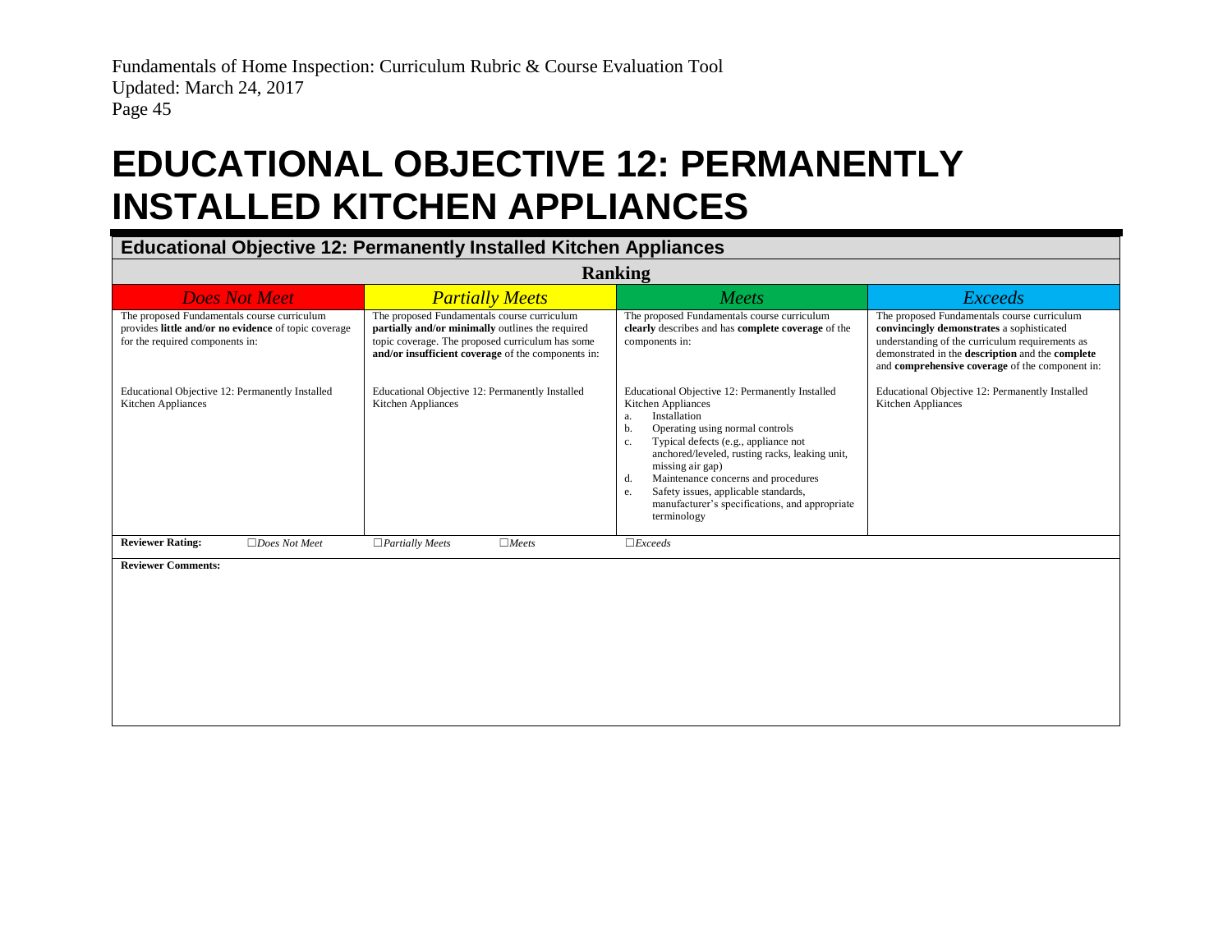# EDUCATIONAL OBJECTIVE 12: PERMANENTLY INSTALLED KITCHEN APPLIANCES

| Educational Objective 12: Permanently Installed Kitchen Appliances | | | |
|---|---|---|---|
| **Ranking** | | | |
| *Does Not Meet* | *Partially Meets* | *Meets* | *Exceeds* |
| The proposed Fundamentals course curriculum provides **little and/or no evidence** of topic coverage for the required components in:<br><br>Educational Objective 12: Permanently Installed Kitchen Appliances | The proposed Fundamentals course curriculum **partially and/or minimally** outlines the required topic coverage. The proposed curriculum has some **and/or insufficient coverage** of the components in:<br><br>Educational Objective 12: Permanently Installed Kitchen Appliances | The proposed Fundamentals course curriculum **clearly** describes and has **complete coverage** of the components in:<br><br>Educational Objective 12: Permanently Installed Kitchen Appliances<br>a. Installation<br>b. Operating using normal controls<br>c. Typical defects (e.g., appliance not anchored/leveled, rusting racks, leaking unit, missing air gap)<br>d. Maintenance concerns and procedures<br>e. Safety issues, applicable standards, manufacturer's specifications, and appropriate terminology | The proposed Fundamentals course curriculum **convincingly demonstrates** a sophisticated understanding of the curriculum requirements as demonstrated in the **description** and the **complete** and **comprehensive coverage** of the component in:<br><br>Educational Objective 12: Permanently Installed Kitchen Appliances |
| **Reviewer Rating:** ☐*Does Not Meet* | ☐*Partially Meets* ☐*Meets* | ☐*Exceeds* | |
| **Reviewer Comments:** | | | |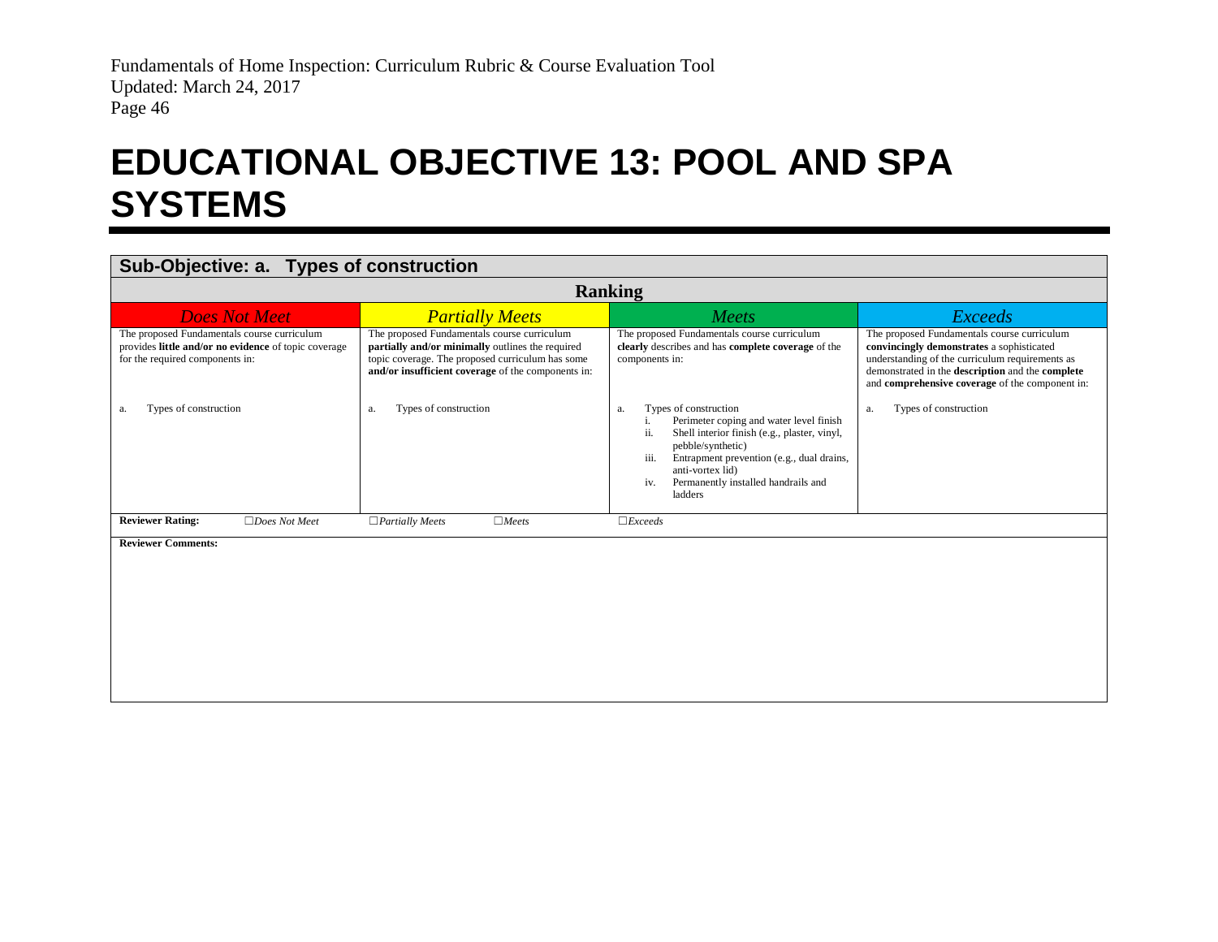# EDUCATIONAL OBJECTIVE 13: POOL AND SPA SYSTEMS

| **Sub-Objective: a. Types of construction** | | | |
|---|---|---|---|
| **Ranking** | | | |
| *Does Not Meet* | *Partially Meets* | *Meets* | *Exceeds* |
| The proposed Fundamentals course curriculum provides **little and/or no evidence** of topic coverage for the required components in:<br><br>a. Types of construction | The proposed Fundamentals course curriculum **partially and/or minimally** outlines the required topic coverage. The proposed curriculum has some **and/or insufficient coverage** of the components in:<br><br>a. Types of construction | The proposed Fundamentals course curriculum **clearly** describes and has **complete coverage** of the components in:<br><br>a. Types of construction<br>i. Perimeter coping and water level finish<br>ii. Shell interior finish (e.g., plaster, vinyl, pebble/synthetic)<br>iii. Entrapment prevention (e.g., dual drains, anti-vortex lid)<br>iv. Permanently installed handrails and ladders | The proposed Fundamentals course curriculum **convincingly demonstrates** a sophisticated understanding of the curriculum requirements as demonstrated in the **description** and the **complete** and **comprehensive coverage** of the component in:<br><br>a. Types of construction |
| **Reviewer Rating:** ☐*Does Not Meet* | ☐*Partially Meets* ☐*Meets* | ☐*Exceeds* | |
| **Reviewer Comments:** | | | |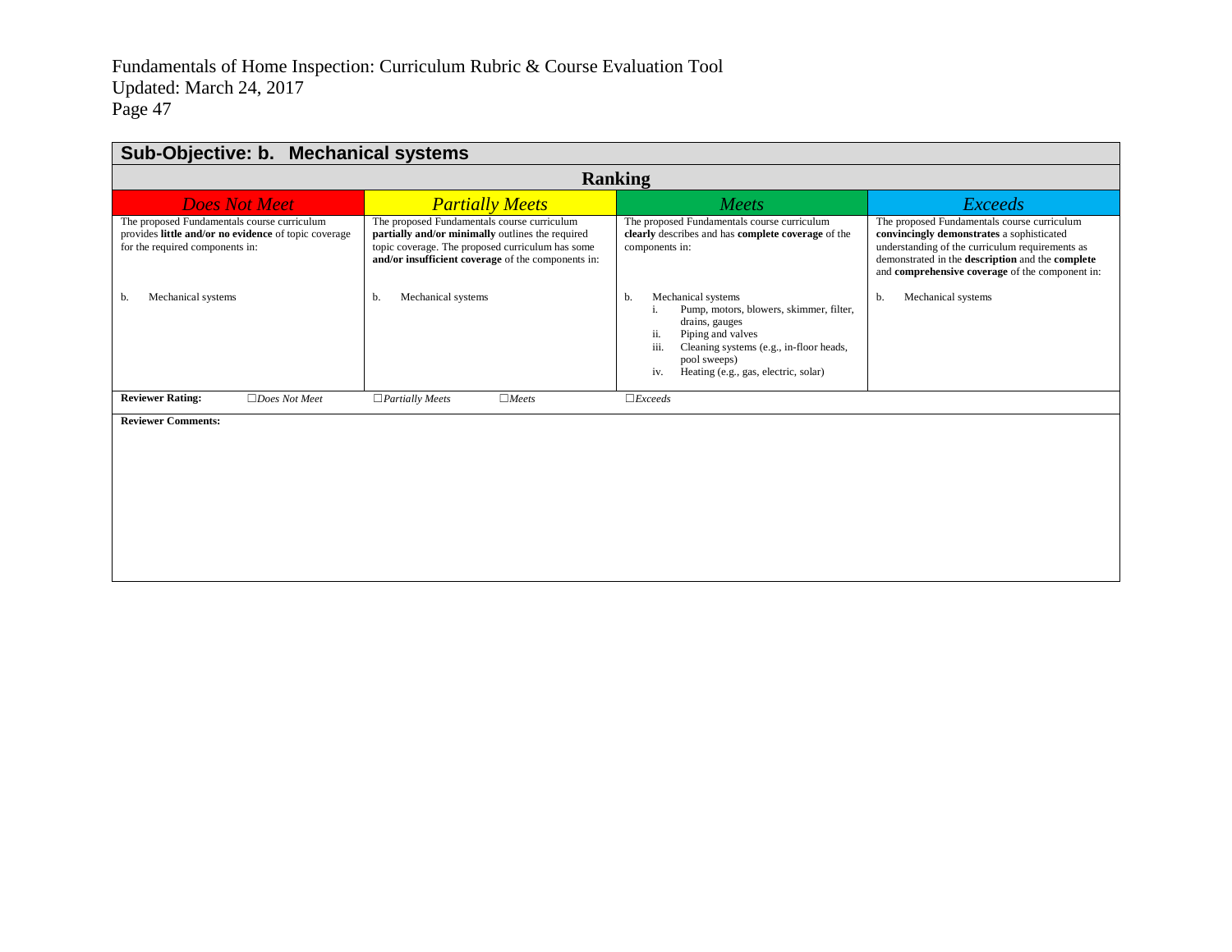## Sub-Objective: b. Mechanical systems

| Ranking | | | |
|---|---|---|---|
| *Does Not Meet* | *Partially Meets* | *Meets* | *Exceeds* |
| The proposed Fundamentals course curriculum provides **little and/or no evidence** of topic coverage for the required components in:<br><br>b. Mechanical systems | The proposed Fundamentals course curriculum **partially and/or minimally** outlines the required topic coverage. The proposed curriculum has some **and/or insufficient coverage** of the components in:<br><br>b. Mechanical systems | The proposed Fundamentals course curriculum **clearly** describes and has **complete coverage** of the components in:<br><br>b. Mechanical systems<br>i. Pump, motors, blowers, skimmer, filter, drains, gauges<br>ii. Piping and valves<br>iii. Cleaning systems (e.g., in-floor heads, pool sweeps)<br>iv. Heating (e.g., gas, electric, solar) | The proposed Fundamentals course curriculum **convincingly demonstrates** a sophisticated understanding of the curriculum requirements as demonstrated in the **description** and the **complete** and **comprehensive coverage** of the component in:<br><br>b. Mechanical systems |

**Reviewer Rating:** ☐*Does Not Meet* ☐*Partially Meets* ☐*Meets* ☐*Exceeds*

**Reviewer Comments:**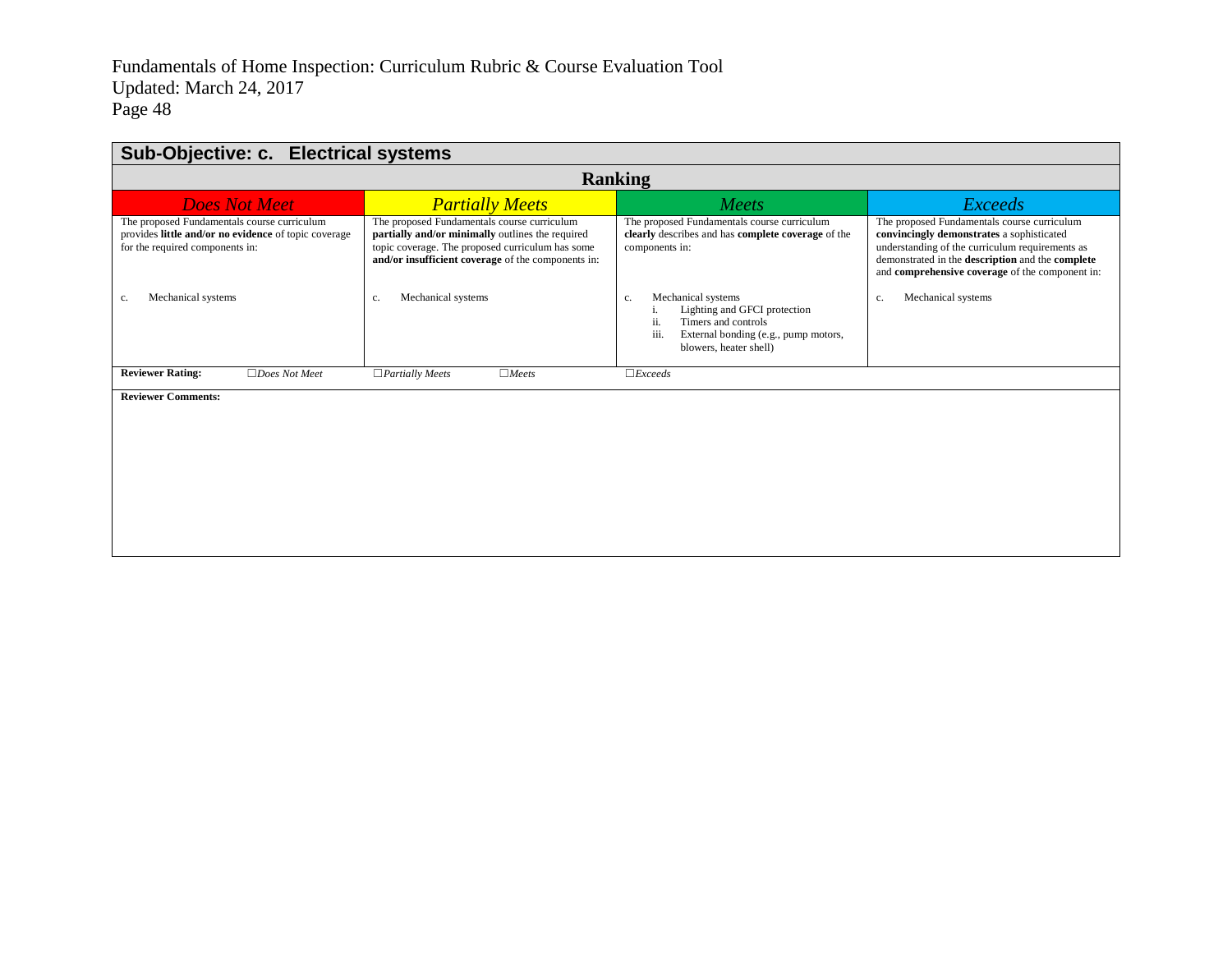## Sub-Objective: c. Electrical systems

| Ranking | | | |
|---|---|---|---|
| *Does Not Meet* | *Partially Meets* | *Meets* | *Exceeds* |
| The proposed Fundamentals course curriculum provides **little and/or no evidence** of topic coverage for the required components in:<br><br>c. Mechanical systems | The proposed Fundamentals course curriculum **partially and/or minimally** outlines the required topic coverage. The proposed curriculum has some **and/or insufficient coverage** of the components in:<br><br>c. Mechanical systems | The proposed Fundamentals course curriculum **clearly** describes and has **complete coverage** of the components in:<br><br>c. Mechanical systems<br>i. Lighting and GFCI protection<br>ii. Timers and controls<br>iii. External bonding (e.g., pump motors, blowers, heater shell) | The proposed Fundamentals course curriculum **convincingly demonstrates** a sophisticated understanding of the curriculum requirements as demonstrated in the **description** and the **complete** and **comprehensive coverage** of the component in:<br><br>c. Mechanical systems |

**Reviewer Rating:** ☐*Does Not Meet* ☐*Partially Meets* ☐*Meets* ☐*Exceeds*

**Reviewer Comments:**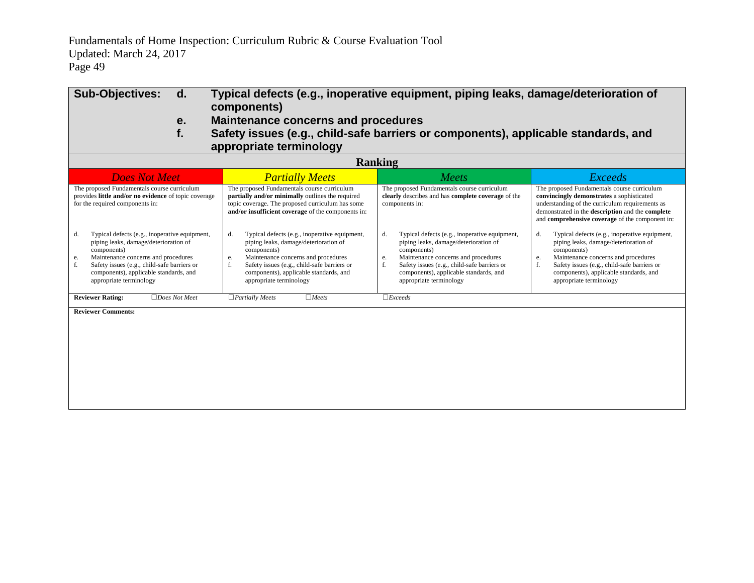| **Sub-Objectives:** | **d.** Typical defects (e.g., inoperative equipment, piping leaks, damage/deterioration of components)<br>**e.** Maintenance concerns and procedures<br>**f.** Safety issues (e.g., child-safe barriers or components), applicable standards, and appropriate terminology | | |
|---|---|---|---|
| **Ranking** | | | |
| *Does Not Meet* | *Partially Meets* | *Meets* | *Exceeds* |
| The proposed Fundamentals course curriculum provides **little and/or no evidence** of topic coverage for the required components in:<br><br>d. Typical defects (e.g., inoperative equipment, piping leaks, damage/deterioration of components)<br>e. Maintenance concerns and procedures<br>f. Safety issues (e.g., child-safe barriers or components), applicable standards, and appropriate terminology | The proposed Fundamentals course curriculum **partially and/or minimally** outlines the required topic coverage. The proposed curriculum has some **and/or insufficient coverage** of the components in:<br><br>d. Typical defects (e.g., inoperative equipment, piping leaks, damage/deterioration of components)<br>e. Maintenance concerns and procedures<br>f. Safety issues (e.g., child-safe barriers or components), applicable standards, and appropriate terminology | The proposed Fundamentals course curriculum **clearly** describes and has **complete coverage** of the components in:<br><br>d. Typical defects (e.g., inoperative equipment, piping leaks, damage/deterioration of components)<br>e. Maintenance concerns and procedures<br>f. Safety issues (e.g., child-safe barriers or components), applicable standards, and appropriate terminology | The proposed Fundamentals course curriculum **convincingly demonstrates** a sophisticated understanding of the curriculum requirements as demonstrated in the **description** and the **complete** and **comprehensive coverage** of the component in:<br><br>d. Typical defects (e.g., inoperative equipment, piping leaks, damage/deterioration of components)<br>e. Maintenance concerns and procedures<br>f. Safety issues (e.g., child-safe barriers or components), applicable standards, and appropriate terminology |
| **Reviewer Rating:** ☐*Does Not Meet* | ☐*Partially Meets* ☐*Meets* | ☐*Exceeds* | |
| **Reviewer Comments:** | | | |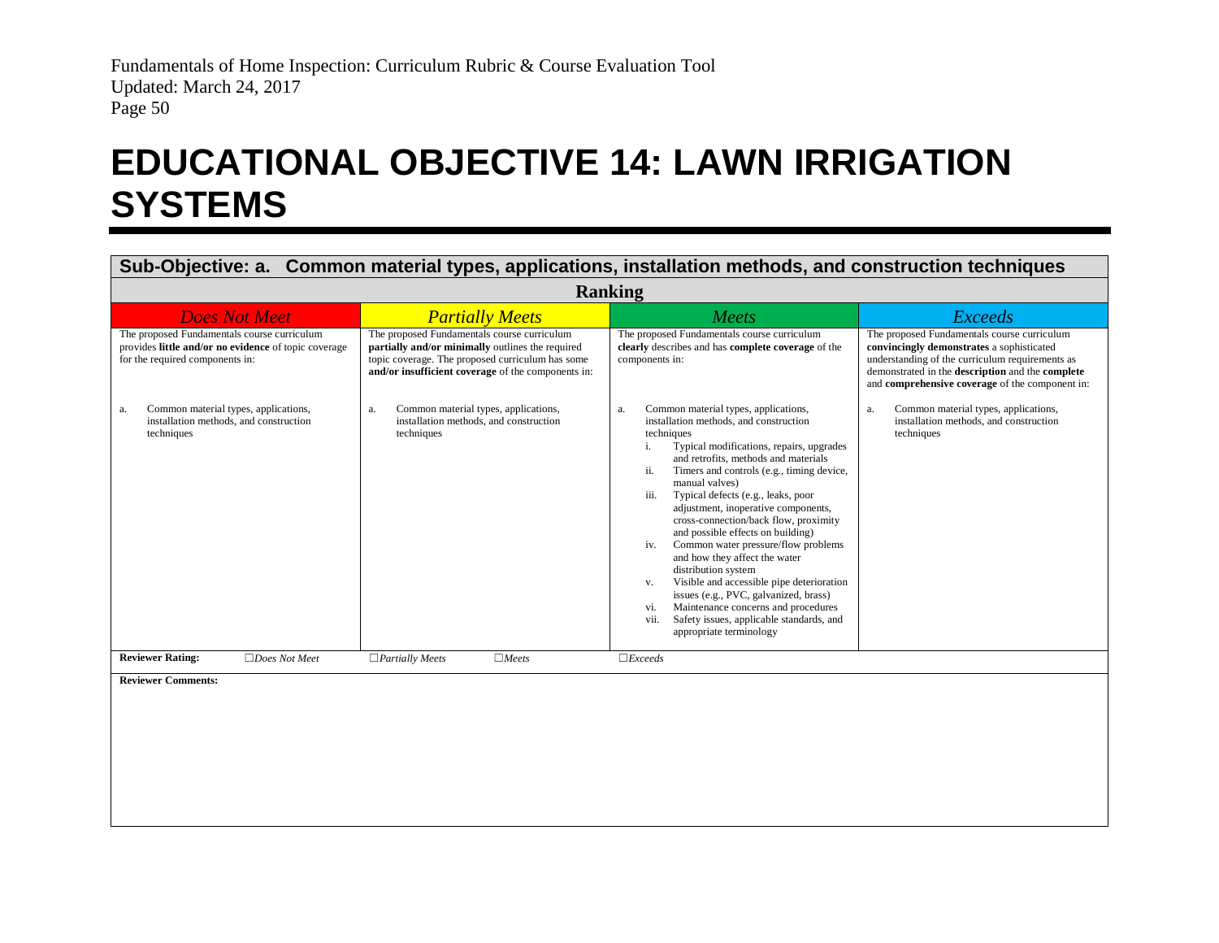# EDUCATIONAL OBJECTIVE 14: LAWN IRRIGATION SYSTEMS

| Sub-Objective: a. Common material types, applications, installation methods, and construction techniques | | | |
|---|---|---|---|
| **Ranking** | | | |
| *Does Not Meet* | *Partially Meets* | *Meets* | *Exceeds* |
| The proposed Fundamentals course curriculum provides **little and/or no evidence** of topic coverage for the required components in:<br><br>a. Common material types, applications, installation methods, and construction techniques | The proposed Fundamentals course curriculum **partially and/or minimally** outlines the required topic coverage. The proposed curriculum has some **and/or insufficient coverage** of the components in:<br><br>a. Common material types, applications, installation methods, and construction techniques | The proposed Fundamentals course curriculum **clearly** describes and has **complete coverage** of the components in:<br><br>a. Common material types, applications, installation methods, and construction techniques<br>i. Typical modifications, repairs, upgrades and retrofits, methods and materials<br>ii. Timers and controls (e.g., timing device, manual valves)<br>iii. Typical defects (e.g., leaks, poor adjustment, inoperative components, cross-connection/back flow, proximity and possible effects on building)<br>iv. Common water pressure/flow problems and how they affect the water distribution system<br>v. Visible and accessible pipe deterioration issues (e.g., PVC, galvanized, brass)<br>vi. Maintenance concerns and procedures<br>vii. Safety issues, applicable standards, and appropriate terminology | The proposed Fundamentals course curriculum **convincingly demonstrates** a sophisticated understanding of the curriculum requirements as demonstrated in the **description** and the **complete** and **comprehensive coverage** of the component in:<br><br>a. Common material types, applications, installation methods, and construction techniques |
| **Reviewer Rating:** ☐*Does Not Meet* | ☐*Partially Meets* ☐*Meets* | ☐*Exceeds* | |
| **Reviewer Comments:** | | | |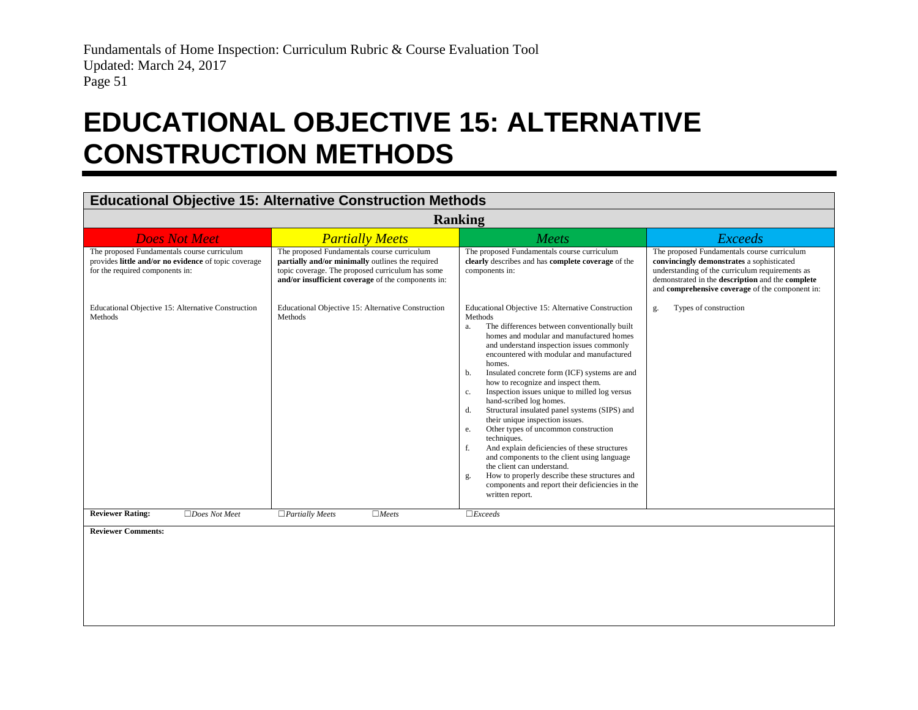# EDUCATIONAL OBJECTIVE 15: ALTERNATIVE CONSTRUCTION METHODS

| Educational Objective 15: Alternative Construction Methods | | | |
|---|---|---|---|
| **Ranking** | | | |
| *Does Not Meet* | *Partially Meets* | *Meets* | *Exceeds* |
| The proposed Fundamentals course curriculum provides **little and/or no evidence** of topic coverage for the required components in:<br><br>Educational Objective 15: Alternative Construction Methods | The proposed Fundamentals course curriculum **partially and/or minimally** outlines the required topic coverage. The proposed curriculum has some **and/or insufficient coverage** of the components in:<br><br>Educational Objective 15: Alternative Construction Methods | The proposed Fundamentals course curriculum **clearly** describes and has **complete coverage** of the components in:<br><br>Educational Objective 15: Alternative Construction Methods<br>a. The differences between conventionally built homes and modular and manufactured homes and understand inspection issues commonly encountered with modular and manufactured homes.<br>b. Insulated concrete form (ICF) systems are and how to recognize and inspect them.<br>c. Inspection issues unique to milled log versus hand-scribed log homes.<br>d. Structural insulated panel systems (SIPS) and their unique inspection issues.<br>e. Other types of uncommon construction techniques.<br>f. And explain deficiencies of these structures and components to the client using language the client can understand.<br>g. How to properly describe these structures and components and report their deficiencies in the written report. | The proposed Fundamentals course curriculum **convincingly demonstrates** a sophisticated understanding of the curriculum requirements as demonstrated in the **description** and the **complete** and **comprehensive coverage** of the component in:<br><br>g. Types of construction |
| **Reviewer Rating:** ☐*Does Not Meet* | ☐*Partially Meets* ☐*Meets* | ☐*Exceeds* | |
| **Reviewer Comments:** | | | |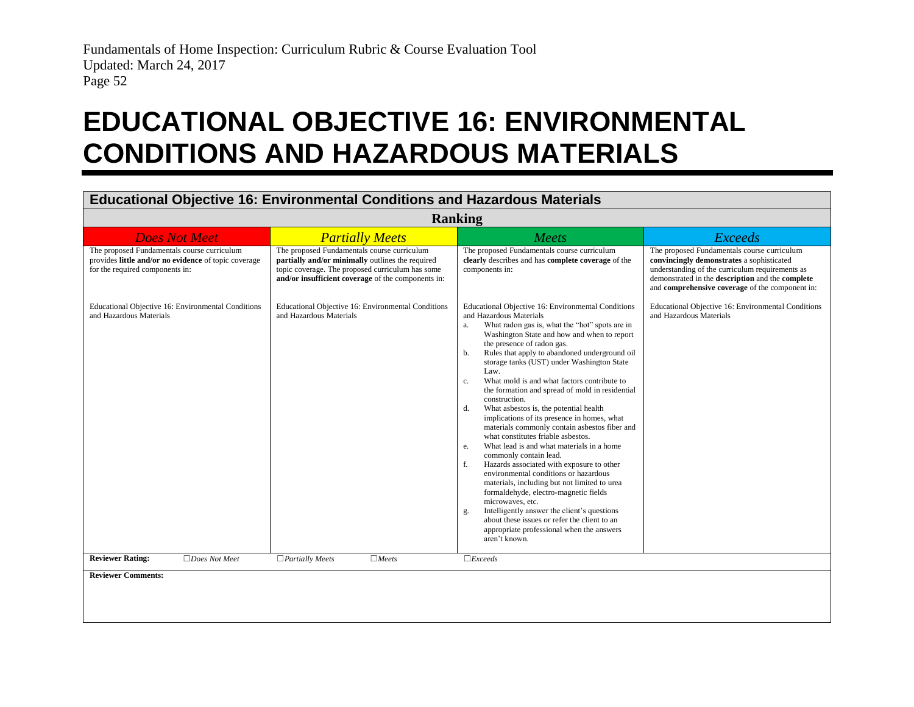# EDUCATIONAL OBJECTIVE 16: ENVIRONMENTAL CONDITIONS AND HAZARDOUS MATERIALS

| **Educational Objective 16: Environmental Conditions and Hazardous Materials** | | | |
|---|---|---|---|
| **Ranking** | | | |
| *Does Not Meet* | *Partially Meets* | *Meets* | *Exceeds* |
| The proposed Fundamentals course curriculum provides **little and/or no evidence** of topic coverage for the required components in:<br><br>Educational Objective 16: Environmental Conditions and Hazardous Materials | The proposed Fundamentals course curriculum **partially and/or minimally** outlines the required topic coverage. The proposed curriculum has some **and/or insufficient coverage** of the components in:<br><br>Educational Objective 16: Environmental Conditions and Hazardous Materials | The proposed Fundamentals course curriculum **clearly** describes and has **complete coverage** of the components in:<br><br>Educational Objective 16: Environmental Conditions and Hazardous Materials<br>a. What radon gas is, what the "hot" spots are in Washington State and how and when to report the presence of radon gas.<br>b. Rules that apply to abandoned underground oil storage tanks (UST) under Washington State Law.<br>c. What mold is and what factors contribute to the formation and spread of mold in residential construction.<br>d. What asbestos is, the potential health implications of its presence in homes, what materials commonly contain asbestos fiber and what constitutes friable asbestos.<br>e. What lead is and what materials in a home commonly contain lead.<br>f. Hazards associated with exposure to other environmental conditions or hazardous materials, including but not limited to urea formaldehyde, electro-magnetic fields microwaves, etc.<br>g. Intelligently answer the client's questions about these issues or refer the client to an appropriate professional when the answers aren't known. | The proposed Fundamentals course curriculum **convincingly demonstrates** a sophisticated understanding of the curriculum requirements as demonstrated in the **description** and the **complete comprehensive coverage** of the component in:<br><br>Educational Objective 16: Environmental Conditions and Hazardous Materials |
| **Reviewer Rating:** ☐*Does Not Meet* | ☐*Partially Meets* ☐*Meets* | ☐*Exceeds* | |
| **Reviewer Comments:** | | | |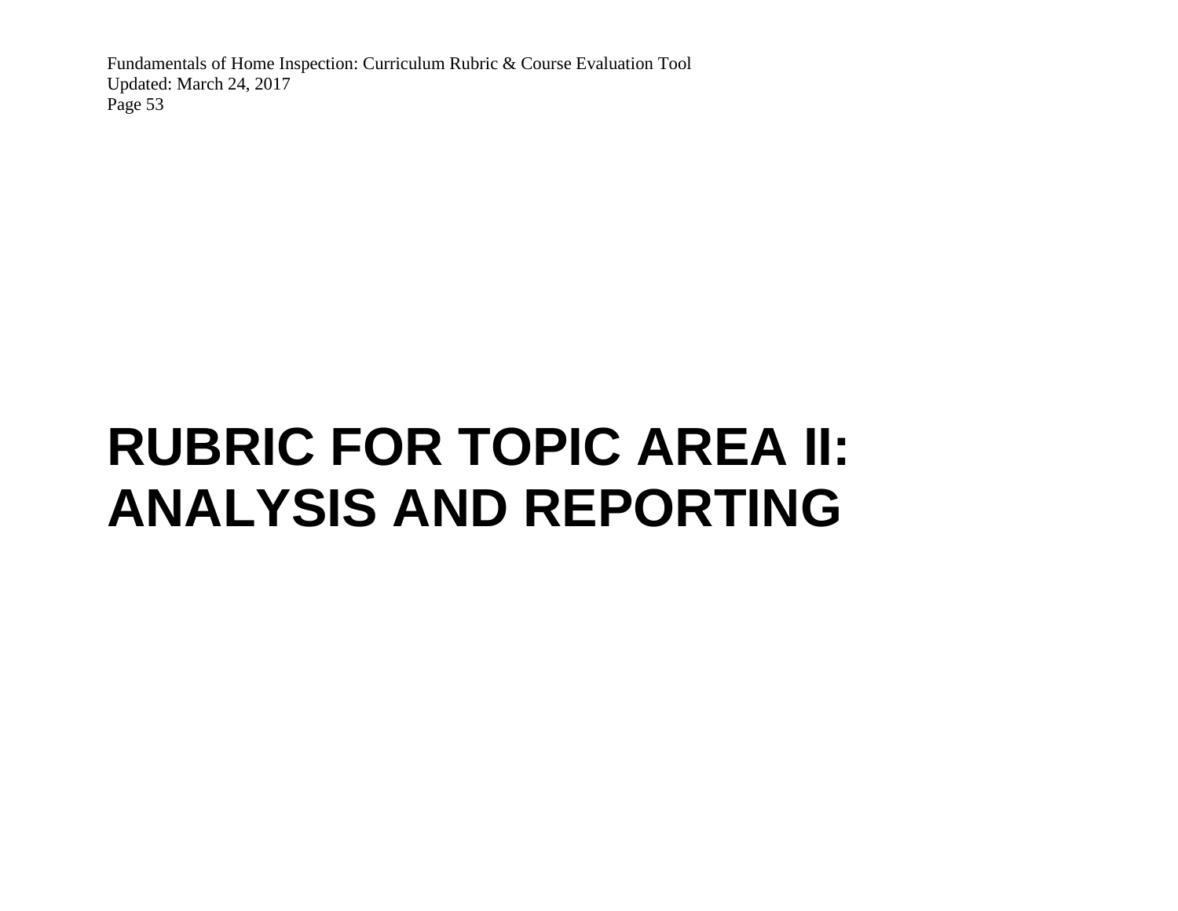# RUBRIC FOR TOPIC AREA II: ANALYSIS AND REPORTING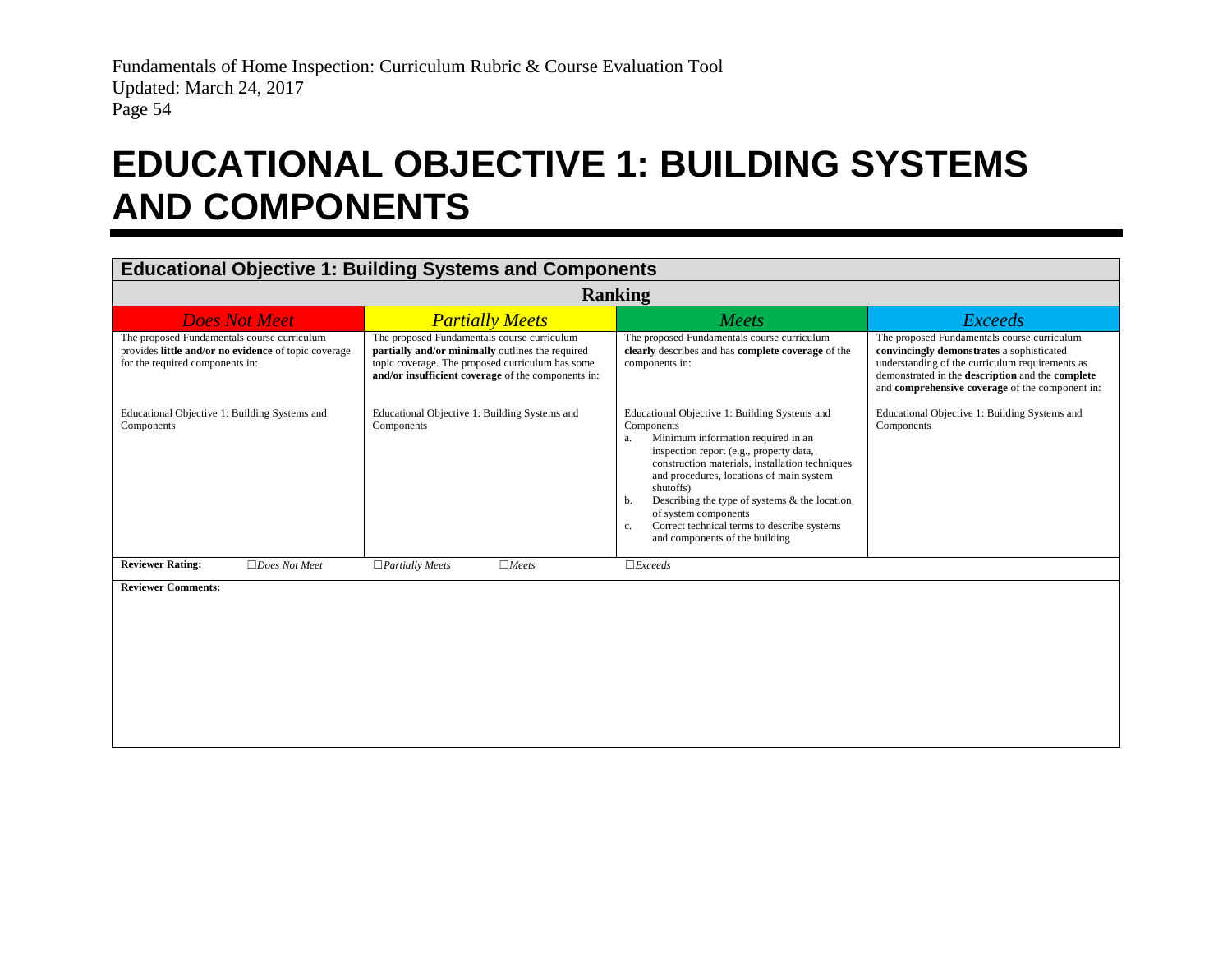# EDUCATIONAL OBJECTIVE 1: BUILDING SYSTEMS AND COMPONENTS

| **Educational Objective 1: Building Systems and Components** | | | |
|---|---|---|---|
| **Ranking** | | | |
| *Does Not Meet* | *Partially Meets* | *Meets* | *Exceeds* |
| The proposed Fundamentals course curriculum provides **little and/or no evidence** of topic coverage for the required components in:<br><br>Educational Objective 1: Building Systems and Components | The proposed Fundamentals course curriculum **partially and/or minimally** outlines the required topic coverage. The proposed curriculum has some **and/or insufficient coverage** of the components in:<br><br>Educational Objective 1: Building Systems and Components | The proposed Fundamentals course curriculum **clearly** describes and has **complete coverage** of the components in:<br><br>Educational Objective 1: Building Systems and Components<br>a. Minimum information required in an inspection report (e.g., property data, construction materials, installation techniques and procedures, locations of main system shutoffs)<br>b. Describing the type of systems & the location of system components<br>c. Correct technical terms to describe systems and components of the building | The proposed Fundamentals course curriculum **convincingly demonstrates** a sophisticated understanding of the curriculum requirements as demonstrated in the **description** and the **complete** and **comprehensive coverage** of the component in:<br><br>Educational Objective 1: Building Systems and Components |
| **Reviewer Rating:** ☐*Does Not Meet* | ☐*Partially Meets* ☐*Meets* | ☐*Exceeds* | |
| **Reviewer Comments:** | | | |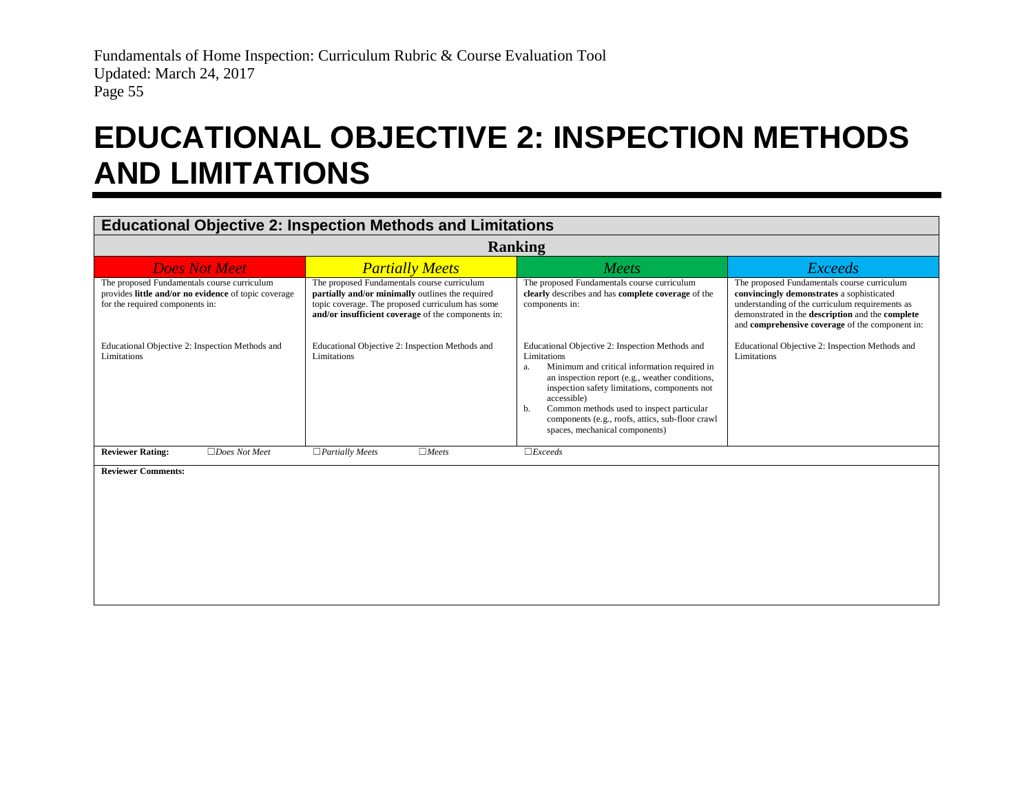# EDUCATIONAL OBJECTIVE 2: INSPECTION METHODS AND LIMITATIONS

| **Educational Objective 2: Inspection Methods and Limitations** | | | |
|---|---|---|---|
| **Ranking** | | | |
| *Does Not Meet* | *Partially Meets* | *Meets* | *Exceeds* |
| The proposed Fundamentals course curriculum provides **little and/or no evidence** of topic coverage for the required components in:<br><br>Educational Objective 2: Inspection Methods and Limitations | The proposed Fundamentals course curriculum **partially and/or minimally** outlines the required topic coverage. The proposed curriculum has some **and/or insufficient coverage** of the components in:<br><br>Educational Objective 2: Inspection Methods and Limitations | The proposed Fundamentals course curriculum **clearly** describes and has **complete coverage** of the components in:<br><br>Educational Objective 2: Inspection Methods and Limitations<br>a. Minimum and critical information required in an inspection report (e.g., weather conditions, inspection safety limitations, components not accessible)<br>b. Common methods used to inspect particular components (e.g., roofs, attics, sub-floor crawl spaces, mechanical components) | The proposed Fundamentals course curriculum **convincingly demonstrates** a sophisticated understanding of the curriculum requirements as demonstrated in the **description** and the **complete** and **comprehensive coverage** of the component in:<br><br>Educational Objective 2: Inspection Methods and Limitations |
| **Reviewer Rating:** ☐*Does Not Meet* | ☐*Partially Meets* ☐*Meets* | ☐*Exceeds* | |
| **Reviewer Comments:** | | | |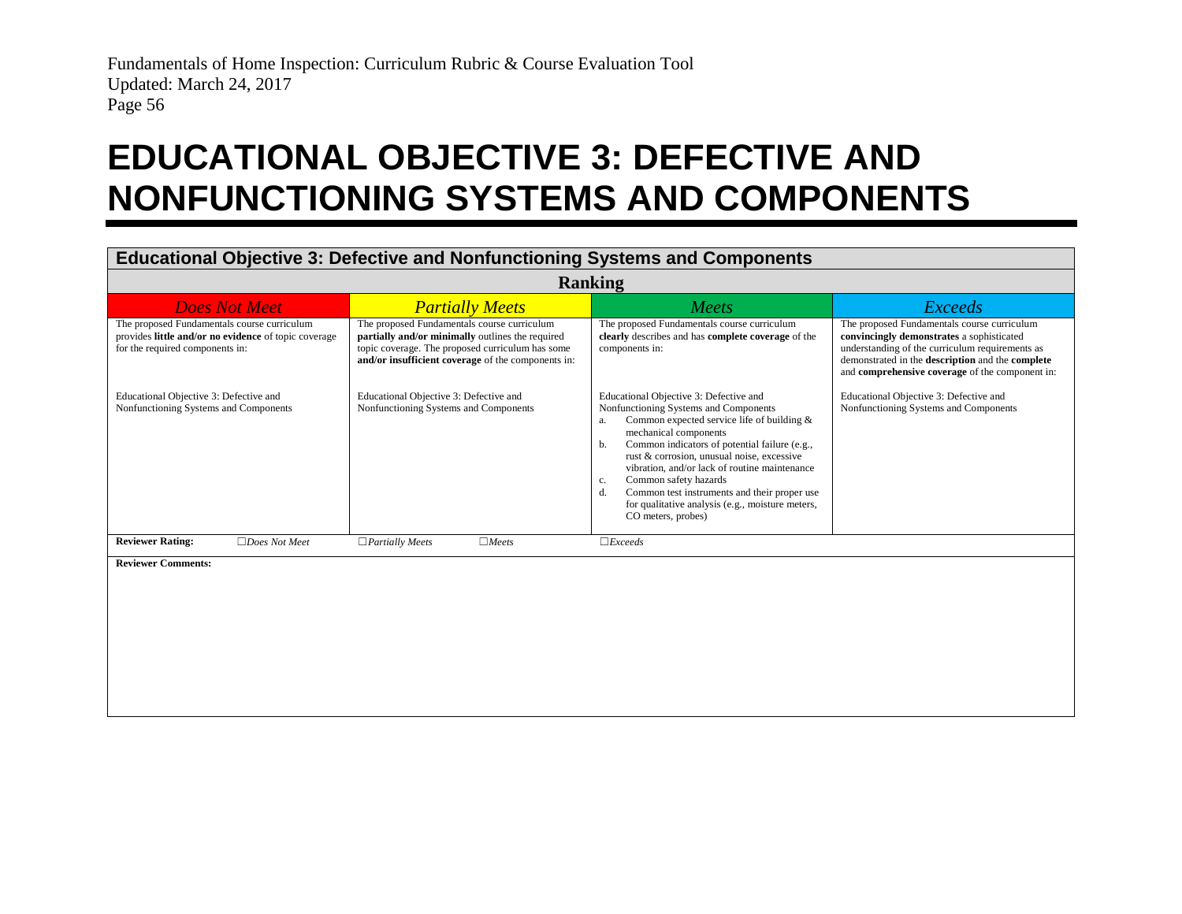# EDUCATIONAL OBJECTIVE 3: DEFECTIVE AND NONFUNCTIONING SYSTEMS AND COMPONENTS

| **Educational Objective 3: Defective and Nonfunctioning Systems and Components** | | | |
|---|---|---|---|
| **Ranking** | | | |
| *Does Not Meet* | *Partially Meets* | *Meets* | *Exceeds* |
| The proposed Fundamentals course curriculum provides **little and/or no evidence** of topic coverage for the required components in:<br><br>Educational Objective 3: Defective and Nonfunctioning Systems and Components | The proposed Fundamentals course curriculum **partially and/or minimally** outlines the required topic coverage. The proposed curriculum has some **and/or insufficient coverage** of the components in:<br><br>Educational Objective 3: Defective and Nonfunctioning Systems and Components | The proposed Fundamentals course curriculum **clearly** describes and has **complete coverage** of the components in:<br><br>Educational Objective 3: Defective and Nonfunctioning Systems and Components<br>a. Common expected service life of building & mechanical components<br>b. Common indicators of potential failure (e.g., rust & corrosion, unusual noise, excessive vibration, and/or lack of routine maintenance<br>c. Common safety hazards<br>d. Common test instruments and their proper use for qualitative analysis (e.g., moisture meters, CO meters, probes) | The proposed Fundamentals course curriculum **convincingly demonstrates** a sophisticated understanding of the curriculum requirements as demonstrated in the **description** and the **complete** and **comprehensive coverage** of the component in:<br><br>Educational Objective 3: Defective and Nonfunctioning Systems and Components |
| **Reviewer Rating:** ☐*Does Not Meet* | ☐*Partially Meets* ☐*Meets* | ☐*Exceeds* | |
| **Reviewer Comments:** | | | |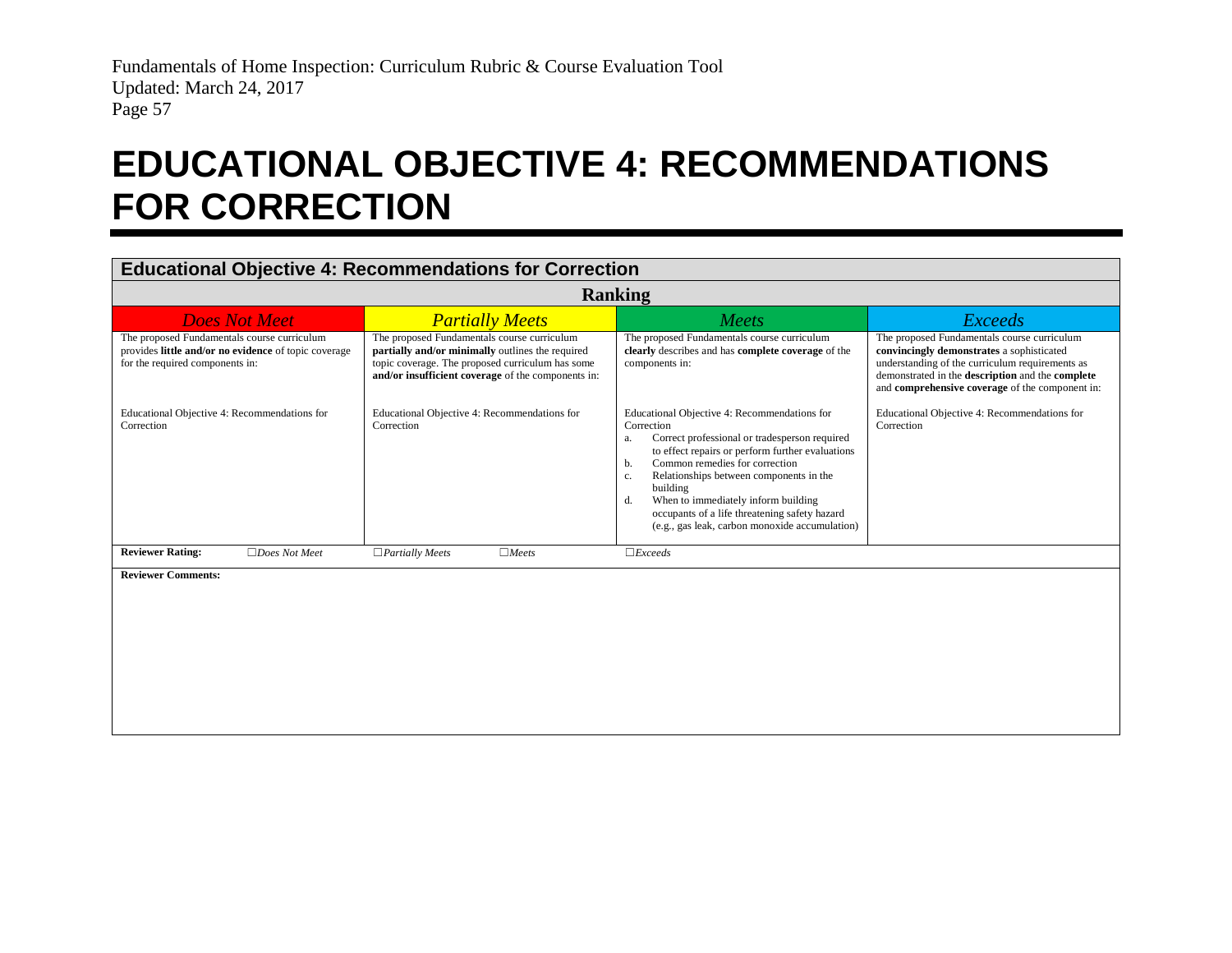# EDUCATIONAL OBJECTIVE 4: RECOMMENDATIONS FOR CORRECTION

| **Educational Objective 4: Recommendations for Correction** | | | |
|---|---|---|---|
| **Ranking** | | | |
| *Does Not Meet* | *Partially Meets* | *Meets* | *Exceeds* |
| The proposed Fundamentals course curriculum provides **little and/or no evidence** of topic coverage for the required components in:<br><br>Educational Objective 4: Recommendations for Correction | The proposed Fundamentals course curriculum **partially and/or minimally** outlines the required topic coverage. The proposed curriculum has some **and/or insufficient coverage** of the components in:<br><br>Educational Objective 4: Recommendations for Correction | The proposed Fundamentals course curriculum **clearly** describes and has **complete coverage** of the components in:<br><br>Educational Objective 4: Recommendations for Correction<br>a. Correct professional or tradesperson required to effect repairs or perform further evaluations<br>b. Common remedies for correction<br>c. Relationships between components in the building<br>d. When to immediately inform building occupants of a life threatening safety hazard (e.g., gas leak, carbon monoxide accumulation) | The proposed Fundamentals course curriculum **convincingly demonstrates** a sophisticated understanding of the curriculum requirements as demonstrated in the **description** and the **complete** and **comprehensive coverage** of the component in:<br><br>Educational Objective 4: Recommendations for Correction |
| **Reviewer Rating:** ☐*Does Not Meet* | ☐*Partially Meets* ☐*Meets* | ☐*Exceeds* | |
| **Reviewer Comments:** | | | |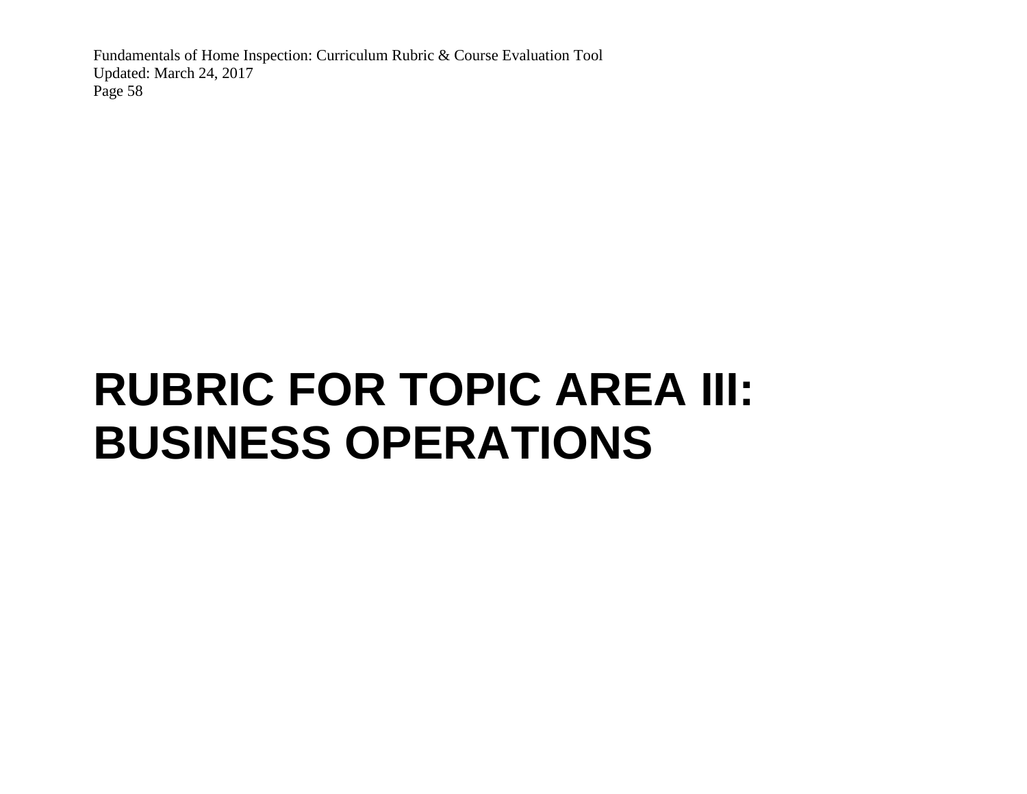# RUBRIC FOR TOPIC AREA III: BUSINESS OPERATIONS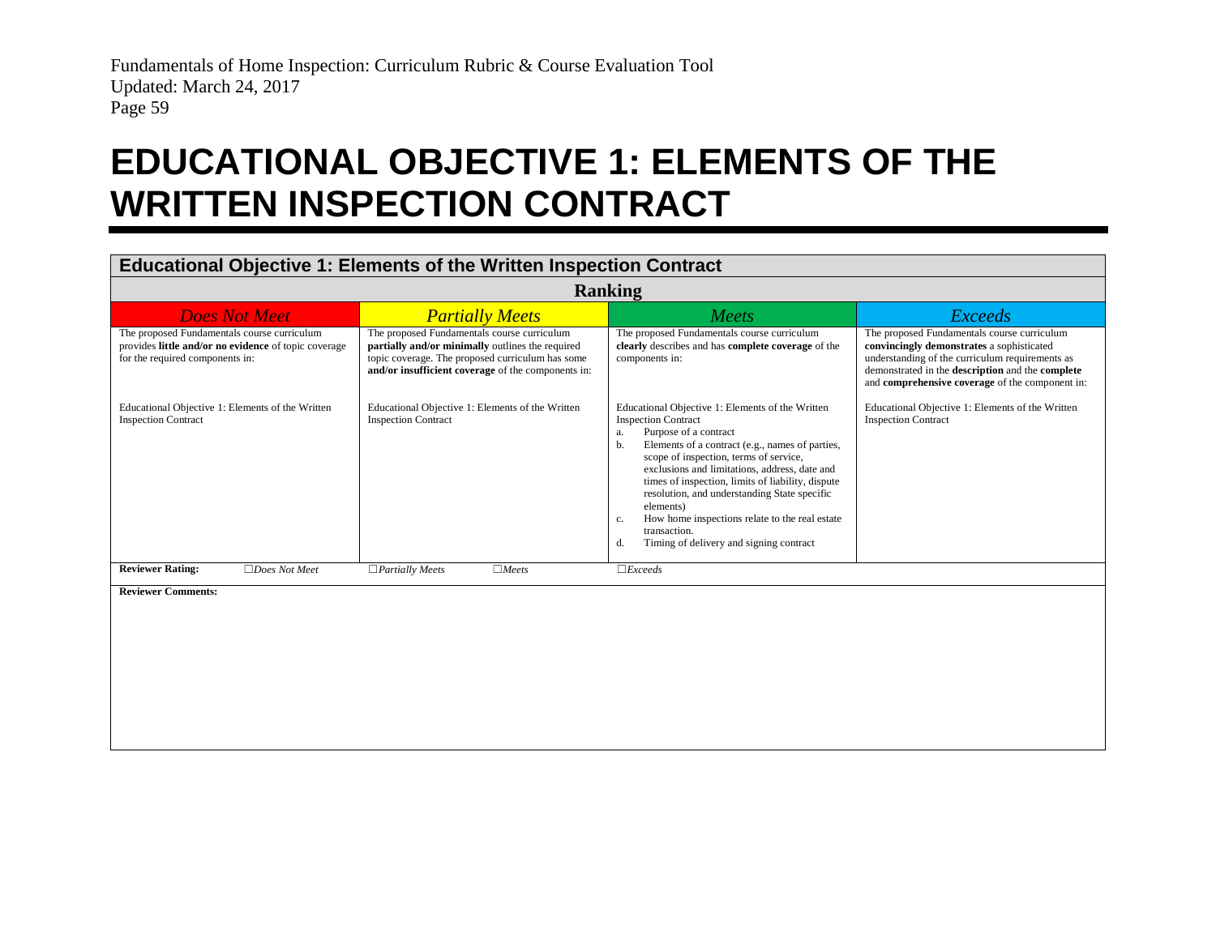# EDUCATIONAL OBJECTIVE 1: ELEMENTS OF THE WRITTEN INSPECTION CONTRACT

| Educational Objective 1: Elements of the Written Inspection Contract | | | |
|---|---|---|---|
| **Ranking** | | | |
| *Does Not Meet* | *Partially Meets* | *Meets* | *Exceeds* |
| The proposed Fundamentals course curriculum provides **little and/or no evidence** of topic coverage for the required components in:<br><br>Educational Objective 1: Elements of the Written Inspection Contract | The proposed Fundamentals course curriculum **partially and/or minimally** outlines the required topic coverage. The proposed curriculum has some **and/or insufficient coverage** of the components in:<br><br>Educational Objective 1: Elements of the Written Inspection Contract | The proposed Fundamentals course curriculum **clearly** describes and has **complete coverage** of the components in:<br><br>Educational Objective 1: Elements of the Written Inspection Contract<br>a. Purpose of a contract<br>b. Elements of a contract (e.g., names of parties, scope of inspection, terms of service, exclusions and limitations, address, date and times of inspection, limits of liability, dispute resolution, and understanding State specific elements)<br>c. How home inspections relate to the real estate transaction.<br>d. Timing of delivery and signing contract | The proposed Fundamentals course curriculum **convincingly demonstrates** a sophisticated understanding of the curriculum requirements as demonstrated in the **description** and the **complete** and **comprehensive coverage** of the component in:<br><br>Educational Objective 1: Elements of the Written Inspection Contract |
| **Reviewer Rating:** ☐*Does Not Meet* | ☐*Partially Meets* ☐*Meets* | ☐*Exceeds* | |

**Reviewer Comments:**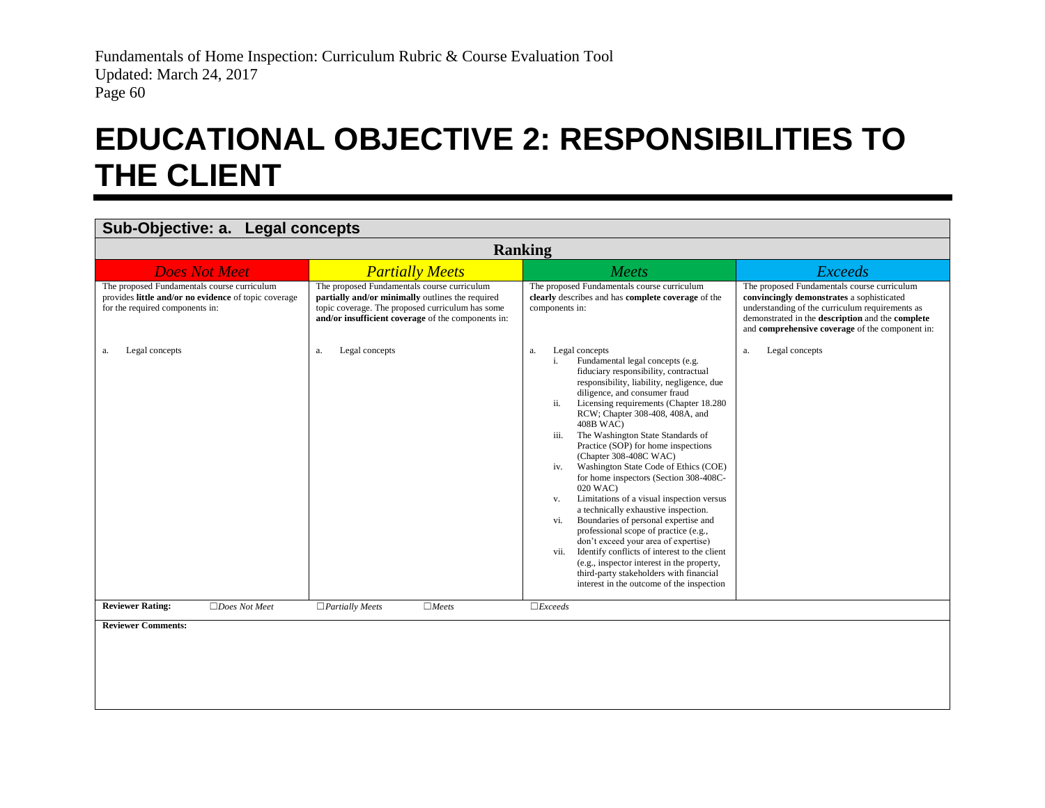# EDUCATIONAL OBJECTIVE 2: RESPONSIBILITIES TO THE CLIENT

| Sub-Objective: a. Legal concepts | | | |
|---|---|---|---|
| **Ranking** | | | |
| *Does Not Meet* | *Partially Meets* | *Meets* | *Exceeds* |
| The proposed Fundamentals course curriculum provides **little and/or no evidence** of topic coverage for the required components in: | The proposed Fundamentals course curriculum **partially and/or minimally** outlines the required topic coverage. The proposed curriculum has some **and/or insufficient coverage** of the components in: | The proposed Fundamentals course curriculum **clearly** describes and has **complete coverage** of the components in: | The proposed Fundamentals course curriculum **convincingly demonstrates** a sophisticated understanding of the curriculum requirements as demonstrated in the **description** and the **complete** and **comprehensive coverage** of the component in: |
| a. Legal concepts | a. Legal concepts | a. Legal concepts<br>i. Fundamental legal concepts (e.g. fiduciary responsibility, contractual responsibility, liability, negligence, due diligence, and consumer fraud<br>ii. Licensing requirements (Chapter 18.280 RCW; Chapter 308-408, 408A, and 408B WAC)<br>iii. The Washington State Standards of Practice (SOP) for home inspections (Chapter 308-408C WAC)<br>iv. Washington State Code of Ethics (COE) for home inspectors (Section 308-408C-020 WAC)<br>v. Limitations of a visual inspection versus a technically exhaustive inspection.<br>vi. Boundaries of personal expertise and professional scope of practice (e.g., don't exceed your area of expertise)<br>vii. Identify conflicts of interest to the client (e.g., inspector interest in the property, third-party stakeholders with financial interest in the outcome of the inspection | a. Legal concepts |
| **Reviewer Rating:** ☐*Does Not Meet* | ☐*Partially Meets* ☐*Meets* | ☐*Exceeds* | |
| **Reviewer Comments:** | | | |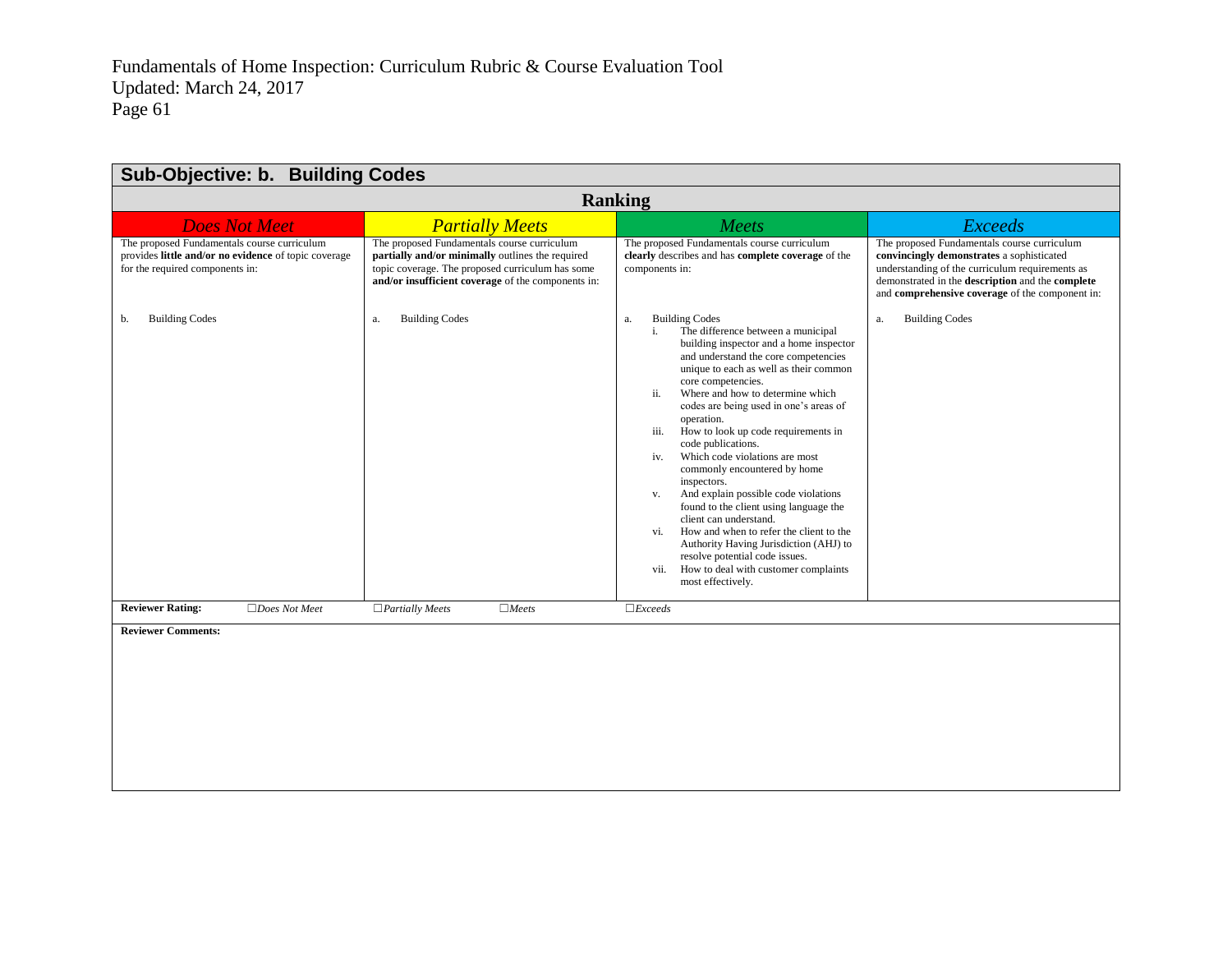## Sub-Objective: b. Building Codes

| Ranking | | | |
|---|---|---|---|
| *Does Not Meet* | *Partially Meets* | *Meets* | *Exceeds* |
| The proposed Fundamentals course curriculum provides **little and/or no evidence** of topic coverage for the required components in:<br><br>b. Building Codes | The proposed Fundamentals course curriculum **partially and/or minimally** outlines the required topic coverage. The proposed curriculum has some **and/or insufficient coverage** of the components in:<br><br>a. Building Codes | The proposed Fundamentals course curriculum **clearly** describes and has **complete coverage** of the components in:<br><br>a. Building Codes<br>i. The difference between a municipal building inspector and a home inspector and understand the core competencies unique to each as well as their common core competencies.<br>ii. Where and how to determine which codes are being used in one's areas of operation.<br>iii. How to look up code requirements in code publications.<br>iv. Which code violations are most commonly encountered by home inspectors.<br>v. And explain possible code violations found to the client using language the client can understand.<br>vi. How and when to refer the client to the Authority Having Jurisdiction (AHJ) to resolve potential code issues.<br>vii. How to deal with customer complaints most effectively. | The proposed Fundamentals course curriculum **convincingly demonstrates** a sophisticated understanding of the curriculum requirements as demonstrated in the **description** and the **complete** and **comprehensive coverage** of the component in:<br><br>a. Building Codes |

**Reviewer Rating:** ☐*Does Not Meet* ☐*Partially Meets* ☐*Meets* ☐*Exceeds*

**Reviewer Comments:**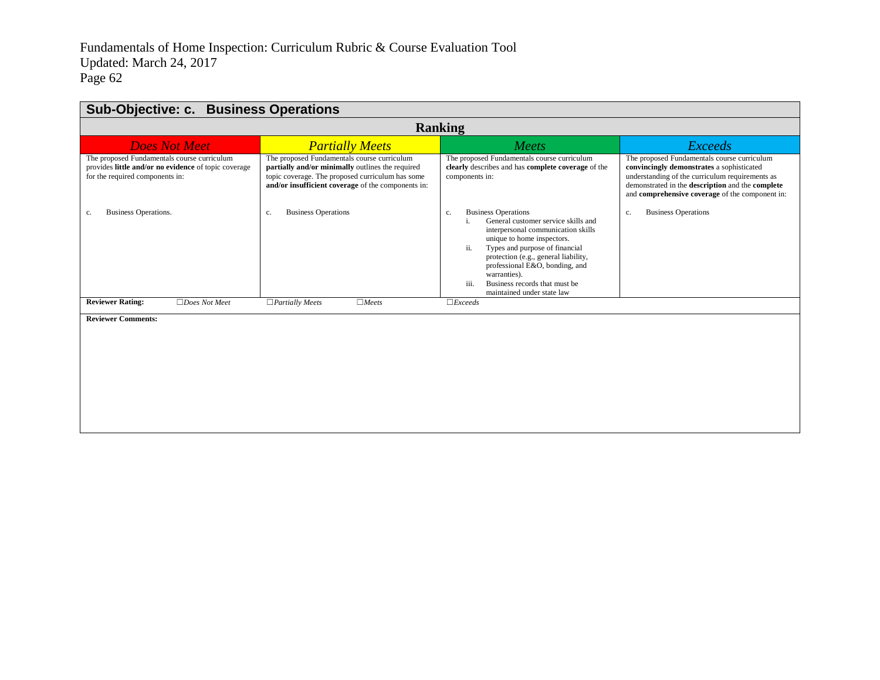| Sub-Objective: c. Business Operations | | | |
|---|---|---|---|
| **Ranking** | | | |
| *Does Not Meet* | *Partially Meets* | *Meets* | *Exceeds* |
| The proposed Fundamentals course curriculum provides **little and/or no evidence** of topic coverage for the required components in:<br><br>c. Business Operations. | The proposed Fundamentals course curriculum **partially and/or minimally** outlines the required topic coverage. The proposed curriculum has some **and/or insufficient coverage** of the components in:<br><br>c. Business Operations | The proposed Fundamentals course curriculum **clearly** describes and has **complete coverage** of the components in:<br><br>c. Business Operations<br>i. General customer service skills and interpersonal communication skills unique to home inspectors.<br>ii. Types and purpose of financial protection (e.g., general liability, professional E&O, bonding, and warranties).<br>iii. Business records that must be maintained under state law | The proposed Fundamentals course curriculum **convincingly demonstrates** a sophisticated understanding of the curriculum requirements as demonstrated in the **description** and the **complete** and **comprehensive coverage** of the component in:<br><br>c. Business Operations |
| **Reviewer Rating:** ☐*Does Not Meet* | ☐*Partially Meets* ☐*Meets* | ☐*Exceeds* | |
| **Reviewer Comments:** | | | |